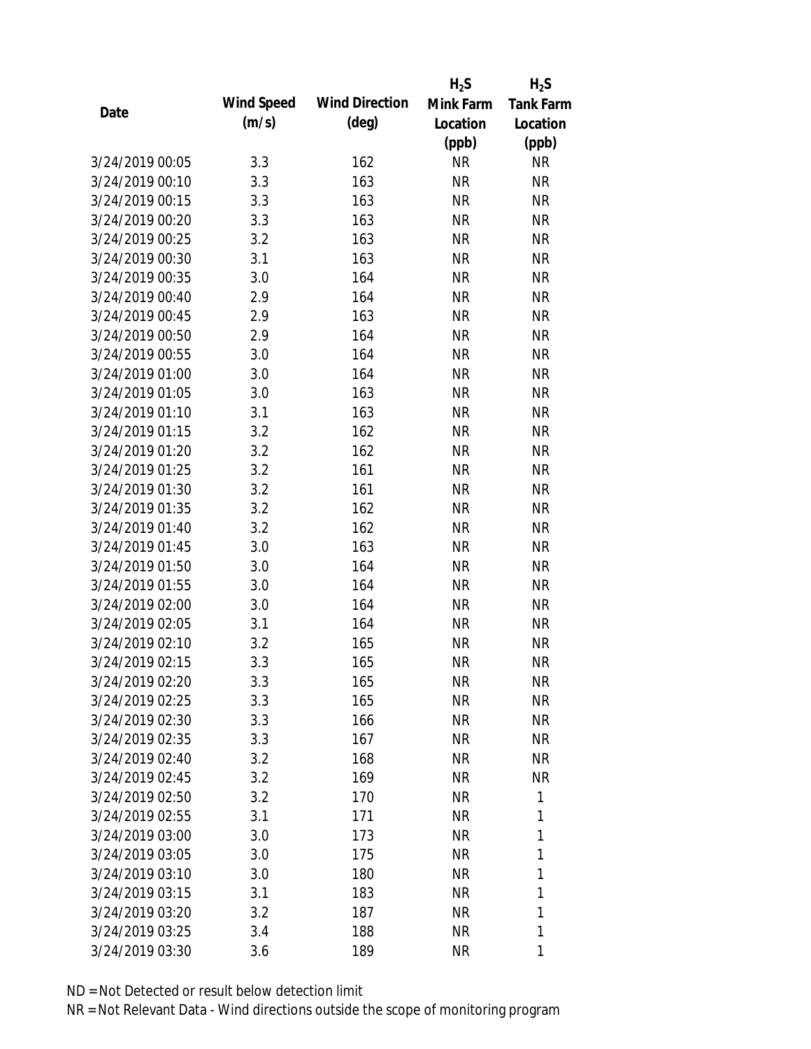| Date | Wind Speed (m/s) | Wind Direction (deg) | $H_2S$ Mink Farm Location (ppb) | $H_2S$ Tank Farm Location (ppb) |
|---|---|---|---|---|
| 3/24/2019 00:05 | 3.3 | 162 | NR | NR |
| 3/24/2019 00:10 | 3.3 | 163 | NR | NR |
| 3/24/2019 00:15 | 3.3 | 163 | NR | NR |
| 3/24/2019 00:20 | 3.3 | 163 | NR | NR |
| 3/24/2019 00:25 | 3.2 | 163 | NR | NR |
| 3/24/2019 00:30 | 3.1 | 163 | NR | NR |
| 3/24/2019 00:35 | 3.0 | 164 | NR | NR |
| 3/24/2019 00:40 | 2.9 | 164 | NR | NR |
| 3/24/2019 00:45 | 2.9 | 163 | NR | NR |
| 3/24/2019 00:50 | 2.9 | 164 | NR | NR |
| 3/24/2019 00:55 | 3.0 | 164 | NR | NR |
| 3/24/2019 01:00 | 3.0 | 164 | NR | NR |
| 3/24/2019 01:05 | 3.0 | 163 | NR | NR |
| 3/24/2019 01:10 | 3.1 | 163 | NR | NR |
| 3/24/2019 01:15 | 3.2 | 162 | NR | NR |
| 3/24/2019 01:20 | 3.2 | 162 | NR | NR |
| 3/24/2019 01:25 | 3.2 | 161 | NR | NR |
| 3/24/2019 01:30 | 3.2 | 161 | NR | NR |
| 3/24/2019 01:35 | 3.2 | 162 | NR | NR |
| 3/24/2019 01:40 | 3.2 | 162 | NR | NR |
| 3/24/2019 01:45 | 3.0 | 163 | NR | NR |
| 3/24/2019 01:50 | 3.0 | 164 | NR | NR |
| 3/24/2019 01:55 | 3.0 | 164 | NR | NR |
| 3/24/2019 02:00 | 3.0 | 164 | NR | NR |
| 3/24/2019 02:05 | 3.1 | 164 | NR | NR |
| 3/24/2019 02:10 | 3.2 | 165 | NR | NR |
| 3/24/2019 02:15 | 3.3 | 165 | NR | NR |
| 3/24/2019 02:20 | 3.3 | 165 | NR | NR |
| 3/24/2019 02:25 | 3.3 | 165 | NR | NR |
| 3/24/2019 02:30 | 3.3 | 166 | NR | NR |
| 3/24/2019 02:35 | 3.3 | 167 | NR | NR |
| 3/24/2019 02:40 | 3.2 | 168 | NR | NR |
| 3/24/2019 02:45 | 3.2 | 169 | NR | NR |
| 3/24/2019 02:50 | 3.2 | 170 | NR | 1 |
| 3/24/2019 02:55 | 3.1 | 171 | NR | 1 |
| 3/24/2019 03:00 | 3.0 | 173 | NR | 1 |
| 3/24/2019 03:05 | 3.0 | 175 | NR | 1 |
| 3/24/2019 03:10 | 3.0 | 180 | NR | 1 |
| 3/24/2019 03:15 | 3.1 | 183 | NR | 1 |
| 3/24/2019 03:20 | 3.2 | 187 | NR | 1 |
| 3/24/2019 03:25 | 3.4 | 188 | NR | 1 |
| 3/24/2019 03:30 | 3.6 | 189 | NR | 1 |

ND = Not Detected or result below detection limit

NR = Not Relevant Data - Wind directions outside the scope of monitoring program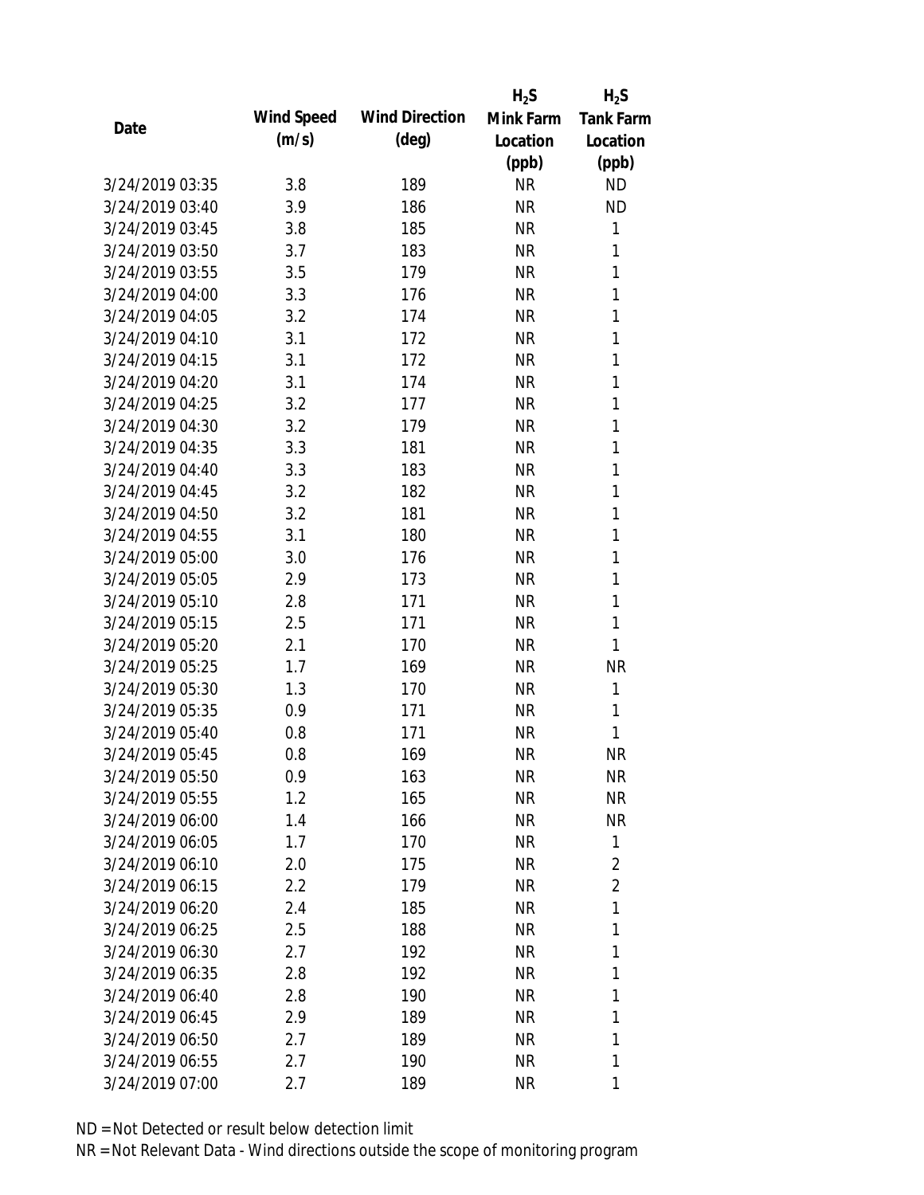| Date | Wind Speed (m/s) | Wind Direction (deg) | $H_2S$ Mink Farm Location (ppb) | $H_2S$ Tank Farm Location (ppb) |
|---|---|---|---|---|
| 3/24/2019 03:35 | 3.8 | 189 | NR | ND |
| 3/24/2019 03:40 | 3.9 | 186 | NR | ND |
| 3/24/2019 03:45 | 3.8 | 185 | NR | 1 |
| 3/24/2019 03:50 | 3.7 | 183 | NR | 1 |
| 3/24/2019 03:55 | 3.5 | 179 | NR | 1 |
| 3/24/2019 04:00 | 3.3 | 176 | NR | 1 |
| 3/24/2019 04:05 | 3.2 | 174 | NR | 1 |
| 3/24/2019 04:10 | 3.1 | 172 | NR | 1 |
| 3/24/2019 04:15 | 3.1 | 172 | NR | 1 |
| 3/24/2019 04:20 | 3.1 | 174 | NR | 1 |
| 3/24/2019 04:25 | 3.2 | 177 | NR | 1 |
| 3/24/2019 04:30 | 3.2 | 179 | NR | 1 |
| 3/24/2019 04:35 | 3.3 | 181 | NR | 1 |
| 3/24/2019 04:40 | 3.3 | 183 | NR | 1 |
| 3/24/2019 04:45 | 3.2 | 182 | NR | 1 |
| 3/24/2019 04:50 | 3.2 | 181 | NR | 1 |
| 3/24/2019 04:55 | 3.1 | 180 | NR | 1 |
| 3/24/2019 05:00 | 3.0 | 176 | NR | 1 |
| 3/24/2019 05:05 | 2.9 | 173 | NR | 1 |
| 3/24/2019 05:10 | 2.8 | 171 | NR | 1 |
| 3/24/2019 05:15 | 2.5 | 171 | NR | 1 |
| 3/24/2019 05:20 | 2.1 | 170 | NR | 1 |
| 3/24/2019 05:25 | 1.7 | 169 | NR | NR |
| 3/24/2019 05:30 | 1.3 | 170 | NR | 1 |
| 3/24/2019 05:35 | 0.9 | 171 | NR | 1 |
| 3/24/2019 05:40 | 0.8 | 171 | NR | 1 |
| 3/24/2019 05:45 | 0.8 | 169 | NR | NR |
| 3/24/2019 05:50 | 0.9 | 163 | NR | NR |
| 3/24/2019 05:55 | 1.2 | 165 | NR | NR |
| 3/24/2019 06:00 | 1.4 | 166 | NR | NR |
| 3/24/2019 06:05 | 1.7 | 170 | NR | 1 |
| 3/24/2019 06:10 | 2.0 | 175 | NR | 2 |
| 3/24/2019 06:15 | 2.2 | 179 | NR | 2 |
| 3/24/2019 06:20 | 2.4 | 185 | NR | 1 |
| 3/24/2019 06:25 | 2.5 | 188 | NR | 1 |
| 3/24/2019 06:30 | 2.7 | 192 | NR | 1 |
| 3/24/2019 06:35 | 2.8 | 192 | NR | 1 |
| 3/24/2019 06:40 | 2.8 | 190 | NR | 1 |
| 3/24/2019 06:45 | 2.9 | 189 | NR | 1 |
| 3/24/2019 06:50 | 2.7 | 189 | NR | 1 |
| 3/24/2019 06:55 | 2.7 | 190 | NR | 1 |
| 3/24/2019 07:00 | 2.7 | 189 | NR | 1 |

ND = Not Detected or result below detection limit

NR = Not Relevant Data - Wind directions outside the scope of monitoring program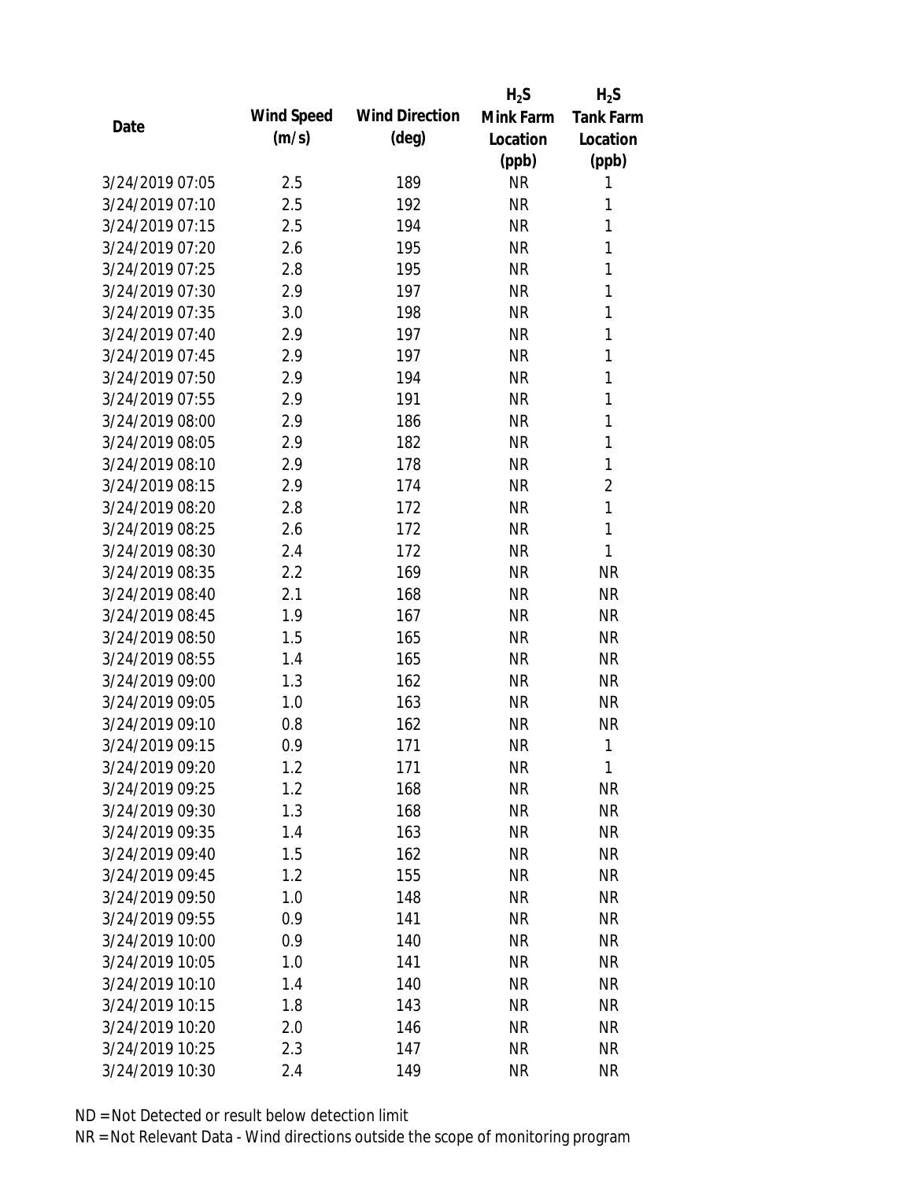| Date | Wind Speed (m/s) | Wind Direction (deg) | $H_2S$ Mink Farm Location (ppb) | $H_2S$ Tank Farm Location (ppb) |
|---|---|---|---|---|
| 3/24/2019 07:05 | 2.5 | 189 | NR | 1 |
| 3/24/2019 07:10 | 2.5 | 192 | NR | 1 |
| 3/24/2019 07:15 | 2.5 | 194 | NR | 1 |
| 3/24/2019 07:20 | 2.6 | 195 | NR | 1 |
| 3/24/2019 07:25 | 2.8 | 195 | NR | 1 |
| 3/24/2019 07:30 | 2.9 | 197 | NR | 1 |
| 3/24/2019 07:35 | 3.0 | 198 | NR | 1 |
| 3/24/2019 07:40 | 2.9 | 197 | NR | 1 |
| 3/24/2019 07:45 | 2.9 | 197 | NR | 1 |
| 3/24/2019 07:50 | 2.9 | 194 | NR | 1 |
| 3/24/2019 07:55 | 2.9 | 191 | NR | 1 |
| 3/24/2019 08:00 | 2.9 | 186 | NR | 1 |
| 3/24/2019 08:05 | 2.9 | 182 | NR | 1 |
| 3/24/2019 08:10 | 2.9 | 178 | NR | 1 |
| 3/24/2019 08:15 | 2.9 | 174 | NR | 2 |
| 3/24/2019 08:20 | 2.8 | 172 | NR | 1 |
| 3/24/2019 08:25 | 2.6 | 172 | NR | 1 |
| 3/24/2019 08:30 | 2.4 | 172 | NR | 1 |
| 3/24/2019 08:35 | 2.2 | 169 | NR | NR |
| 3/24/2019 08:40 | 2.1 | 168 | NR | NR |
| 3/24/2019 08:45 | 1.9 | 167 | NR | NR |
| 3/24/2019 08:50 | 1.5 | 165 | NR | NR |
| 3/24/2019 08:55 | 1.4 | 165 | NR | NR |
| 3/24/2019 09:00 | 1.3 | 162 | NR | NR |
| 3/24/2019 09:05 | 1.0 | 163 | NR | NR |
| 3/24/2019 09:10 | 0.8 | 162 | NR | NR |
| 3/24/2019 09:15 | 0.9 | 171 | NR | 1 |
| 3/24/2019 09:20 | 1.2 | 171 | NR | 1 |
| 3/24/2019 09:25 | 1.2 | 168 | NR | NR |
| 3/24/2019 09:30 | 1.3 | 168 | NR | NR |
| 3/24/2019 09:35 | 1.4 | 163 | NR | NR |
| 3/24/2019 09:40 | 1.5 | 162 | NR | NR |
| 3/24/2019 09:45 | 1.2 | 155 | NR | NR |
| 3/24/2019 09:50 | 1.0 | 148 | NR | NR |
| 3/24/2019 09:55 | 0.9 | 141 | NR | NR |
| 3/24/2019 10:00 | 0.9 | 140 | NR | NR |
| 3/24/2019 10:05 | 1.0 | 141 | NR | NR |
| 3/24/2019 10:10 | 1.4 | 140 | NR | NR |
| 3/24/2019 10:15 | 1.8 | 143 | NR | NR |
| 3/24/2019 10:20 | 2.0 | 146 | NR | NR |
| 3/24/2019 10:25 | 2.3 | 147 | NR | NR |
| 3/24/2019 10:30 | 2.4 | 149 | NR | NR |

ND = Not Detected or result below detection limit

NR = Not Relevant Data - Wind directions outside the scope of monitoring program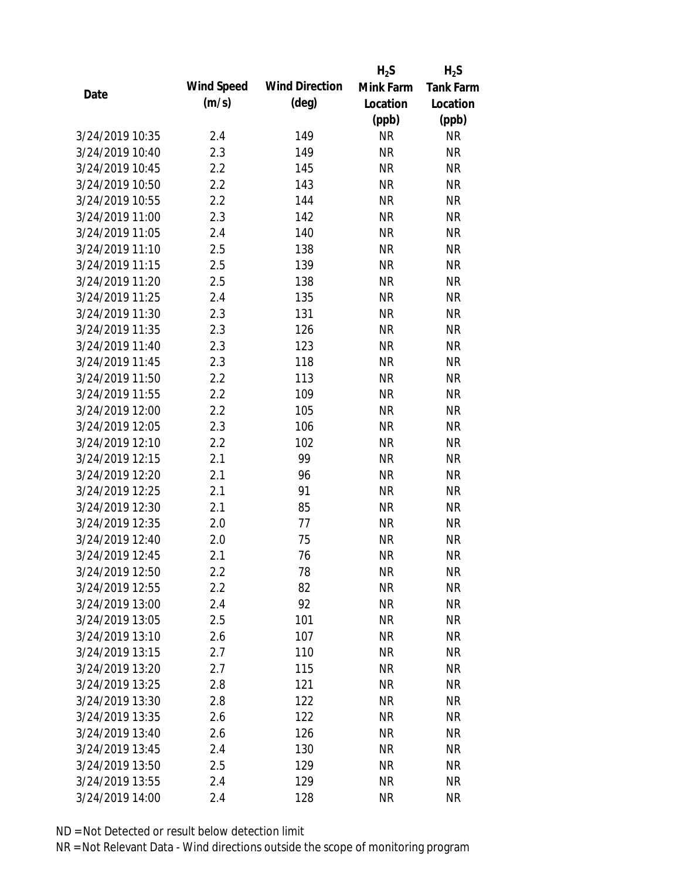| Date | Wind Speed (m/s) | Wind Direction (deg) | $H_2S$ Mink Farm Location (ppb) | $H_2S$ Tank Farm Location (ppb) |
|---|---|---|---|---|
| 3/24/2019 10:35 | 2.4 | 149 | NR | NR |
| 3/24/2019 10:40 | 2.3 | 149 | NR | NR |
| 3/24/2019 10:45 | 2.2 | 145 | NR | NR |
| 3/24/2019 10:50 | 2.2 | 143 | NR | NR |
| 3/24/2019 10:55 | 2.2 | 144 | NR | NR |
| 3/24/2019 11:00 | 2.3 | 142 | NR | NR |
| 3/24/2019 11:05 | 2.4 | 140 | NR | NR |
| 3/24/2019 11:10 | 2.5 | 138 | NR | NR |
| 3/24/2019 11:15 | 2.5 | 139 | NR | NR |
| 3/24/2019 11:20 | 2.5 | 138 | NR | NR |
| 3/24/2019 11:25 | 2.4 | 135 | NR | NR |
| 3/24/2019 11:30 | 2.3 | 131 | NR | NR |
| 3/24/2019 11:35 | 2.3 | 126 | NR | NR |
| 3/24/2019 11:40 | 2.3 | 123 | NR | NR |
| 3/24/2019 11:45 | 2.3 | 118 | NR | NR |
| 3/24/2019 11:50 | 2.2 | 113 | NR | NR |
| 3/24/2019 11:55 | 2.2 | 109 | NR | NR |
| 3/24/2019 12:00 | 2.2 | 105 | NR | NR |
| 3/24/2019 12:05 | 2.3 | 106 | NR | NR |
| 3/24/2019 12:10 | 2.2 | 102 | NR | NR |
| 3/24/2019 12:15 | 2.1 | 99 | NR | NR |
| 3/24/2019 12:20 | 2.1 | 96 | NR | NR |
| 3/24/2019 12:25 | 2.1 | 91 | NR | NR |
| 3/24/2019 12:30 | 2.1 | 85 | NR | NR |
| 3/24/2019 12:35 | 2.0 | 77 | NR | NR |
| 3/24/2019 12:40 | 2.0 | 75 | NR | NR |
| 3/24/2019 12:45 | 2.1 | 76 | NR | NR |
| 3/24/2019 12:50 | 2.2 | 78 | NR | NR |
| 3/24/2019 12:55 | 2.2 | 82 | NR | NR |
| 3/24/2019 13:00 | 2.4 | 92 | NR | NR |
| 3/24/2019 13:05 | 2.5 | 101 | NR | NR |
| 3/24/2019 13:10 | 2.6 | 107 | NR | NR |
| 3/24/2019 13:15 | 2.7 | 110 | NR | NR |
| 3/24/2019 13:20 | 2.7 | 115 | NR | NR |
| 3/24/2019 13:25 | 2.8 | 121 | NR | NR |
| 3/24/2019 13:30 | 2.8 | 122 | NR | NR |
| 3/24/2019 13:35 | 2.6 | 122 | NR | NR |
| 3/24/2019 13:40 | 2.6 | 126 | NR | NR |
| 3/24/2019 13:45 | 2.4 | 130 | NR | NR |
| 3/24/2019 13:50 | 2.5 | 129 | NR | NR |
| 3/24/2019 13:55 | 2.4 | 129 | NR | NR |
| 3/24/2019 14:00 | 2.4 | 128 | NR | NR |

ND = Not Detected or result below detection limit

NR = Not Relevant Data - Wind directions outside the scope of monitoring program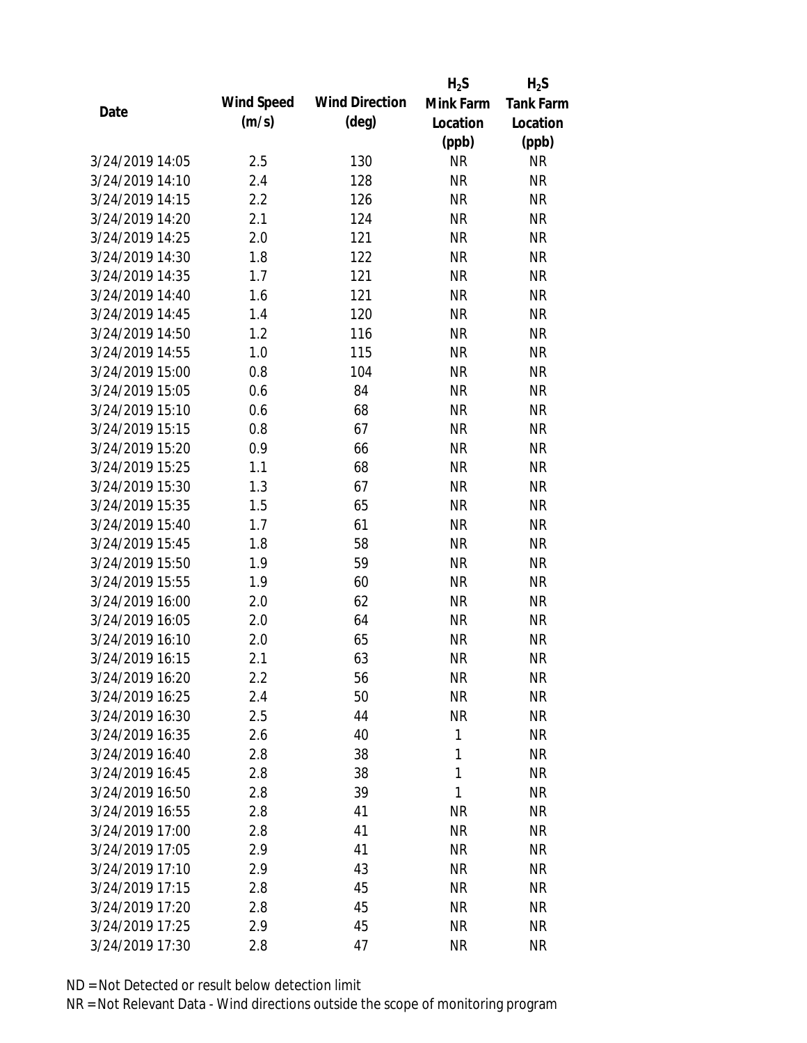| Date | Wind Speed (m/s) | Wind Direction (deg) | $H_2S$ Mink Farm Location (ppb) | $H_2S$ Tank Farm Location (ppb) |
|---|---|---|---|---|
| 3/24/2019 14:05 | 2.5 | 130 | NR | NR |
| 3/24/2019 14:10 | 2.4 | 128 | NR | NR |
| 3/24/2019 14:15 | 2.2 | 126 | NR | NR |
| 3/24/2019 14:20 | 2.1 | 124 | NR | NR |
| 3/24/2019 14:25 | 2.0 | 121 | NR | NR |
| 3/24/2019 14:30 | 1.8 | 122 | NR | NR |
| 3/24/2019 14:35 | 1.7 | 121 | NR | NR |
| 3/24/2019 14:40 | 1.6 | 121 | NR | NR |
| 3/24/2019 14:45 | 1.4 | 120 | NR | NR |
| 3/24/2019 14:50 | 1.2 | 116 | NR | NR |
| 3/24/2019 14:55 | 1.0 | 115 | NR | NR |
| 3/24/2019 15:00 | 0.8 | 104 | NR | NR |
| 3/24/2019 15:05 | 0.6 | 84 | NR | NR |
| 3/24/2019 15:10 | 0.6 | 68 | NR | NR |
| 3/24/2019 15:15 | 0.8 | 67 | NR | NR |
| 3/24/2019 15:20 | 0.9 | 66 | NR | NR |
| 3/24/2019 15:25 | 1.1 | 68 | NR | NR |
| 3/24/2019 15:30 | 1.3 | 67 | NR | NR |
| 3/24/2019 15:35 | 1.5 | 65 | NR | NR |
| 3/24/2019 15:40 | 1.7 | 61 | NR | NR |
| 3/24/2019 15:45 | 1.8 | 58 | NR | NR |
| 3/24/2019 15:50 | 1.9 | 59 | NR | NR |
| 3/24/2019 15:55 | 1.9 | 60 | NR | NR |
| 3/24/2019 16:00 | 2.0 | 62 | NR | NR |
| 3/24/2019 16:05 | 2.0 | 64 | NR | NR |
| 3/24/2019 16:10 | 2.0 | 65 | NR | NR |
| 3/24/2019 16:15 | 2.1 | 63 | NR | NR |
| 3/24/2019 16:20 | 2.2 | 56 | NR | NR |
| 3/24/2019 16:25 | 2.4 | 50 | NR | NR |
| 3/24/2019 16:30 | 2.5 | 44 | NR | NR |
| 3/24/2019 16:35 | 2.6 | 40 | 1 | NR |
| 3/24/2019 16:40 | 2.8 | 38 | 1 | NR |
| 3/24/2019 16:45 | 2.8 | 38 | 1 | NR |
| 3/24/2019 16:50 | 2.8 | 39 | 1 | NR |
| 3/24/2019 16:55 | 2.8 | 41 | NR | NR |
| 3/24/2019 17:00 | 2.8 | 41 | NR | NR |
| 3/24/2019 17:05 | 2.9 | 41 | NR | NR |
| 3/24/2019 17:10 | 2.9 | 43 | NR | NR |
| 3/24/2019 17:15 | 2.8 | 45 | NR | NR |
| 3/24/2019 17:20 | 2.8 | 45 | NR | NR |
| 3/24/2019 17:25 | 2.9 | 45 | NR | NR |
| 3/24/2019 17:30 | 2.8 | 47 | NR | NR |

ND = Not Detected or result below detection limit

NR = Not Relevant Data - Wind directions outside the scope of monitoring program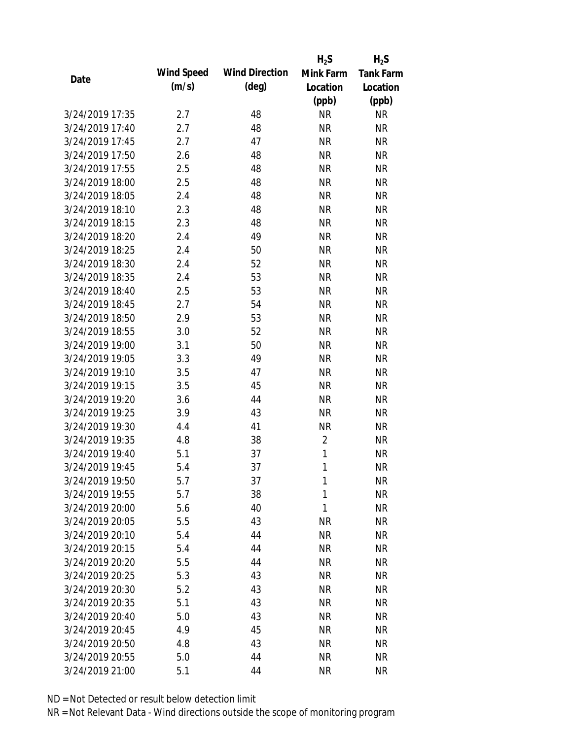| Date | Wind Speed (m/s) | Wind Direction (deg) | $H_2S$ Mink Farm Location (ppb) | $H_2S$ Tank Farm Location (ppb) |
|---|---|---|---|---|
| 3/24/2019 17:35 | 2.7 | 48 | NR | NR |
| 3/24/2019 17:40 | 2.7 | 48 | NR | NR |
| 3/24/2019 17:45 | 2.7 | 47 | NR | NR |
| 3/24/2019 17:50 | 2.6 | 48 | NR | NR |
| 3/24/2019 17:55 | 2.5 | 48 | NR | NR |
| 3/24/2019 18:00 | 2.5 | 48 | NR | NR |
| 3/24/2019 18:05 | 2.4 | 48 | NR | NR |
| 3/24/2019 18:10 | 2.3 | 48 | NR | NR |
| 3/24/2019 18:15 | 2.3 | 48 | NR | NR |
| 3/24/2019 18:20 | 2.4 | 49 | NR | NR |
| 3/24/2019 18:25 | 2.4 | 50 | NR | NR |
| 3/24/2019 18:30 | 2.4 | 52 | NR | NR |
| 3/24/2019 18:35 | 2.4 | 53 | NR | NR |
| 3/24/2019 18:40 | 2.5 | 53 | NR | NR |
| 3/24/2019 18:45 | 2.7 | 54 | NR | NR |
| 3/24/2019 18:50 | 2.9 | 53 | NR | NR |
| 3/24/2019 18:55 | 3.0 | 52 | NR | NR |
| 3/24/2019 19:00 | 3.1 | 50 | NR | NR |
| 3/24/2019 19:05 | 3.3 | 49 | NR | NR |
| 3/24/2019 19:10 | 3.5 | 47 | NR | NR |
| 3/24/2019 19:15 | 3.5 | 45 | NR | NR |
| 3/24/2019 19:20 | 3.6 | 44 | NR | NR |
| 3/24/2019 19:25 | 3.9 | 43 | NR | NR |
| 3/24/2019 19:30 | 4.4 | 41 | NR | NR |
| 3/24/2019 19:35 | 4.8 | 38 | 2 | NR |
| 3/24/2019 19:40 | 5.1 | 37 | 1 | NR |
| 3/24/2019 19:45 | 5.4 | 37 | 1 | NR |
| 3/24/2019 19:50 | 5.7 | 37 | 1 | NR |
| 3/24/2019 19:55 | 5.7 | 38 | 1 | NR |
| 3/24/2019 20:00 | 5.6 | 40 | 1 | NR |
| 3/24/2019 20:05 | 5.5 | 43 | NR | NR |
| 3/24/2019 20:10 | 5.4 | 44 | NR | NR |
| 3/24/2019 20:15 | 5.4 | 44 | NR | NR |
| 3/24/2019 20:20 | 5.5 | 44 | NR | NR |
| 3/24/2019 20:25 | 5.3 | 43 | NR | NR |
| 3/24/2019 20:30 | 5.2 | 43 | NR | NR |
| 3/24/2019 20:35 | 5.1 | 43 | NR | NR |
| 3/24/2019 20:40 | 5.0 | 43 | NR | NR |
| 3/24/2019 20:45 | 4.9 | 45 | NR | NR |
| 3/24/2019 20:50 | 4.8 | 43 | NR | NR |
| 3/24/2019 20:55 | 5.0 | 44 | NR | NR |
| 3/24/2019 21:00 | 5.1 | 44 | NR | NR |

ND = Not Detected or result below detection limit

NR = Not Relevant Data - Wind directions outside the scope of monitoring program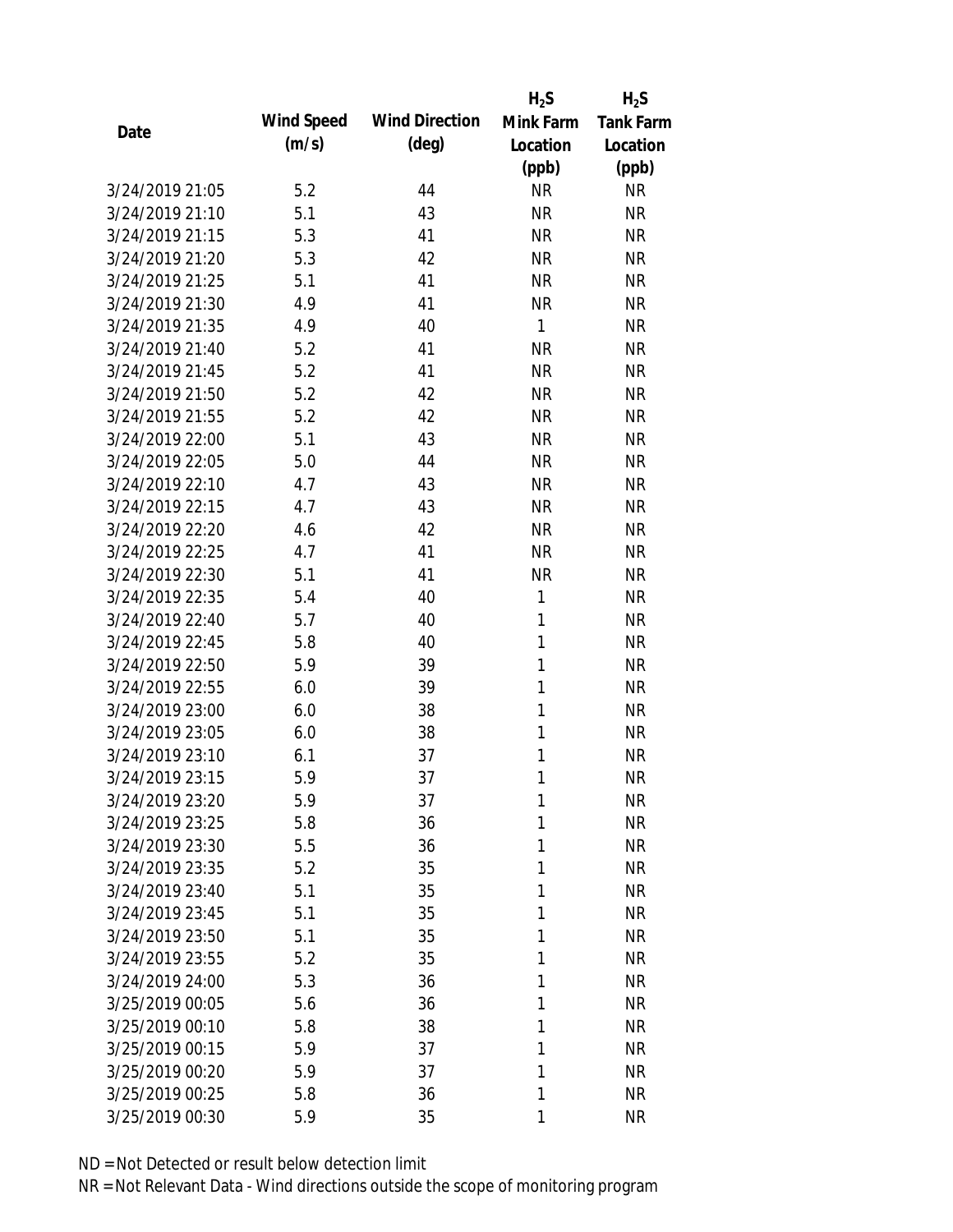| Date | Wind Speed (m/s) | Wind Direction (deg) | $H_2S$ Mink Farm Location (ppb) | $H_2S$ Tank Farm Location (ppb) |
|---|---|---|---|---|
| 3/24/2019 21:05 | 5.2 | 44 | NR | NR |
| 3/24/2019 21:10 | 5.1 | 43 | NR | NR |
| 3/24/2019 21:15 | 5.3 | 41 | NR | NR |
| 3/24/2019 21:20 | 5.3 | 42 | NR | NR |
| 3/24/2019 21:25 | 5.1 | 41 | NR | NR |
| 3/24/2019 21:30 | 4.9 | 41 | NR | NR |
| 3/24/2019 21:35 | 4.9 | 40 | 1 | NR |
| 3/24/2019 21:40 | 5.2 | 41 | NR | NR |
| 3/24/2019 21:45 | 5.2 | 41 | NR | NR |
| 3/24/2019 21:50 | 5.2 | 42 | NR | NR |
| 3/24/2019 21:55 | 5.2 | 42 | NR | NR |
| 3/24/2019 22:00 | 5.1 | 43 | NR | NR |
| 3/24/2019 22:05 | 5.0 | 44 | NR | NR |
| 3/24/2019 22:10 | 4.7 | 43 | NR | NR |
| 3/24/2019 22:15 | 4.7 | 43 | NR | NR |
| 3/24/2019 22:20 | 4.6 | 42 | NR | NR |
| 3/24/2019 22:25 | 4.7 | 41 | NR | NR |
| 3/24/2019 22:30 | 5.1 | 41 | NR | NR |
| 3/24/2019 22:35 | 5.4 | 40 | 1 | NR |
| 3/24/2019 22:40 | 5.7 | 40 | 1 | NR |
| 3/24/2019 22:45 | 5.8 | 40 | 1 | NR |
| 3/24/2019 22:50 | 5.9 | 39 | 1 | NR |
| 3/24/2019 22:55 | 6.0 | 39 | 1 | NR |
| 3/24/2019 23:00 | 6.0 | 38 | 1 | NR |
| 3/24/2019 23:05 | 6.0 | 38 | 1 | NR |
| 3/24/2019 23:10 | 6.1 | 37 | 1 | NR |
| 3/24/2019 23:15 | 5.9 | 37 | 1 | NR |
| 3/24/2019 23:20 | 5.9 | 37 | 1 | NR |
| 3/24/2019 23:25 | 5.8 | 36 | 1 | NR |
| 3/24/2019 23:30 | 5.5 | 36 | 1 | NR |
| 3/24/2019 23:35 | 5.2 | 35 | 1 | NR |
| 3/24/2019 23:40 | 5.1 | 35 | 1 | NR |
| 3/24/2019 23:45 | 5.1 | 35 | 1 | NR |
| 3/24/2019 23:50 | 5.1 | 35 | 1 | NR |
| 3/24/2019 23:55 | 5.2 | 35 | 1 | NR |
| 3/24/2019 24:00 | 5.3 | 36 | 1 | NR |
| 3/25/2019 00:05 | 5.6 | 36 | 1 | NR |
| 3/25/2019 00:10 | 5.8 | 38 | 1 | NR |
| 3/25/2019 00:15 | 5.9 | 37 | 1 | NR |
| 3/25/2019 00:20 | 5.9 | 37 | 1 | NR |
| 3/25/2019 00:25 | 5.8 | 36 | 1 | NR |
| 3/25/2019 00:30 | 5.9 | 35 | 1 | NR |

ND = Not Detected or result below detection limit
NR = Not Relevant Data - Wind directions outside the scope of monitoring program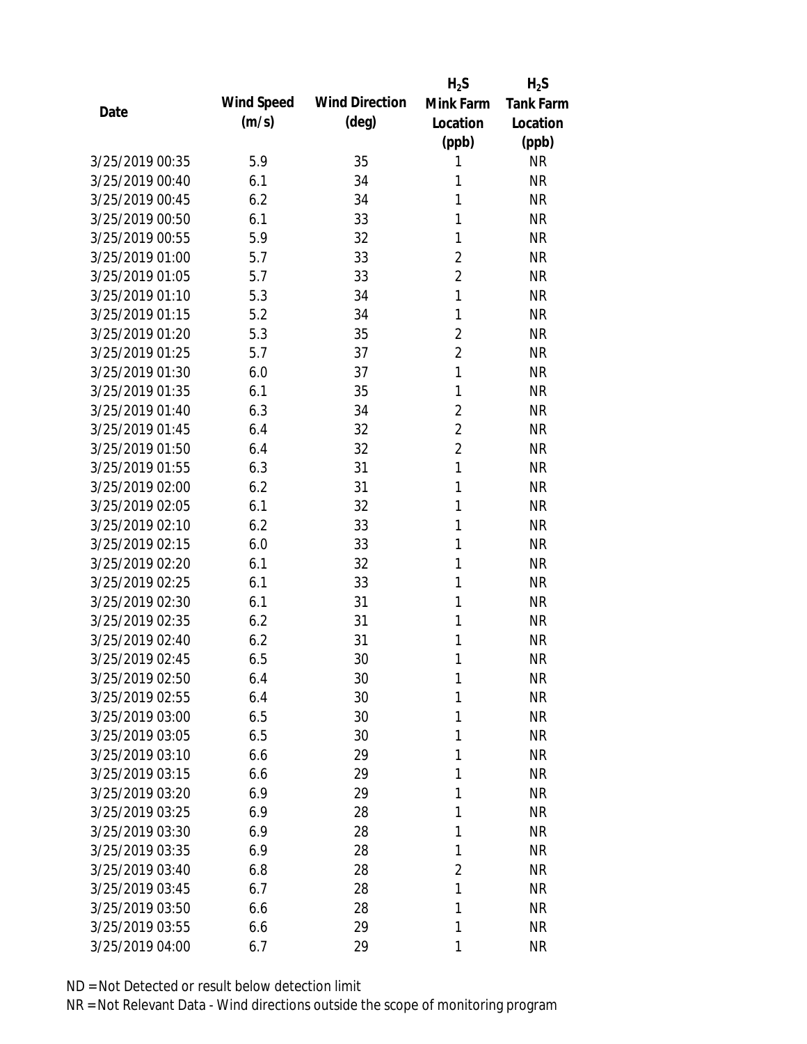| Date | Wind Speed (m/s) | Wind Direction (deg) | $H_2S$ Mink Farm Location (ppb) | $H_2S$ Tank Farm Location (ppb) |
|---|---|---|---|---|
| 3/25/2019 00:35 | 5.9 | 35 | 1 | NR |
| 3/25/2019 00:40 | 6.1 | 34 | 1 | NR |
| 3/25/2019 00:45 | 6.2 | 34 | 1 | NR |
| 3/25/2019 00:50 | 6.1 | 33 | 1 | NR |
| 3/25/2019 00:55 | 5.9 | 32 | 1 | NR |
| 3/25/2019 01:00 | 5.7 | 33 | 2 | NR |
| 3/25/2019 01:05 | 5.7 | 33 | 2 | NR |
| 3/25/2019 01:10 | 5.3 | 34 | 1 | NR |
| 3/25/2019 01:15 | 5.2 | 34 | 1 | NR |
| 3/25/2019 01:20 | 5.3 | 35 | 2 | NR |
| 3/25/2019 01:25 | 5.7 | 37 | 2 | NR |
| 3/25/2019 01:30 | 6.0 | 37 | 1 | NR |
| 3/25/2019 01:35 | 6.1 | 35 | 1 | NR |
| 3/25/2019 01:40 | 6.3 | 34 | 2 | NR |
| 3/25/2019 01:45 | 6.4 | 32 | 2 | NR |
| 3/25/2019 01:50 | 6.4 | 32 | 2 | NR |
| 3/25/2019 01:55 | 6.3 | 31 | 1 | NR |
| 3/25/2019 02:00 | 6.2 | 31 | 1 | NR |
| 3/25/2019 02:05 | 6.1 | 32 | 1 | NR |
| 3/25/2019 02:10 | 6.2 | 33 | 1 | NR |
| 3/25/2019 02:15 | 6.0 | 33 | 1 | NR |
| 3/25/2019 02:20 | 6.1 | 32 | 1 | NR |
| 3/25/2019 02:25 | 6.1 | 33 | 1 | NR |
| 3/25/2019 02:30 | 6.1 | 31 | 1 | NR |
| 3/25/2019 02:35 | 6.2 | 31 | 1 | NR |
| 3/25/2019 02:40 | 6.2 | 31 | 1 | NR |
| 3/25/2019 02:45 | 6.5 | 30 | 1 | NR |
| 3/25/2019 02:50 | 6.4 | 30 | 1 | NR |
| 3/25/2019 02:55 | 6.4 | 30 | 1 | NR |
| 3/25/2019 03:00 | 6.5 | 30 | 1 | NR |
| 3/25/2019 03:05 | 6.5 | 30 | 1 | NR |
| 3/25/2019 03:10 | 6.6 | 29 | 1 | NR |
| 3/25/2019 03:15 | 6.6 | 29 | 1 | NR |
| 3/25/2019 03:20 | 6.9 | 29 | 1 | NR |
| 3/25/2019 03:25 | 6.9 | 28 | 1 | NR |
| 3/25/2019 03:30 | 6.9 | 28 | 1 | NR |
| 3/25/2019 03:35 | 6.9 | 28 | 1 | NR |
| 3/25/2019 03:40 | 6.8 | 28 | 2 | NR |
| 3/25/2019 03:45 | 6.7 | 28 | 1 | NR |
| 3/25/2019 03:50 | 6.6 | 28 | 1 | NR |
| 3/25/2019 03:55 | 6.6 | 29 | 1 | NR |
| 3/25/2019 04:00 | 6.7 | 29 | 1 | NR |

ND = Not Detected or result below detection limit

NR = Not Relevant Data - Wind directions outside the scope of monitoring program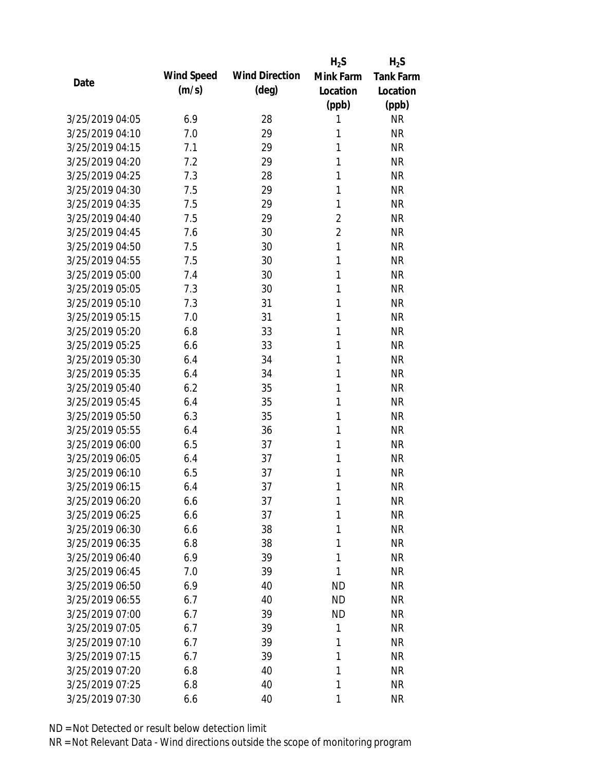| Date | Wind Speed (m/s) | Wind Direction (deg) | $H_2S$ Mink Farm Location (ppb) | $H_2S$ Tank Farm Location (ppb) |
|---|---|---|---|---|
| 3/25/2019 04:05 | 6.9 | 28 | 1 | NR |
| 3/25/2019 04:10 | 7.0 | 29 | 1 | NR |
| 3/25/2019 04:15 | 7.1 | 29 | 1 | NR |
| 3/25/2019 04:20 | 7.2 | 29 | 1 | NR |
| 3/25/2019 04:25 | 7.3 | 28 | 1 | NR |
| 3/25/2019 04:30 | 7.5 | 29 | 1 | NR |
| 3/25/2019 04:35 | 7.5 | 29 | 1 | NR |
| 3/25/2019 04:40 | 7.5 | 29 | 2 | NR |
| 3/25/2019 04:45 | 7.6 | 30 | 2 | NR |
| 3/25/2019 04:50 | 7.5 | 30 | 1 | NR |
| 3/25/2019 04:55 | 7.5 | 30 | 1 | NR |
| 3/25/2019 05:00 | 7.4 | 30 | 1 | NR |
| 3/25/2019 05:05 | 7.3 | 30 | 1 | NR |
| 3/25/2019 05:10 | 7.3 | 31 | 1 | NR |
| 3/25/2019 05:15 | 7.0 | 31 | 1 | NR |
| 3/25/2019 05:20 | 6.8 | 33 | 1 | NR |
| 3/25/2019 05:25 | 6.6 | 33 | 1 | NR |
| 3/25/2019 05:30 | 6.4 | 34 | 1 | NR |
| 3/25/2019 05:35 | 6.4 | 34 | 1 | NR |
| 3/25/2019 05:40 | 6.2 | 35 | 1 | NR |
| 3/25/2019 05:45 | 6.4 | 35 | 1 | NR |
| 3/25/2019 05:50 | 6.3 | 35 | 1 | NR |
| 3/25/2019 05:55 | 6.4 | 36 | 1 | NR |
| 3/25/2019 06:00 | 6.5 | 37 | 1 | NR |
| 3/25/2019 06:05 | 6.4 | 37 | 1 | NR |
| 3/25/2019 06:10 | 6.5 | 37 | 1 | NR |
| 3/25/2019 06:15 | 6.4 | 37 | 1 | NR |
| 3/25/2019 06:20 | 6.6 | 37 | 1 | NR |
| 3/25/2019 06:25 | 6.6 | 37 | 1 | NR |
| 3/25/2019 06:30 | 6.6 | 38 | 1 | NR |
| 3/25/2019 06:35 | 6.8 | 38 | 1 | NR |
| 3/25/2019 06:40 | 6.9 | 39 | 1 | NR |
| 3/25/2019 06:45 | 7.0 | 39 | 1 | NR |
| 3/25/2019 06:50 | 6.9 | 40 | ND | NR |
| 3/25/2019 06:55 | 6.7 | 40 | ND | NR |
| 3/25/2019 07:00 | 6.7 | 39 | ND | NR |
| 3/25/2019 07:05 | 6.7 | 39 | 1 | NR |
| 3/25/2019 07:10 | 6.7 | 39 | 1 | NR |
| 3/25/2019 07:15 | 6.7 | 39 | 1 | NR |
| 3/25/2019 07:20 | 6.8 | 40 | 1 | NR |
| 3/25/2019 07:25 | 6.8 | 40 | 1 | NR |
| 3/25/2019 07:30 | 6.6 | 40 | 1 | NR |

ND = Not Detected or result below detection limit

NR = Not Relevant Data - Wind directions outside the scope of monitoring program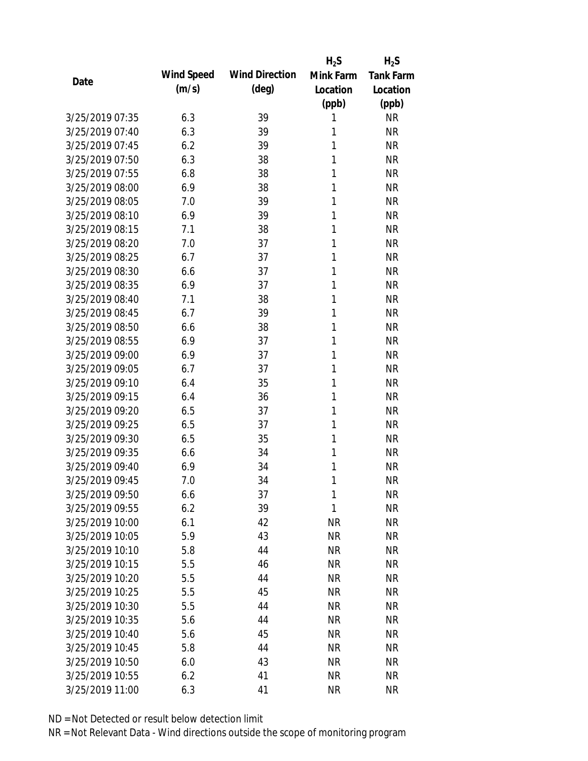| Date | Wind Speed (m/s) | Wind Direction (deg) | $H_2S$ Mink Farm Location (ppb) | $H_2S$ Tank Farm Location (ppb) |
|---|---|---|---|---|
| 3/25/2019 07:35 | 6.3 | 39 | 1 | NR |
| 3/25/2019 07:40 | 6.3 | 39 | 1 | NR |
| 3/25/2019 07:45 | 6.2 | 39 | 1 | NR |
| 3/25/2019 07:50 | 6.3 | 38 | 1 | NR |
| 3/25/2019 07:55 | 6.8 | 38 | 1 | NR |
| 3/25/2019 08:00 | 6.9 | 38 | 1 | NR |
| 3/25/2019 08:05 | 7.0 | 39 | 1 | NR |
| 3/25/2019 08:10 | 6.9 | 39 | 1 | NR |
| 3/25/2019 08:15 | 7.1 | 38 | 1 | NR |
| 3/25/2019 08:20 | 7.0 | 37 | 1 | NR |
| 3/25/2019 08:25 | 6.7 | 37 | 1 | NR |
| 3/25/2019 08:30 | 6.6 | 37 | 1 | NR |
| 3/25/2019 08:35 | 6.9 | 37 | 1 | NR |
| 3/25/2019 08:40 | 7.1 | 38 | 1 | NR |
| 3/25/2019 08:45 | 6.7 | 39 | 1 | NR |
| 3/25/2019 08:50 | 6.6 | 38 | 1 | NR |
| 3/25/2019 08:55 | 6.9 | 37 | 1 | NR |
| 3/25/2019 09:00 | 6.9 | 37 | 1 | NR |
| 3/25/2019 09:05 | 6.7 | 37 | 1 | NR |
| 3/25/2019 09:10 | 6.4 | 35 | 1 | NR |
| 3/25/2019 09:15 | 6.4 | 36 | 1 | NR |
| 3/25/2019 09:20 | 6.5 | 37 | 1 | NR |
| 3/25/2019 09:25 | 6.5 | 37 | 1 | NR |
| 3/25/2019 09:30 | 6.5 | 35 | 1 | NR |
| 3/25/2019 09:35 | 6.6 | 34 | 1 | NR |
| 3/25/2019 09:40 | 6.9 | 34 | 1 | NR |
| 3/25/2019 09:45 | 7.0 | 34 | 1 | NR |
| 3/25/2019 09:50 | 6.6 | 37 | 1 | NR |
| 3/25/2019 09:55 | 6.2 | 39 | 1 | NR |
| 3/25/2019 10:00 | 6.1 | 42 | NR | NR |
| 3/25/2019 10:05 | 5.9 | 43 | NR | NR |
| 3/25/2019 10:10 | 5.8 | 44 | NR | NR |
| 3/25/2019 10:15 | 5.5 | 46 | NR | NR |
| 3/25/2019 10:20 | 5.5 | 44 | NR | NR |
| 3/25/2019 10:25 | 5.5 | 45 | NR | NR |
| 3/25/2019 10:30 | 5.5 | 44 | NR | NR |
| 3/25/2019 10:35 | 5.6 | 44 | NR | NR |
| 3/25/2019 10:40 | 5.6 | 45 | NR | NR |
| 3/25/2019 10:45 | 5.8 | 44 | NR | NR |
| 3/25/2019 10:50 | 6.0 | 43 | NR | NR |
| 3/25/2019 10:55 | 6.2 | 41 | NR | NR |
| 3/25/2019 11:00 | 6.3 | 41 | NR | NR |

ND = Not Detected or result below detection limit

NR = Not Relevant Data - Wind directions outside the scope of monitoring program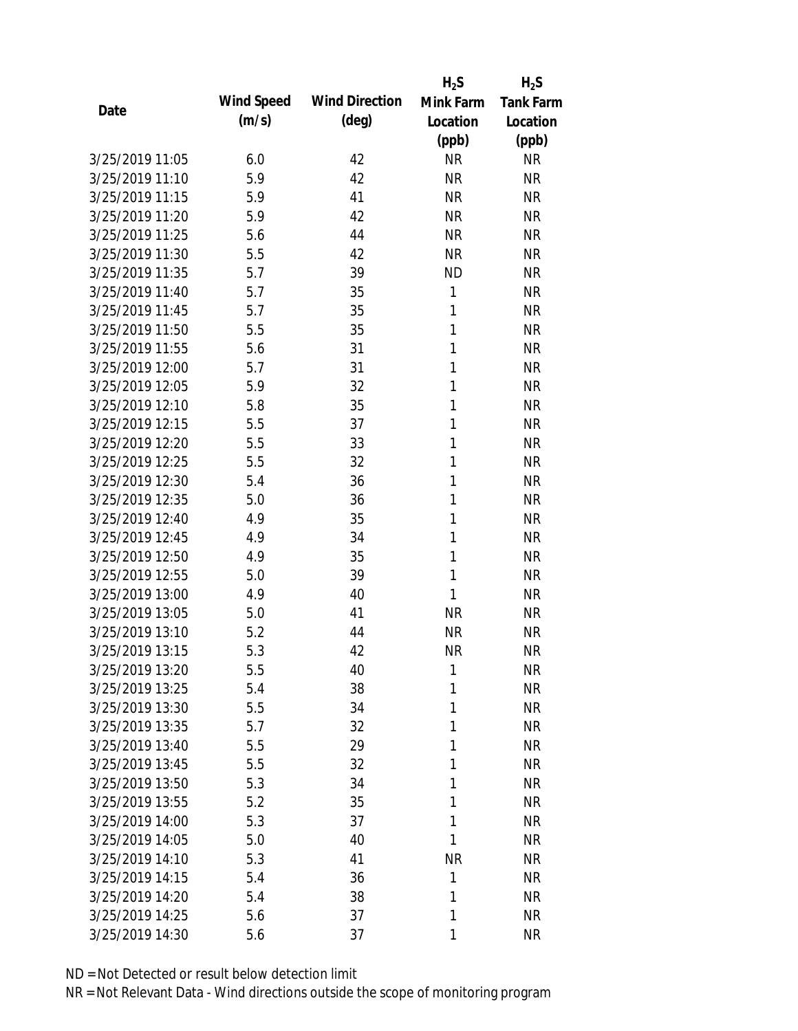| Date | Wind Speed (m/s) | Wind Direction (deg) | $H_2S$ Mink Farm Location (ppb) | $H_2S$ Tank Farm Location (ppb) |
|---|---|---|---|---|
| 3/25/2019 11:05 | 6.0 | 42 | NR | NR |
| 3/25/2019 11:10 | 5.9 | 42 | NR | NR |
| 3/25/2019 11:15 | 5.9 | 41 | NR | NR |
| 3/25/2019 11:20 | 5.9 | 42 | NR | NR |
| 3/25/2019 11:25 | 5.6 | 44 | NR | NR |
| 3/25/2019 11:30 | 5.5 | 42 | NR | NR |
| 3/25/2019 11:35 | 5.7 | 39 | ND | NR |
| 3/25/2019 11:40 | 5.7 | 35 | 1 | NR |
| 3/25/2019 11:45 | 5.7 | 35 | 1 | NR |
| 3/25/2019 11:50 | 5.5 | 35 | 1 | NR |
| 3/25/2019 11:55 | 5.6 | 31 | 1 | NR |
| 3/25/2019 12:00 | 5.7 | 31 | 1 | NR |
| 3/25/2019 12:05 | 5.9 | 32 | 1 | NR |
| 3/25/2019 12:10 | 5.8 | 35 | 1 | NR |
| 3/25/2019 12:15 | 5.5 | 37 | 1 | NR |
| 3/25/2019 12:20 | 5.5 | 33 | 1 | NR |
| 3/25/2019 12:25 | 5.5 | 32 | 1 | NR |
| 3/25/2019 12:30 | 5.4 | 36 | 1 | NR |
| 3/25/2019 12:35 | 5.0 | 36 | 1 | NR |
| 3/25/2019 12:40 | 4.9 | 35 | 1 | NR |
| 3/25/2019 12:45 | 4.9 | 34 | 1 | NR |
| 3/25/2019 12:50 | 4.9 | 35 | 1 | NR |
| 3/25/2019 12:55 | 5.0 | 39 | 1 | NR |
| 3/25/2019 13:00 | 4.9 | 40 | 1 | NR |
| 3/25/2019 13:05 | 5.0 | 41 | NR | NR |
| 3/25/2019 13:10 | 5.2 | 44 | NR | NR |
| 3/25/2019 13:15 | 5.3 | 42 | NR | NR |
| 3/25/2019 13:20 | 5.5 | 40 | 1 | NR |
| 3/25/2019 13:25 | 5.4 | 38 | 1 | NR |
| 3/25/2019 13:30 | 5.5 | 34 | 1 | NR |
| 3/25/2019 13:35 | 5.7 | 32 | 1 | NR |
| 3/25/2019 13:40 | 5.5 | 29 | 1 | NR |
| 3/25/2019 13:45 | 5.5 | 32 | 1 | NR |
| 3/25/2019 13:50 | 5.3 | 34 | 1 | NR |
| 3/25/2019 13:55 | 5.2 | 35 | 1 | NR |
| 3/25/2019 14:00 | 5.3 | 37 | 1 | NR |
| 3/25/2019 14:05 | 5.0 | 40 | 1 | NR |
| 3/25/2019 14:10 | 5.3 | 41 | NR | NR |
| 3/25/2019 14:15 | 5.4 | 36 | 1 | NR |
| 3/25/2019 14:20 | 5.4 | 38 | 1 | NR |
| 3/25/2019 14:25 | 5.6 | 37 | 1 | NR |
| 3/25/2019 14:30 | 5.6 | 37 | 1 | NR |

ND = Not Detected or result below detection limit

NR = Not Relevant Data - Wind directions outside the scope of monitoring program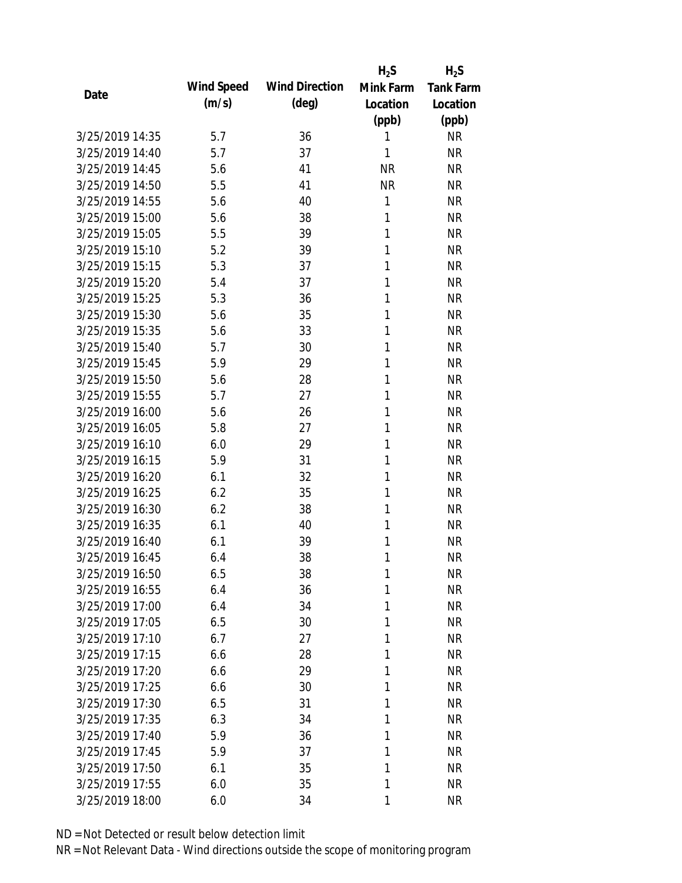| Date | Wind Speed (m/s) | Wind Direction (deg) | $H_2S$ Mink Farm Location (ppb) | $H_2S$ Tank Farm Location (ppb) |
|---|---|---|---|---|
| 3/25/2019 14:35 | 5.7 | 36 | 1 | NR |
| 3/25/2019 14:40 | 5.7 | 37 | 1 | NR |
| 3/25/2019 14:45 | 5.6 | 41 | NR | NR |
| 3/25/2019 14:50 | 5.5 | 41 | NR | NR |
| 3/25/2019 14:55 | 5.6 | 40 | 1 | NR |
| 3/25/2019 15:00 | 5.6 | 38 | 1 | NR |
| 3/25/2019 15:05 | 5.5 | 39 | 1 | NR |
| 3/25/2019 15:10 | 5.2 | 39 | 1 | NR |
| 3/25/2019 15:15 | 5.3 | 37 | 1 | NR |
| 3/25/2019 15:20 | 5.4 | 37 | 1 | NR |
| 3/25/2019 15:25 | 5.3 | 36 | 1 | NR |
| 3/25/2019 15:30 | 5.6 | 35 | 1 | NR |
| 3/25/2019 15:35 | 5.6 | 33 | 1 | NR |
| 3/25/2019 15:40 | 5.7 | 30 | 1 | NR |
| 3/25/2019 15:45 | 5.9 | 29 | 1 | NR |
| 3/25/2019 15:50 | 5.6 | 28 | 1 | NR |
| 3/25/2019 15:55 | 5.7 | 27 | 1 | NR |
| 3/25/2019 16:00 | 5.6 | 26 | 1 | NR |
| 3/25/2019 16:05 | 5.8 | 27 | 1 | NR |
| 3/25/2019 16:10 | 6.0 | 29 | 1 | NR |
| 3/25/2019 16:15 | 5.9 | 31 | 1 | NR |
| 3/25/2019 16:20 | 6.1 | 32 | 1 | NR |
| 3/25/2019 16:25 | 6.2 | 35 | 1 | NR |
| 3/25/2019 16:30 | 6.2 | 38 | 1 | NR |
| 3/25/2019 16:35 | 6.1 | 40 | 1 | NR |
| 3/25/2019 16:40 | 6.1 | 39 | 1 | NR |
| 3/25/2019 16:45 | 6.4 | 38 | 1 | NR |
| 3/25/2019 16:50 | 6.5 | 38 | 1 | NR |
| 3/25/2019 16:55 | 6.4 | 36 | 1 | NR |
| 3/25/2019 17:00 | 6.4 | 34 | 1 | NR |
| 3/25/2019 17:05 | 6.5 | 30 | 1 | NR |
| 3/25/2019 17:10 | 6.7 | 27 | 1 | NR |
| 3/25/2019 17:15 | 6.6 | 28 | 1 | NR |
| 3/25/2019 17:20 | 6.6 | 29 | 1 | NR |
| 3/25/2019 17:25 | 6.6 | 30 | 1 | NR |
| 3/25/2019 17:30 | 6.5 | 31 | 1 | NR |
| 3/25/2019 17:35 | 6.3 | 34 | 1 | NR |
| 3/25/2019 17:40 | 5.9 | 36 | 1 | NR |
| 3/25/2019 17:45 | 5.9 | 37 | 1 | NR |
| 3/25/2019 17:50 | 6.1 | 35 | 1 | NR |
| 3/25/2019 17:55 | 6.0 | 35 | 1 | NR |
| 3/25/2019 18:00 | 6.0 | 34 | 1 | NR |

ND = Not Detected or result below detection limit

NR = Not Relevant Data - Wind directions outside the scope of monitoring program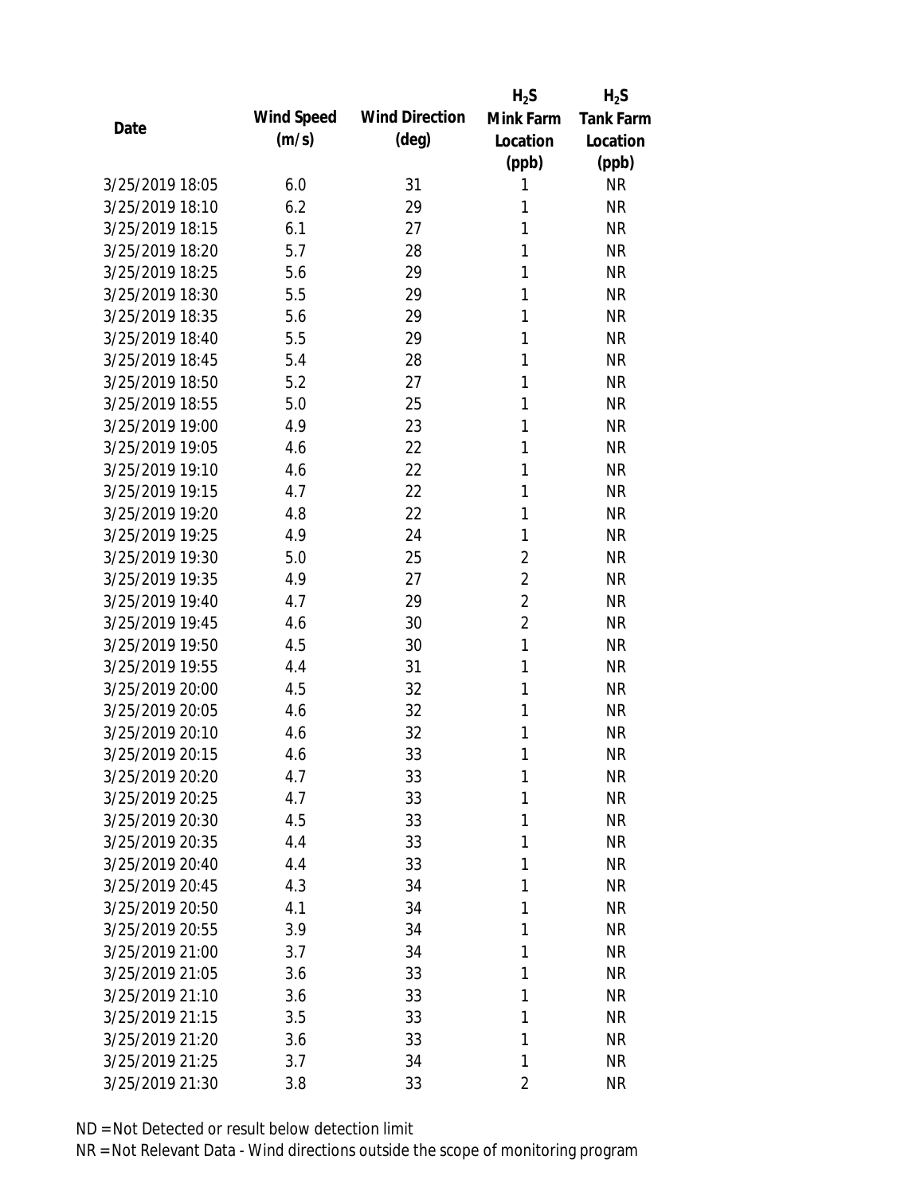| Date | Wind Speed (m/s) | Wind Direction (deg) | $H_2S$ Mink Farm Location (ppb) | $H_2S$ Tank Farm Location (ppb) |
|---|---|---|---|---|
| 3/25/2019 18:05 | 6.0 | 31 | 1 | NR |
| 3/25/2019 18:10 | 6.2 | 29 | 1 | NR |
| 3/25/2019 18:15 | 6.1 | 27 | 1 | NR |
| 3/25/2019 18:20 | 5.7 | 28 | 1 | NR |
| 3/25/2019 18:25 | 5.6 | 29 | 1 | NR |
| 3/25/2019 18:30 | 5.5 | 29 | 1 | NR |
| 3/25/2019 18:35 | 5.6 | 29 | 1 | NR |
| 3/25/2019 18:40 | 5.5 | 29 | 1 | NR |
| 3/25/2019 18:45 | 5.4 | 28 | 1 | NR |
| 3/25/2019 18:50 | 5.2 | 27 | 1 | NR |
| 3/25/2019 18:55 | 5.0 | 25 | 1 | NR |
| 3/25/2019 19:00 | 4.9 | 23 | 1 | NR |
| 3/25/2019 19:05 | 4.6 | 22 | 1 | NR |
| 3/25/2019 19:10 | 4.6 | 22 | 1 | NR |
| 3/25/2019 19:15 | 4.7 | 22 | 1 | NR |
| 3/25/2019 19:20 | 4.8 | 22 | 1 | NR |
| 3/25/2019 19:25 | 4.9 | 24 | 1 | NR |
| 3/25/2019 19:30 | 5.0 | 25 | 2 | NR |
| 3/25/2019 19:35 | 4.9 | 27 | 2 | NR |
| 3/25/2019 19:40 | 4.7 | 29 | 2 | NR |
| 3/25/2019 19:45 | 4.6 | 30 | 2 | NR |
| 3/25/2019 19:50 | 4.5 | 30 | 1 | NR |
| 3/25/2019 19:55 | 4.4 | 31 | 1 | NR |
| 3/25/2019 20:00 | 4.5 | 32 | 1 | NR |
| 3/25/2019 20:05 | 4.6 | 32 | 1 | NR |
| 3/25/2019 20:10 | 4.6 | 32 | 1 | NR |
| 3/25/2019 20:15 | 4.6 | 33 | 1 | NR |
| 3/25/2019 20:20 | 4.7 | 33 | 1 | NR |
| 3/25/2019 20:25 | 4.7 | 33 | 1 | NR |
| 3/25/2019 20:30 | 4.5 | 33 | 1 | NR |
| 3/25/2019 20:35 | 4.4 | 33 | 1 | NR |
| 3/25/2019 20:40 | 4.4 | 33 | 1 | NR |
| 3/25/2019 20:45 | 4.3 | 34 | 1 | NR |
| 3/25/2019 20:50 | 4.1 | 34 | 1 | NR |
| 3/25/2019 20:55 | 3.9 | 34 | 1 | NR |
| 3/25/2019 21:00 | 3.7 | 34 | 1 | NR |
| 3/25/2019 21:05 | 3.6 | 33 | 1 | NR |
| 3/25/2019 21:10 | 3.6 | 33 | 1 | NR |
| 3/25/2019 21:15 | 3.5 | 33 | 1 | NR |
| 3/25/2019 21:20 | 3.6 | 33 | 1 | NR |
| 3/25/2019 21:25 | 3.7 | 34 | 1 | NR |
| 3/25/2019 21:30 | 3.8 | 33 | 2 | NR |

ND = Not Detected or result below detection limit

NR = Not Relevant Data - Wind directions outside the scope of monitoring program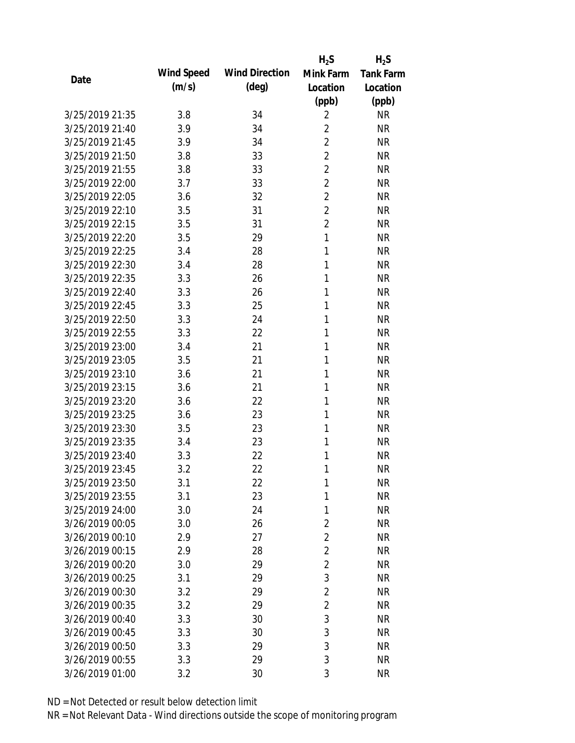| Date | Wind Speed (m/s) | Wind Direction (deg) | $H_2S$ Mink Farm Location (ppb) | $H_2S$ Tank Farm Location (ppb) |
|---|---|---|---|---|
| 3/25/2019 21:35 | 3.8 | 34 | 2 | NR |
| 3/25/2019 21:40 | 3.9 | 34 | 2 | NR |
| 3/25/2019 21:45 | 3.9 | 34 | 2 | NR |
| 3/25/2019 21:50 | 3.8 | 33 | 2 | NR |
| 3/25/2019 21:55 | 3.8 | 33 | 2 | NR |
| 3/25/2019 22:00 | 3.7 | 33 | 2 | NR |
| 3/25/2019 22:05 | 3.6 | 32 | 2 | NR |
| 3/25/2019 22:10 | 3.5 | 31 | 2 | NR |
| 3/25/2019 22:15 | 3.5 | 31 | 2 | NR |
| 3/25/2019 22:20 | 3.5 | 29 | 1 | NR |
| 3/25/2019 22:25 | 3.4 | 28 | 1 | NR |
| 3/25/2019 22:30 | 3.4 | 28 | 1 | NR |
| 3/25/2019 22:35 | 3.3 | 26 | 1 | NR |
| 3/25/2019 22:40 | 3.3 | 26 | 1 | NR |
| 3/25/2019 22:45 | 3.3 | 25 | 1 | NR |
| 3/25/2019 22:50 | 3.3 | 24 | 1 | NR |
| 3/25/2019 22:55 | 3.3 | 22 | 1 | NR |
| 3/25/2019 23:00 | 3.4 | 21 | 1 | NR |
| 3/25/2019 23:05 | 3.5 | 21 | 1 | NR |
| 3/25/2019 23:10 | 3.6 | 21 | 1 | NR |
| 3/25/2019 23:15 | 3.6 | 21 | 1 | NR |
| 3/25/2019 23:20 | 3.6 | 22 | 1 | NR |
| 3/25/2019 23:25 | 3.6 | 23 | 1 | NR |
| 3/25/2019 23:30 | 3.5 | 23 | 1 | NR |
| 3/25/2019 23:35 | 3.4 | 23 | 1 | NR |
| 3/25/2019 23:40 | 3.3 | 22 | 1 | NR |
| 3/25/2019 23:45 | 3.2 | 22 | 1 | NR |
| 3/25/2019 23:50 | 3.1 | 22 | 1 | NR |
| 3/25/2019 23:55 | 3.1 | 23 | 1 | NR |
| 3/25/2019 24:00 | 3.0 | 24 | 1 | NR |
| 3/26/2019 00:05 | 3.0 | 26 | 2 | NR |
| 3/26/2019 00:10 | 2.9 | 27 | 2 | NR |
| 3/26/2019 00:15 | 2.9 | 28 | 2 | NR |
| 3/26/2019 00:20 | 3.0 | 29 | 2 | NR |
| 3/26/2019 00:25 | 3.1 | 29 | 3 | NR |
| 3/26/2019 00:30 | 3.2 | 29 | 2 | NR |
| 3/26/2019 00:35 | 3.2 | 29 | 2 | NR |
| 3/26/2019 00:40 | 3.3 | 30 | 3 | NR |
| 3/26/2019 00:45 | 3.3 | 30 | 3 | NR |
| 3/26/2019 00:50 | 3.3 | 29 | 3 | NR |
| 3/26/2019 00:55 | 3.3 | 29 | 3 | NR |
| 3/26/2019 01:00 | 3.2 | 30 | 3 | NR |

ND = Not Detected or result below detection limit

NR = Not Relevant Data - Wind directions outside the scope of monitoring program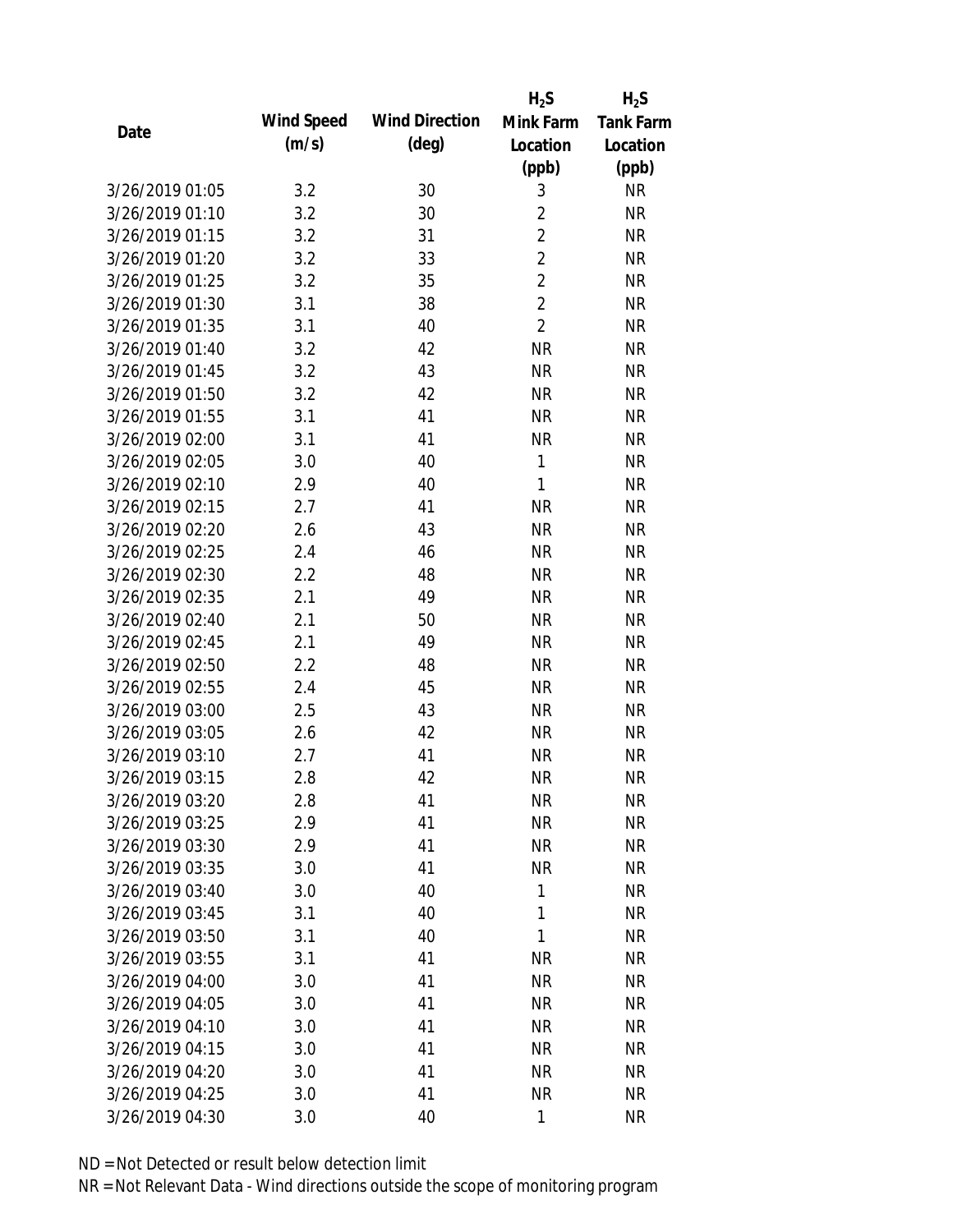| Date | Wind Speed (m/s) | Wind Direction (deg) | $H_2S$ Mink Farm Location (ppb) | $H_2S$ Tank Farm Location (ppb) |
|---|---|---|---|---|
| 3/26/2019 01:05 | 3.2 | 30 | 3 | NR |
| 3/26/2019 01:10 | 3.2 | 30 | 2 | NR |
| 3/26/2019 01:15 | 3.2 | 31 | 2 | NR |
| 3/26/2019 01:20 | 3.2 | 33 | 2 | NR |
| 3/26/2019 01:25 | 3.2 | 35 | 2 | NR |
| 3/26/2019 01:30 | 3.1 | 38 | 2 | NR |
| 3/26/2019 01:35 | 3.1 | 40 | 2 | NR |
| 3/26/2019 01:40 | 3.2 | 42 | NR | NR |
| 3/26/2019 01:45 | 3.2 | 43 | NR | NR |
| 3/26/2019 01:50 | 3.2 | 42 | NR | NR |
| 3/26/2019 01:55 | 3.1 | 41 | NR | NR |
| 3/26/2019 02:00 | 3.1 | 41 | NR | NR |
| 3/26/2019 02:05 | 3.0 | 40 | 1 | NR |
| 3/26/2019 02:10 | 2.9 | 40 | 1 | NR |
| 3/26/2019 02:15 | 2.7 | 41 | NR | NR |
| 3/26/2019 02:20 | 2.6 | 43 | NR | NR |
| 3/26/2019 02:25 | 2.4 | 46 | NR | NR |
| 3/26/2019 02:30 | 2.2 | 48 | NR | NR |
| 3/26/2019 02:35 | 2.1 | 49 | NR | NR |
| 3/26/2019 02:40 | 2.1 | 50 | NR | NR |
| 3/26/2019 02:45 | 2.1 | 49 | NR | NR |
| 3/26/2019 02:50 | 2.2 | 48 | NR | NR |
| 3/26/2019 02:55 | 2.4 | 45 | NR | NR |
| 3/26/2019 03:00 | 2.5 | 43 | NR | NR |
| 3/26/2019 03:05 | 2.6 | 42 | NR | NR |
| 3/26/2019 03:10 | 2.7 | 41 | NR | NR |
| 3/26/2019 03:15 | 2.8 | 42 | NR | NR |
| 3/26/2019 03:20 | 2.8 | 41 | NR | NR |
| 3/26/2019 03:25 | 2.9 | 41 | NR | NR |
| 3/26/2019 03:30 | 2.9 | 41 | NR | NR |
| 3/26/2019 03:35 | 3.0 | 41 | NR | NR |
| 3/26/2019 03:40 | 3.0 | 40 | 1 | NR |
| 3/26/2019 03:45 | 3.1 | 40 | 1 | NR |
| 3/26/2019 03:50 | 3.1 | 40 | 1 | NR |
| 3/26/2019 03:55 | 3.1 | 41 | NR | NR |
| 3/26/2019 04:00 | 3.0 | 41 | NR | NR |
| 3/26/2019 04:05 | 3.0 | 41 | NR | NR |
| 3/26/2019 04:10 | 3.0 | 41 | NR | NR |
| 3/26/2019 04:15 | 3.0 | 41 | NR | NR |
| 3/26/2019 04:20 | 3.0 | 41 | NR | NR |
| 3/26/2019 04:25 | 3.0 | 41 | NR | NR |
| 3/26/2019 04:30 | 3.0 | 40 | 1 | NR |

ND = Not Detected or result below detection limit

NR = Not Relevant Data - Wind directions outside the scope of monitoring program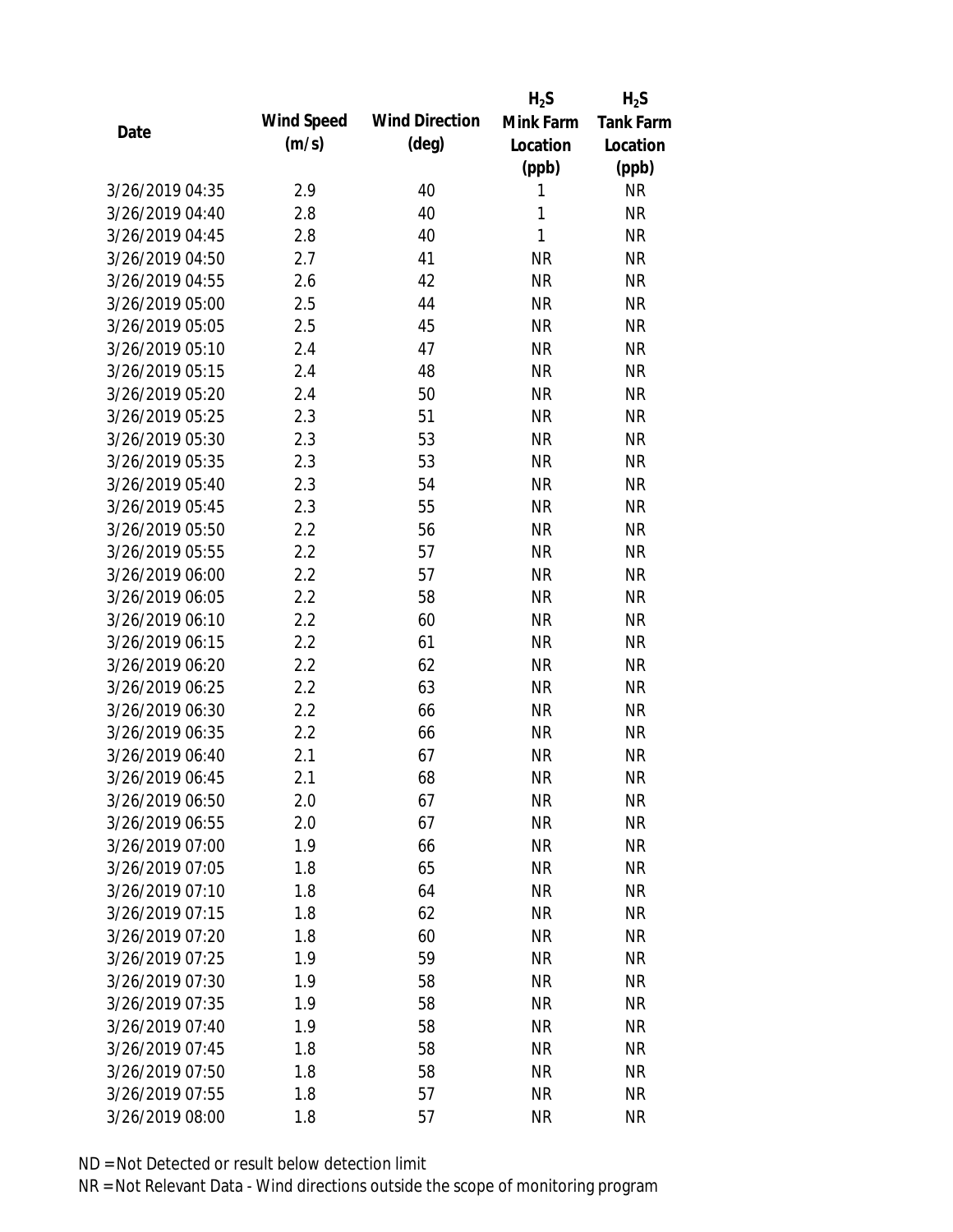| Date | Wind Speed (m/s) | Wind Direction (deg) | $H_2S$ Mink Farm Location (ppb) | $H_2S$ Tank Farm Location (ppb) |
|---|---|---|---|---|
| 3/26/2019 04:35 | 2.9 | 40 | 1 | NR |
| 3/26/2019 04:40 | 2.8 | 40 | 1 | NR |
| 3/26/2019 04:45 | 2.8 | 40 | 1 | NR |
| 3/26/2019 04:50 | 2.7 | 41 | NR | NR |
| 3/26/2019 04:55 | 2.6 | 42 | NR | NR |
| 3/26/2019 05:00 | 2.5 | 44 | NR | NR |
| 3/26/2019 05:05 | 2.5 | 45 | NR | NR |
| 3/26/2019 05:10 | 2.4 | 47 | NR | NR |
| 3/26/2019 05:15 | 2.4 | 48 | NR | NR |
| 3/26/2019 05:20 | 2.4 | 50 | NR | NR |
| 3/26/2019 05:25 | 2.3 | 51 | NR | NR |
| 3/26/2019 05:30 | 2.3 | 53 | NR | NR |
| 3/26/2019 05:35 | 2.3 | 53 | NR | NR |
| 3/26/2019 05:40 | 2.3 | 54 | NR | NR |
| 3/26/2019 05:45 | 2.3 | 55 | NR | NR |
| 3/26/2019 05:50 | 2.2 | 56 | NR | NR |
| 3/26/2019 05:55 | 2.2 | 57 | NR | NR |
| 3/26/2019 06:00 | 2.2 | 57 | NR | NR |
| 3/26/2019 06:05 | 2.2 | 58 | NR | NR |
| 3/26/2019 06:10 | 2.2 | 60 | NR | NR |
| 3/26/2019 06:15 | 2.2 | 61 | NR | NR |
| 3/26/2019 06:20 | 2.2 | 62 | NR | NR |
| 3/26/2019 06:25 | 2.2 | 63 | NR | NR |
| 3/26/2019 06:30 | 2.2 | 66 | NR | NR |
| 3/26/2019 06:35 | 2.2 | 66 | NR | NR |
| 3/26/2019 06:40 | 2.1 | 67 | NR | NR |
| 3/26/2019 06:45 | 2.1 | 68 | NR | NR |
| 3/26/2019 06:50 | 2.0 | 67 | NR | NR |
| 3/26/2019 06:55 | 2.0 | 67 | NR | NR |
| 3/26/2019 07:00 | 1.9 | 66 | NR | NR |
| 3/26/2019 07:05 | 1.8 | 65 | NR | NR |
| 3/26/2019 07:10 | 1.8 | 64 | NR | NR |
| 3/26/2019 07:15 | 1.8 | 62 | NR | NR |
| 3/26/2019 07:20 | 1.8 | 60 | NR | NR |
| 3/26/2019 07:25 | 1.9 | 59 | NR | NR |
| 3/26/2019 07:30 | 1.9 | 58 | NR | NR |
| 3/26/2019 07:35 | 1.9 | 58 | NR | NR |
| 3/26/2019 07:40 | 1.9 | 58 | NR | NR |
| 3/26/2019 07:45 | 1.8 | 58 | NR | NR |
| 3/26/2019 07:50 | 1.8 | 58 | NR | NR |
| 3/26/2019 07:55 | 1.8 | 57 | NR | NR |
| 3/26/2019 08:00 | 1.8 | 57 | NR | NR |

ND = Not Detected or result below detection limit

NR = Not Relevant Data - Wind directions outside the scope of monitoring program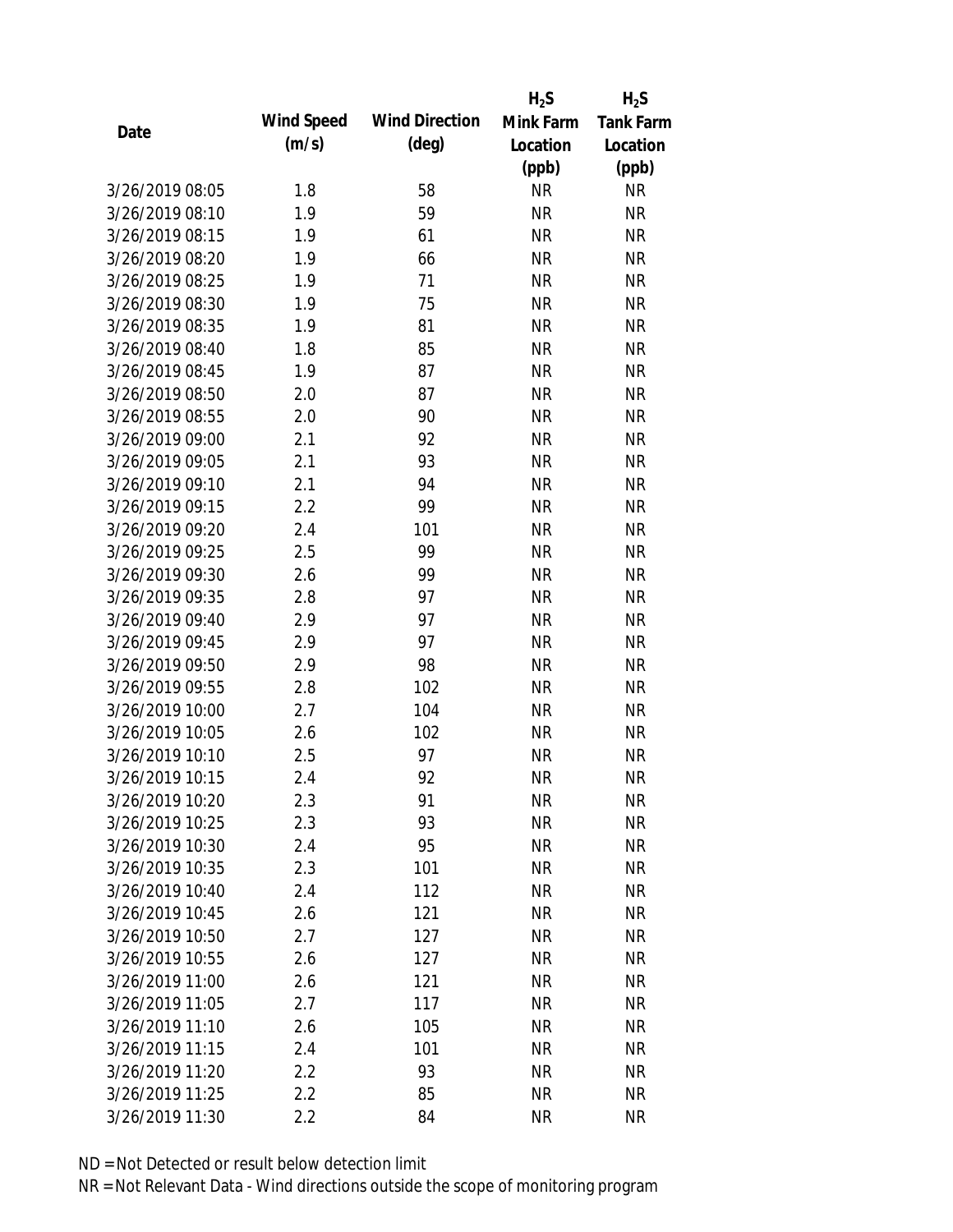| Date | Wind Speed (m/s) | Wind Direction (deg) | $H_2S$ Mink Farm Location (ppb) | $H_2S$ Tank Farm Location (ppb) |
|---|---|---|---|---|
| 3/26/2019 08:05 | 1.8 | 58 | NR | NR |
| 3/26/2019 08:10 | 1.9 | 59 | NR | NR |
| 3/26/2019 08:15 | 1.9 | 61 | NR | NR |
| 3/26/2019 08:20 | 1.9 | 66 | NR | NR |
| 3/26/2019 08:25 | 1.9 | 71 | NR | NR |
| 3/26/2019 08:30 | 1.9 | 75 | NR | NR |
| 3/26/2019 08:35 | 1.9 | 81 | NR | NR |
| 3/26/2019 08:40 | 1.8 | 85 | NR | NR |
| 3/26/2019 08:45 | 1.9 | 87 | NR | NR |
| 3/26/2019 08:50 | 2.0 | 87 | NR | NR |
| 3/26/2019 08:55 | 2.0 | 90 | NR | NR |
| 3/26/2019 09:00 | 2.1 | 92 | NR | NR |
| 3/26/2019 09:05 | 2.1 | 93 | NR | NR |
| 3/26/2019 09:10 | 2.1 | 94 | NR | NR |
| 3/26/2019 09:15 | 2.2 | 99 | NR | NR |
| 3/26/2019 09:20 | 2.4 | 101 | NR | NR |
| 3/26/2019 09:25 | 2.5 | 99 | NR | NR |
| 3/26/2019 09:30 | 2.6 | 99 | NR | NR |
| 3/26/2019 09:35 | 2.8 | 97 | NR | NR |
| 3/26/2019 09:40 | 2.9 | 97 | NR | NR |
| 3/26/2019 09:45 | 2.9 | 97 | NR | NR |
| 3/26/2019 09:50 | 2.9 | 98 | NR | NR |
| 3/26/2019 09:55 | 2.8 | 102 | NR | NR |
| 3/26/2019 10:00 | 2.7 | 104 | NR | NR |
| 3/26/2019 10:05 | 2.6 | 102 | NR | NR |
| 3/26/2019 10:10 | 2.5 | 97 | NR | NR |
| 3/26/2019 10:15 | 2.4 | 92 | NR | NR |
| 3/26/2019 10:20 | 2.3 | 91 | NR | NR |
| 3/26/2019 10:25 | 2.3 | 93 | NR | NR |
| 3/26/2019 10:30 | 2.4 | 95 | NR | NR |
| 3/26/2019 10:35 | 2.3 | 101 | NR | NR |
| 3/26/2019 10:40 | 2.4 | 112 | NR | NR |
| 3/26/2019 10:45 | 2.6 | 121 | NR | NR |
| 3/26/2019 10:50 | 2.7 | 127 | NR | NR |
| 3/26/2019 10:55 | 2.6 | 127 | NR | NR |
| 3/26/2019 11:00 | 2.6 | 121 | NR | NR |
| 3/26/2019 11:05 | 2.7 | 117 | NR | NR |
| 3/26/2019 11:10 | 2.6 | 105 | NR | NR |
| 3/26/2019 11:15 | 2.4 | 101 | NR | NR |
| 3/26/2019 11:20 | 2.2 | 93 | NR | NR |
| 3/26/2019 11:25 | 2.2 | 85 | NR | NR |
| 3/26/2019 11:30 | 2.2 | 84 | NR | NR |

ND = Not Detected or result below detection limit

NR = Not Relevant Data - Wind directions outside the scope of monitoring program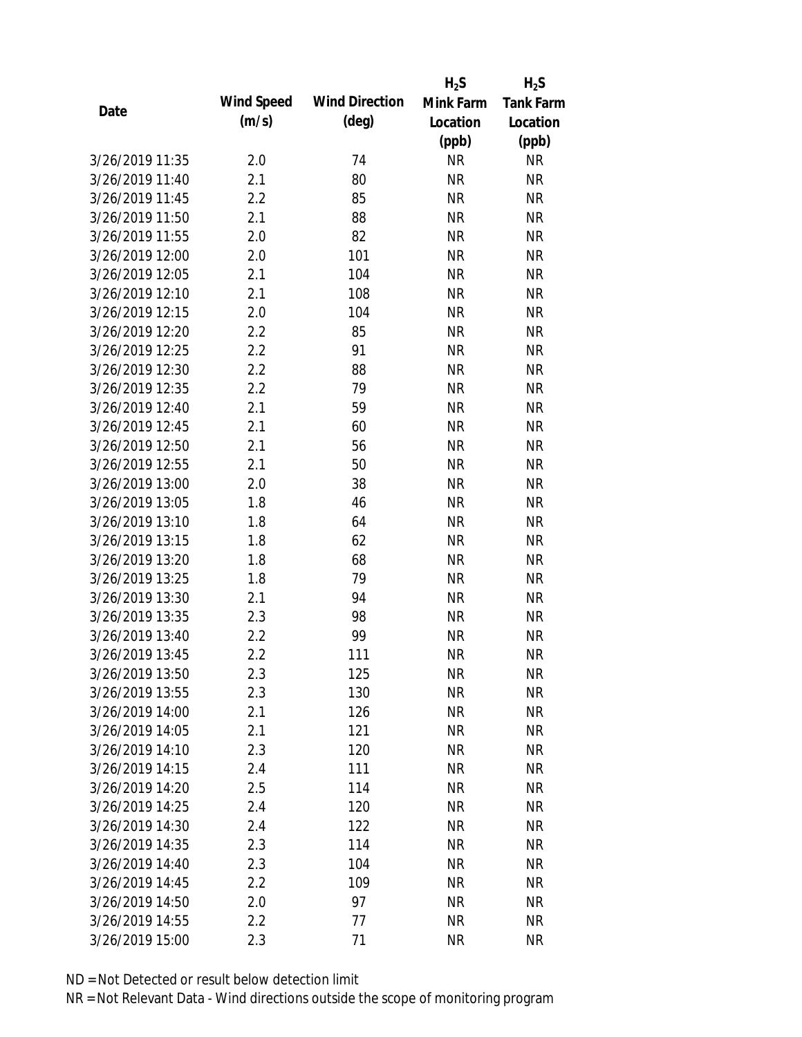| Date | Wind Speed (m/s) | Wind Direction (deg) | $H_2S$ Mink Farm Location (ppb) | $H_2S$ Tank Farm Location (ppb) |
|---|---|---|---|---|
| 3/26/2019 11:35 | 2.0 | 74 | NR | NR |
| 3/26/2019 11:40 | 2.1 | 80 | NR | NR |
| 3/26/2019 11:45 | 2.2 | 85 | NR | NR |
| 3/26/2019 11:50 | 2.1 | 88 | NR | NR |
| 3/26/2019 11:55 | 2.0 | 82 | NR | NR |
| 3/26/2019 12:00 | 2.0 | 101 | NR | NR |
| 3/26/2019 12:05 | 2.1 | 104 | NR | NR |
| 3/26/2019 12:10 | 2.1 | 108 | NR | NR |
| 3/26/2019 12:15 | 2.0 | 104 | NR | NR |
| 3/26/2019 12:20 | 2.2 | 85 | NR | NR |
| 3/26/2019 12:25 | 2.2 | 91 | NR | NR |
| 3/26/2019 12:30 | 2.2 | 88 | NR | NR |
| 3/26/2019 12:35 | 2.2 | 79 | NR | NR |
| 3/26/2019 12:40 | 2.1 | 59 | NR | NR |
| 3/26/2019 12:45 | 2.1 | 60 | NR | NR |
| 3/26/2019 12:50 | 2.1 | 56 | NR | NR |
| 3/26/2019 12:55 | 2.1 | 50 | NR | NR |
| 3/26/2019 13:00 | 2.0 | 38 | NR | NR |
| 3/26/2019 13:05 | 1.8 | 46 | NR | NR |
| 3/26/2019 13:10 | 1.8 | 64 | NR | NR |
| 3/26/2019 13:15 | 1.8 | 62 | NR | NR |
| 3/26/2019 13:20 | 1.8 | 68 | NR | NR |
| 3/26/2019 13:25 | 1.8 | 79 | NR | NR |
| 3/26/2019 13:30 | 2.1 | 94 | NR | NR |
| 3/26/2019 13:35 | 2.3 | 98 | NR | NR |
| 3/26/2019 13:40 | 2.2 | 99 | NR | NR |
| 3/26/2019 13:45 | 2.2 | 111 | NR | NR |
| 3/26/2019 13:50 | 2.3 | 125 | NR | NR |
| 3/26/2019 13:55 | 2.3 | 130 | NR | NR |
| 3/26/2019 14:00 | 2.1 | 126 | NR | NR |
| 3/26/2019 14:05 | 2.1 | 121 | NR | NR |
| 3/26/2019 14:10 | 2.3 | 120 | NR | NR |
| 3/26/2019 14:15 | 2.4 | 111 | NR | NR |
| 3/26/2019 14:20 | 2.5 | 114 | NR | NR |
| 3/26/2019 14:25 | 2.4 | 120 | NR | NR |
| 3/26/2019 14:30 | 2.4 | 122 | NR | NR |
| 3/26/2019 14:35 | 2.3 | 114 | NR | NR |
| 3/26/2019 14:40 | 2.3 | 104 | NR | NR |
| 3/26/2019 14:45 | 2.2 | 109 | NR | NR |
| 3/26/2019 14:50 | 2.0 | 97 | NR | NR |
| 3/26/2019 14:55 | 2.2 | 77 | NR | NR |
| 3/26/2019 15:00 | 2.3 | 71 | NR | NR |

ND = Not Detected or result below detection limit

NR = Not Relevant Data - Wind directions outside the scope of monitoring program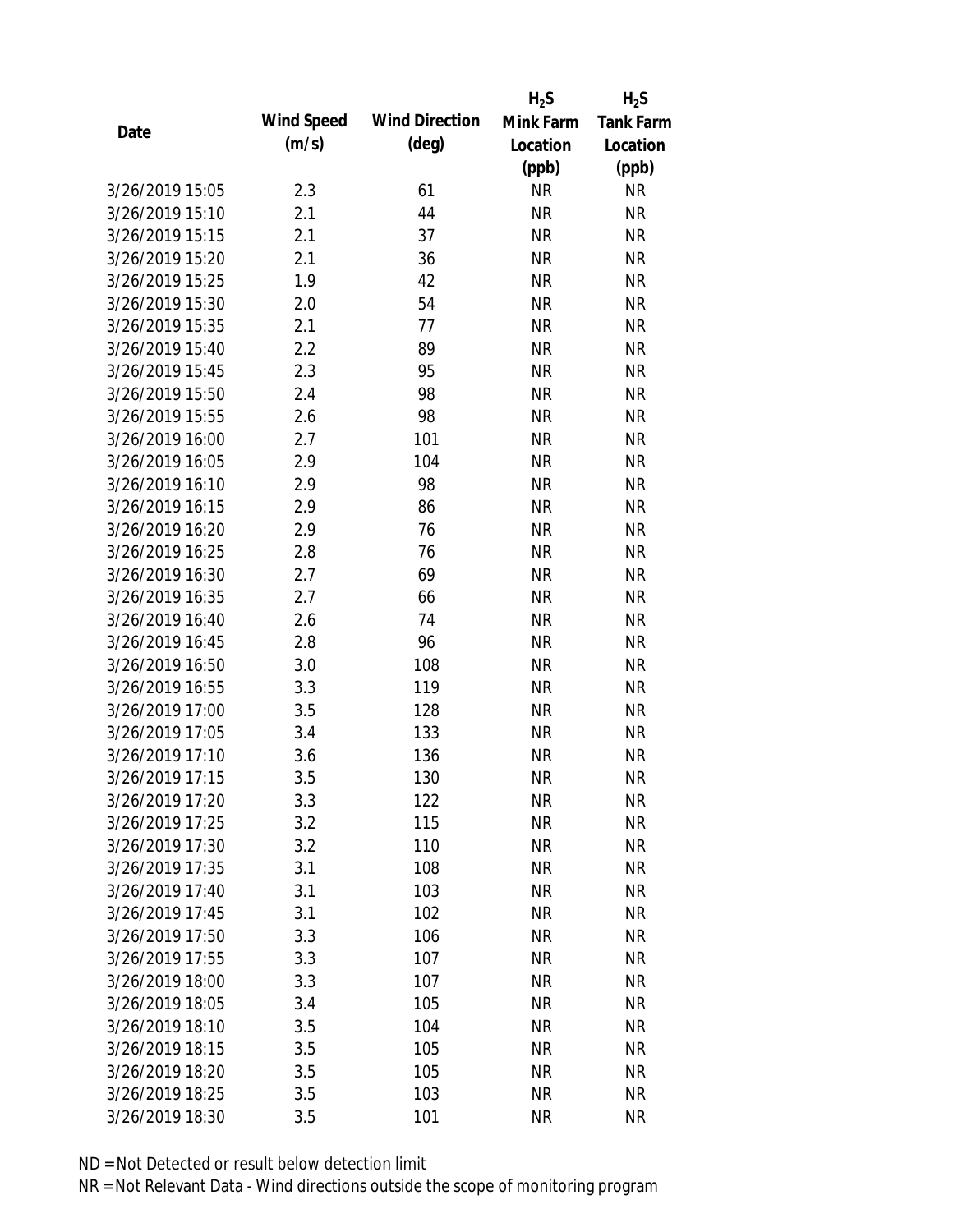| Date | Wind Speed (m/s) | Wind Direction (deg) | $H_2S$ Mink Farm Location (ppb) | $H_2S$ Tank Farm Location (ppb) |
|---|---|---|---|---|
| 3/26/2019 15:05 | 2.3 | 61 | NR | NR |
| 3/26/2019 15:10 | 2.1 | 44 | NR | NR |
| 3/26/2019 15:15 | 2.1 | 37 | NR | NR |
| 3/26/2019 15:20 | 2.1 | 36 | NR | NR |
| 3/26/2019 15:25 | 1.9 | 42 | NR | NR |
| 3/26/2019 15:30 | 2.0 | 54 | NR | NR |
| 3/26/2019 15:35 | 2.1 | 77 | NR | NR |
| 3/26/2019 15:40 | 2.2 | 89 | NR | NR |
| 3/26/2019 15:45 | 2.3 | 95 | NR | NR |
| 3/26/2019 15:50 | 2.4 | 98 | NR | NR |
| 3/26/2019 15:55 | 2.6 | 98 | NR | NR |
| 3/26/2019 16:00 | 2.7 | 101 | NR | NR |
| 3/26/2019 16:05 | 2.9 | 104 | NR | NR |
| 3/26/2019 16:10 | 2.9 | 98 | NR | NR |
| 3/26/2019 16:15 | 2.9 | 86 | NR | NR |
| 3/26/2019 16:20 | 2.9 | 76 | NR | NR |
| 3/26/2019 16:25 | 2.8 | 76 | NR | NR |
| 3/26/2019 16:30 | 2.7 | 69 | NR | NR |
| 3/26/2019 16:35 | 2.7 | 66 | NR | NR |
| 3/26/2019 16:40 | 2.6 | 74 | NR | NR |
| 3/26/2019 16:45 | 2.8 | 96 | NR | NR |
| 3/26/2019 16:50 | 3.0 | 108 | NR | NR |
| 3/26/2019 16:55 | 3.3 | 119 | NR | NR |
| 3/26/2019 17:00 | 3.5 | 128 | NR | NR |
| 3/26/2019 17:05 | 3.4 | 133 | NR | NR |
| 3/26/2019 17:10 | 3.6 | 136 | NR | NR |
| 3/26/2019 17:15 | 3.5 | 130 | NR | NR |
| 3/26/2019 17:20 | 3.3 | 122 | NR | NR |
| 3/26/2019 17:25 | 3.2 | 115 | NR | NR |
| 3/26/2019 17:30 | 3.2 | 110 | NR | NR |
| 3/26/2019 17:35 | 3.1 | 108 | NR | NR |
| 3/26/2019 17:40 | 3.1 | 103 | NR | NR |
| 3/26/2019 17:45 | 3.1 | 102 | NR | NR |
| 3/26/2019 17:50 | 3.3 | 106 | NR | NR |
| 3/26/2019 17:55 | 3.3 | 107 | NR | NR |
| 3/26/2019 18:00 | 3.3 | 107 | NR | NR |
| 3/26/2019 18:05 | 3.4 | 105 | NR | NR |
| 3/26/2019 18:10 | 3.5 | 104 | NR | NR |
| 3/26/2019 18:15 | 3.5 | 105 | NR | NR |
| 3/26/2019 18:20 | 3.5 | 105 | NR | NR |
| 3/26/2019 18:25 | 3.5 | 103 | NR | NR |
| 3/26/2019 18:30 | 3.5 | 101 | NR | NR |

ND = Not Detected or result below detection limit

NR = Not Relevant Data - Wind directions outside the scope of monitoring program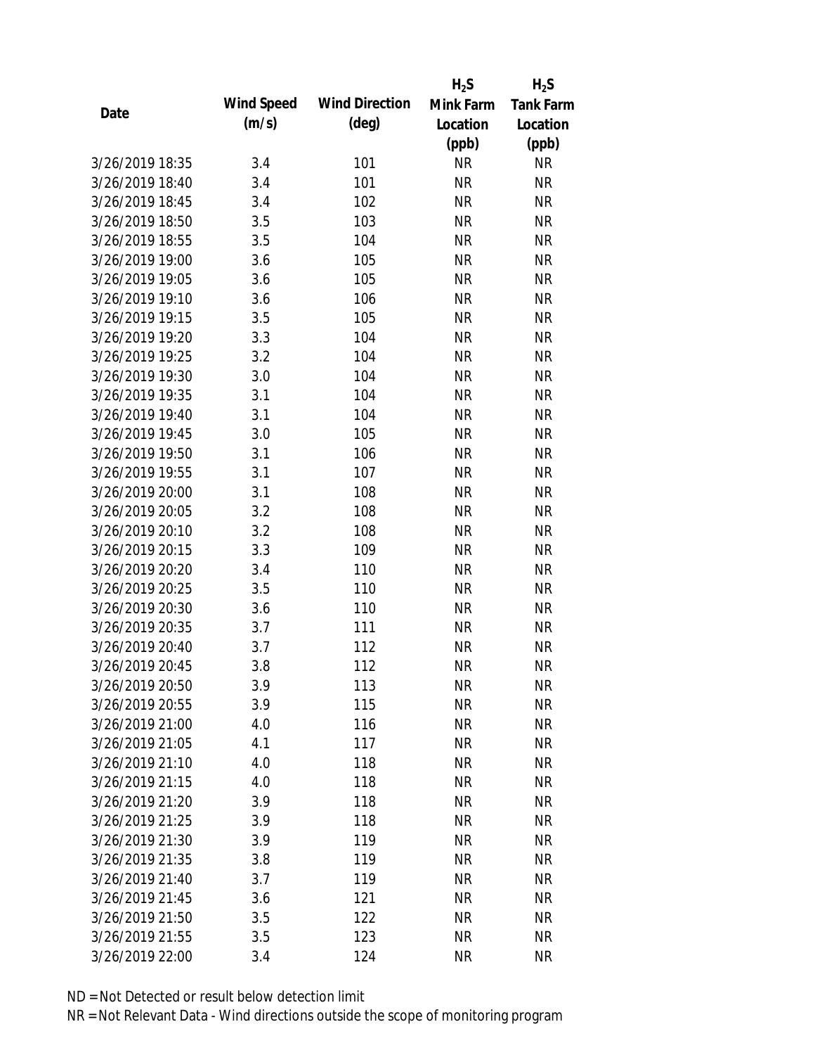| Date | Wind Speed (m/s) | Wind Direction (deg) | $H_2S$ Mink Farm Location (ppb) | $H_2S$ Tank Farm Location (ppb) |
|---|---|---|---|---|
| 3/26/2019 18:35 | 3.4 | 101 | NR | NR |
| 3/26/2019 18:40 | 3.4 | 101 | NR | NR |
| 3/26/2019 18:45 | 3.4 | 102 | NR | NR |
| 3/26/2019 18:50 | 3.5 | 103 | NR | NR |
| 3/26/2019 18:55 | 3.5 | 104 | NR | NR |
| 3/26/2019 19:00 | 3.6 | 105 | NR | NR |
| 3/26/2019 19:05 | 3.6 | 105 | NR | NR |
| 3/26/2019 19:10 | 3.6 | 106 | NR | NR |
| 3/26/2019 19:15 | 3.5 | 105 | NR | NR |
| 3/26/2019 19:20 | 3.3 | 104 | NR | NR |
| 3/26/2019 19:25 | 3.2 | 104 | NR | NR |
| 3/26/2019 19:30 | 3.0 | 104 | NR | NR |
| 3/26/2019 19:35 | 3.1 | 104 | NR | NR |
| 3/26/2019 19:40 | 3.1 | 104 | NR | NR |
| 3/26/2019 19:45 | 3.0 | 105 | NR | NR |
| 3/26/2019 19:50 | 3.1 | 106 | NR | NR |
| 3/26/2019 19:55 | 3.1 | 107 | NR | NR |
| 3/26/2019 20:00 | 3.1 | 108 | NR | NR |
| 3/26/2019 20:05 | 3.2 | 108 | NR | NR |
| 3/26/2019 20:10 | 3.2 | 108 | NR | NR |
| 3/26/2019 20:15 | 3.3 | 109 | NR | NR |
| 3/26/2019 20:20 | 3.4 | 110 | NR | NR |
| 3/26/2019 20:25 | 3.5 | 110 | NR | NR |
| 3/26/2019 20:30 | 3.6 | 110 | NR | NR |
| 3/26/2019 20:35 | 3.7 | 111 | NR | NR |
| 3/26/2019 20:40 | 3.7 | 112 | NR | NR |
| 3/26/2019 20:45 | 3.8 | 112 | NR | NR |
| 3/26/2019 20:50 | 3.9 | 113 | NR | NR |
| 3/26/2019 20:55 | 3.9 | 115 | NR | NR |
| 3/26/2019 21:00 | 4.0 | 116 | NR | NR |
| 3/26/2019 21:05 | 4.1 | 117 | NR | NR |
| 3/26/2019 21:10 | 4.0 | 118 | NR | NR |
| 3/26/2019 21:15 | 4.0 | 118 | NR | NR |
| 3/26/2019 21:20 | 3.9 | 118 | NR | NR |
| 3/26/2019 21:25 | 3.9 | 118 | NR | NR |
| 3/26/2019 21:30 | 3.9 | 119 | NR | NR |
| 3/26/2019 21:35 | 3.8 | 119 | NR | NR |
| 3/26/2019 21:40 | 3.7 | 119 | NR | NR |
| 3/26/2019 21:45 | 3.6 | 121 | NR | NR |
| 3/26/2019 21:50 | 3.5 | 122 | NR | NR |
| 3/26/2019 21:55 | 3.5 | 123 | NR | NR |
| 3/26/2019 22:00 | 3.4 | 124 | NR | NR |

ND = Not Detected or result below detection limit

NR = Not Relevant Data - Wind directions outside the scope of monitoring program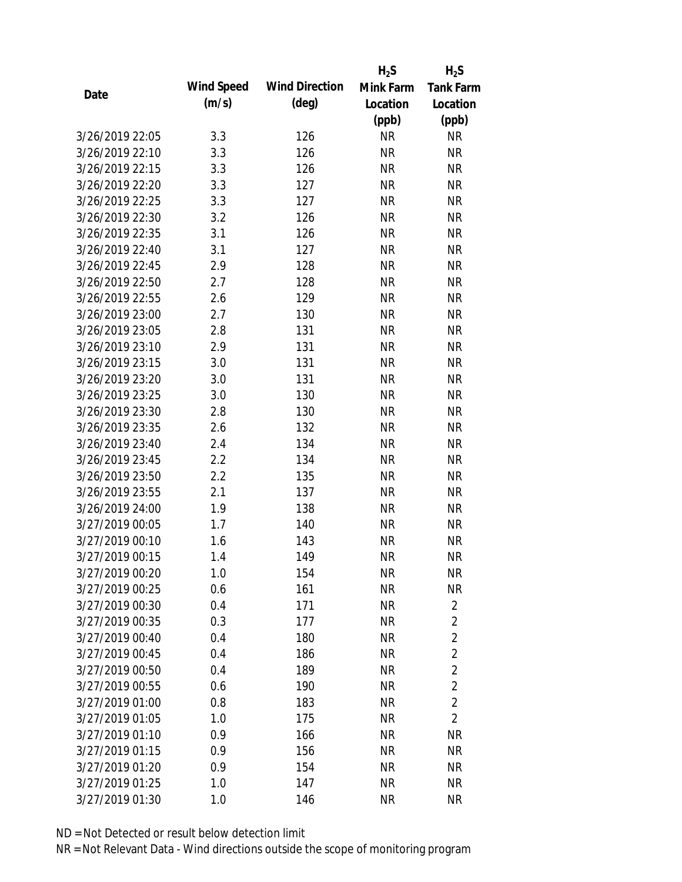| Date | Wind Speed (m/s) | Wind Direction (deg) | $H_2S$ Mink Farm Location (ppb) | $H_2S$ Tank Farm Location (ppb) |
|---|---|---|---|---|
| 3/26/2019 22:05 | 3.3 | 126 | NR | NR |
| 3/26/2019 22:10 | 3.3 | 126 | NR | NR |
| 3/26/2019 22:15 | 3.3 | 126 | NR | NR |
| 3/26/2019 22:20 | 3.3 | 127 | NR | NR |
| 3/26/2019 22:25 | 3.3 | 127 | NR | NR |
| 3/26/2019 22:30 | 3.2 | 126 | NR | NR |
| 3/26/2019 22:35 | 3.1 | 126 | NR | NR |
| 3/26/2019 22:40 | 3.1 | 127 | NR | NR |
| 3/26/2019 22:45 | 2.9 | 128 | NR | NR |
| 3/26/2019 22:50 | 2.7 | 128 | NR | NR |
| 3/26/2019 22:55 | 2.6 | 129 | NR | NR |
| 3/26/2019 23:00 | 2.7 | 130 | NR | NR |
| 3/26/2019 23:05 | 2.8 | 131 | NR | NR |
| 3/26/2019 23:10 | 2.9 | 131 | NR | NR |
| 3/26/2019 23:15 | 3.0 | 131 | NR | NR |
| 3/26/2019 23:20 | 3.0 | 131 | NR | NR |
| 3/26/2019 23:25 | 3.0 | 130 | NR | NR |
| 3/26/2019 23:30 | 2.8 | 130 | NR | NR |
| 3/26/2019 23:35 | 2.6 | 132 | NR | NR |
| 3/26/2019 23:40 | 2.4 | 134 | NR | NR |
| 3/26/2019 23:45 | 2.2 | 134 | NR | NR |
| 3/26/2019 23:50 | 2.2 | 135 | NR | NR |
| 3/26/2019 23:55 | 2.1 | 137 | NR | NR |
| 3/26/2019 24:00 | 1.9 | 138 | NR | NR |
| 3/27/2019 00:05 | 1.7 | 140 | NR | NR |
| 3/27/2019 00:10 | 1.6 | 143 | NR | NR |
| 3/27/2019 00:15 | 1.4 | 149 | NR | NR |
| 3/27/2019 00:20 | 1.0 | 154 | NR | NR |
| 3/27/2019 00:25 | 0.6 | 161 | NR | NR |
| 3/27/2019 00:30 | 0.4 | 171 | NR | 2 |
| 3/27/2019 00:35 | 0.3 | 177 | NR | 2 |
| 3/27/2019 00:40 | 0.4 | 180 | NR | 2 |
| 3/27/2019 00:45 | 0.4 | 186 | NR | 2 |
| 3/27/2019 00:50 | 0.4 | 189 | NR | 2 |
| 3/27/2019 00:55 | 0.6 | 190 | NR | 2 |
| 3/27/2019 01:00 | 0.8 | 183 | NR | 2 |
| 3/27/2019 01:05 | 1.0 | 175 | NR | 2 |
| 3/27/2019 01:10 | 0.9 | 166 | NR | NR |
| 3/27/2019 01:15 | 0.9 | 156 | NR | NR |
| 3/27/2019 01:20 | 0.9 | 154 | NR | NR |
| 3/27/2019 01:25 | 1.0 | 147 | NR | NR |
| 3/27/2019 01:30 | 1.0 | 146 | NR | NR |

ND = Not Detected or result below detection limit

NR = Not Relevant Data - Wind directions outside the scope of monitoring program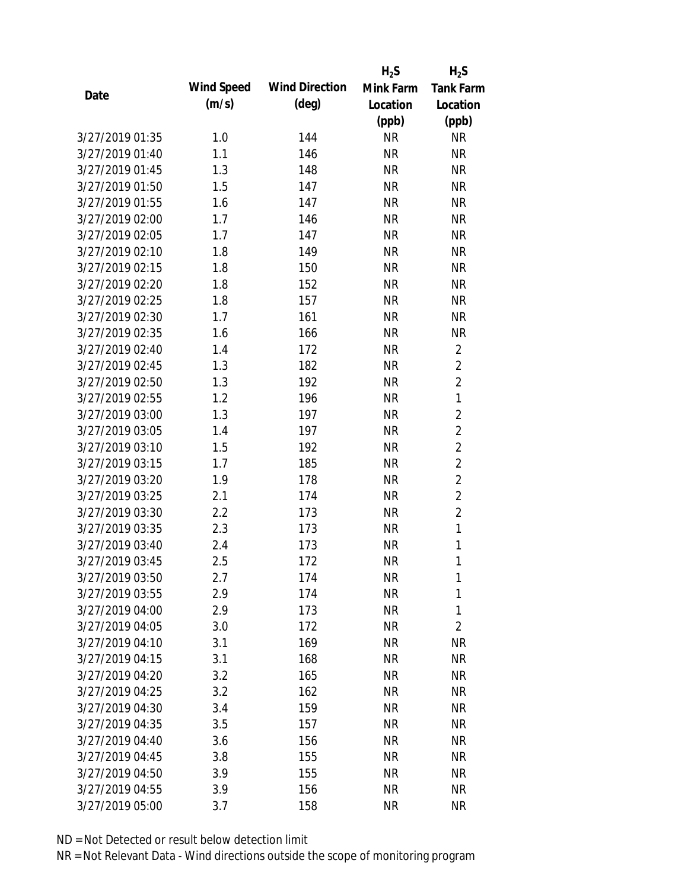| Date | Wind Speed (m/s) | Wind Direction (deg) | $H_2S$ Mink Farm Location (ppb) | $H_2S$ Tank Farm Location (ppb) |
|---|---|---|---|---|
| 3/27/2019 01:35 | 1.0 | 144 | NR | NR |
| 3/27/2019 01:40 | 1.1 | 146 | NR | NR |
| 3/27/2019 01:45 | 1.3 | 148 | NR | NR |
| 3/27/2019 01:50 | 1.5 | 147 | NR | NR |
| 3/27/2019 01:55 | 1.6 | 147 | NR | NR |
| 3/27/2019 02:00 | 1.7 | 146 | NR | NR |
| 3/27/2019 02:05 | 1.7 | 147 | NR | NR |
| 3/27/2019 02:10 | 1.8 | 149 | NR | NR |
| 3/27/2019 02:15 | 1.8 | 150 | NR | NR |
| 3/27/2019 02:20 | 1.8 | 152 | NR | NR |
| 3/27/2019 02:25 | 1.8 | 157 | NR | NR |
| 3/27/2019 02:30 | 1.7 | 161 | NR | NR |
| 3/27/2019 02:35 | 1.6 | 166 | NR | NR |
| 3/27/2019 02:40 | 1.4 | 172 | NR | 2 |
| 3/27/2019 02:45 | 1.3 | 182 | NR | 2 |
| 3/27/2019 02:50 | 1.3 | 192 | NR | 2 |
| 3/27/2019 02:55 | 1.2 | 196 | NR | 1 |
| 3/27/2019 03:00 | 1.3 | 197 | NR | 2 |
| 3/27/2019 03:05 | 1.4 | 197 | NR | 2 |
| 3/27/2019 03:10 | 1.5 | 192 | NR | 2 |
| 3/27/2019 03:15 | 1.7 | 185 | NR | 2 |
| 3/27/2019 03:20 | 1.9 | 178 | NR | 2 |
| 3/27/2019 03:25 | 2.1 | 174 | NR | 2 |
| 3/27/2019 03:30 | 2.2 | 173 | NR | 2 |
| 3/27/2019 03:35 | 2.3 | 173 | NR | 1 |
| 3/27/2019 03:40 | 2.4 | 173 | NR | 1 |
| 3/27/2019 03:45 | 2.5 | 172 | NR | 1 |
| 3/27/2019 03:50 | 2.7 | 174 | NR | 1 |
| 3/27/2019 03:55 | 2.9 | 174 | NR | 1 |
| 3/27/2019 04:00 | 2.9 | 173 | NR | 1 |
| 3/27/2019 04:05 | 3.0 | 172 | NR | 2 |
| 3/27/2019 04:10 | 3.1 | 169 | NR | NR |
| 3/27/2019 04:15 | 3.1 | 168 | NR | NR |
| 3/27/2019 04:20 | 3.2 | 165 | NR | NR |
| 3/27/2019 04:25 | 3.2 | 162 | NR | NR |
| 3/27/2019 04:30 | 3.4 | 159 | NR | NR |
| 3/27/2019 04:35 | 3.5 | 157 | NR | NR |
| 3/27/2019 04:40 | 3.6 | 156 | NR | NR |
| 3/27/2019 04:45 | 3.8 | 155 | NR | NR |
| 3/27/2019 04:50 | 3.9 | 155 | NR | NR |
| 3/27/2019 04:55 | 3.9 | 156 | NR | NR |
| 3/27/2019 05:00 | 3.7 | 158 | NR | NR |

ND = Not Detected or result below detection limit

NR = Not Relevant Data - Wind directions outside the scope of monitoring program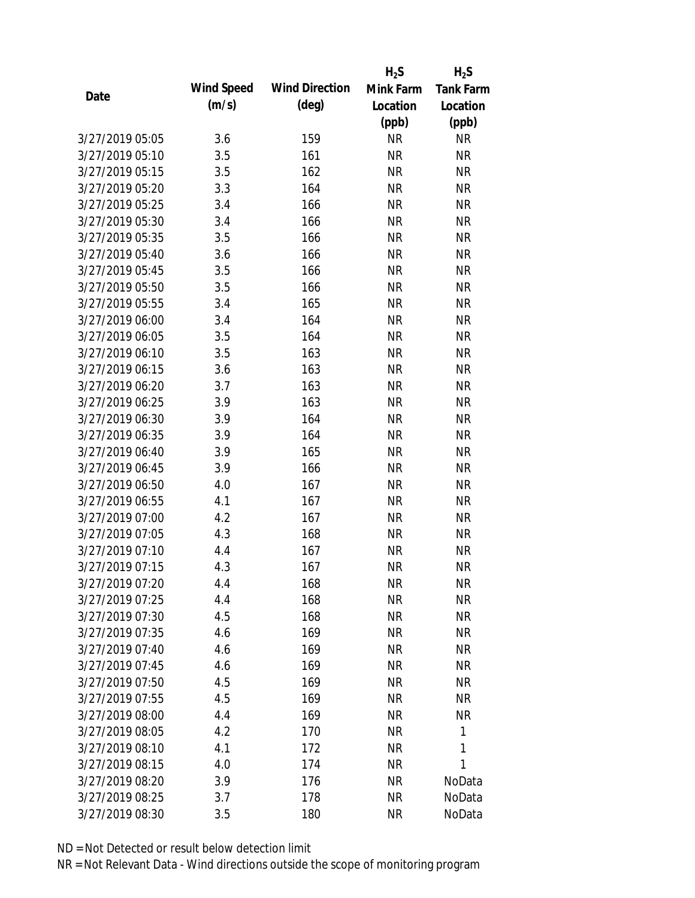| Date | Wind Speed (m/s) | Wind Direction (deg) | $H_2S$ Mink Farm Location (ppb) | $H_2S$ Tank Farm Location (ppb) |
|---|---|---|---|---|
| 3/27/2019 05:05 | 3.6 | 159 | NR | NR |
| 3/27/2019 05:10 | 3.5 | 161 | NR | NR |
| 3/27/2019 05:15 | 3.5 | 162 | NR | NR |
| 3/27/2019 05:20 | 3.3 | 164 | NR | NR |
| 3/27/2019 05:25 | 3.4 | 166 | NR | NR |
| 3/27/2019 05:30 | 3.4 | 166 | NR | NR |
| 3/27/2019 05:35 | 3.5 | 166 | NR | NR |
| 3/27/2019 05:40 | 3.6 | 166 | NR | NR |
| 3/27/2019 05:45 | 3.5 | 166 | NR | NR |
| 3/27/2019 05:50 | 3.5 | 166 | NR | NR |
| 3/27/2019 05:55 | 3.4 | 165 | NR | NR |
| 3/27/2019 06:00 | 3.4 | 164 | NR | NR |
| 3/27/2019 06:05 | 3.5 | 164 | NR | NR |
| 3/27/2019 06:10 | 3.5 | 163 | NR | NR |
| 3/27/2019 06:15 | 3.6 | 163 | NR | NR |
| 3/27/2019 06:20 | 3.7 | 163 | NR | NR |
| 3/27/2019 06:25 | 3.9 | 163 | NR | NR |
| 3/27/2019 06:30 | 3.9 | 164 | NR | NR |
| 3/27/2019 06:35 | 3.9 | 164 | NR | NR |
| 3/27/2019 06:40 | 3.9 | 165 | NR | NR |
| 3/27/2019 06:45 | 3.9 | 166 | NR | NR |
| 3/27/2019 06:50 | 4.0 | 167 | NR | NR |
| 3/27/2019 06:55 | 4.1 | 167 | NR | NR |
| 3/27/2019 07:00 | 4.2 | 167 | NR | NR |
| 3/27/2019 07:05 | 4.3 | 168 | NR | NR |
| 3/27/2019 07:10 | 4.4 | 167 | NR | NR |
| 3/27/2019 07:15 | 4.3 | 167 | NR | NR |
| 3/27/2019 07:20 | 4.4 | 168 | NR | NR |
| 3/27/2019 07:25 | 4.4 | 168 | NR | NR |
| 3/27/2019 07:30 | 4.5 | 168 | NR | NR |
| 3/27/2019 07:35 | 4.6 | 169 | NR | NR |
| 3/27/2019 07:40 | 4.6 | 169 | NR | NR |
| 3/27/2019 07:45 | 4.6 | 169 | NR | NR |
| 3/27/2019 07:50 | 4.5 | 169 | NR | NR |
| 3/27/2019 07:55 | 4.5 | 169 | NR | NR |
| 3/27/2019 08:00 | 4.4 | 169 | NR | NR |
| 3/27/2019 08:05 | 4.2 | 170 | NR | 1 |
| 3/27/2019 08:10 | 4.1 | 172 | NR | 1 |
| 3/27/2019 08:15 | 4.0 | 174 | NR | 1 |
| 3/27/2019 08:20 | 3.9 | 176 | NR | NoData |
| 3/27/2019 08:25 | 3.7 | 178 | NR | NoData |
| 3/27/2019 08:30 | 3.5 | 180 | NR | NoData |

ND = Not Detected or result below detection limit

NR = Not Relevant Data - Wind directions outside the scope of monitoring program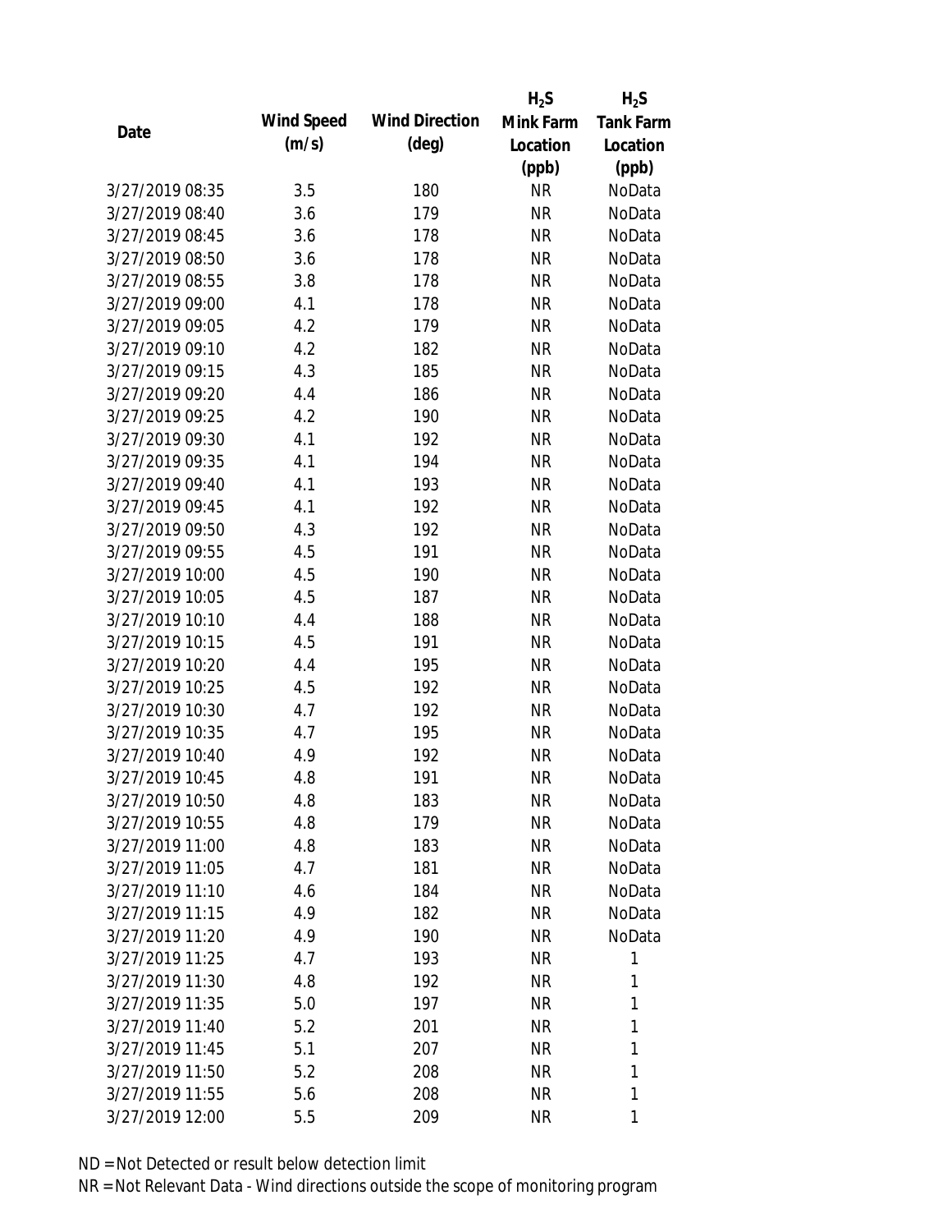| Date | Wind Speed (m/s) | Wind Direction (deg) | $H_2S$ Mink Farm Location (ppb) | $H_2S$ Tank Farm Location (ppb) |
|---|---|---|---|---|
| 3/27/2019 08:35 | 3.5 | 180 | NR | NoData |
| 3/27/2019 08:40 | 3.6 | 179 | NR | NoData |
| 3/27/2019 08:45 | 3.6 | 178 | NR | NoData |
| 3/27/2019 08:50 | 3.6 | 178 | NR | NoData |
| 3/27/2019 08:55 | 3.8 | 178 | NR | NoData |
| 3/27/2019 09:00 | 4.1 | 178 | NR | NoData |
| 3/27/2019 09:05 | 4.2 | 179 | NR | NoData |
| 3/27/2019 09:10 | 4.2 | 182 | NR | NoData |
| 3/27/2019 09:15 | 4.3 | 185 | NR | NoData |
| 3/27/2019 09:20 | 4.4 | 186 | NR | NoData |
| 3/27/2019 09:25 | 4.2 | 190 | NR | NoData |
| 3/27/2019 09:30 | 4.1 | 192 | NR | NoData |
| 3/27/2019 09:35 | 4.1 | 194 | NR | NoData |
| 3/27/2019 09:40 | 4.1 | 193 | NR | NoData |
| 3/27/2019 09:45 | 4.1 | 192 | NR | NoData |
| 3/27/2019 09:50 | 4.3 | 192 | NR | NoData |
| 3/27/2019 09:55 | 4.5 | 191 | NR | NoData |
| 3/27/2019 10:00 | 4.5 | 190 | NR | NoData |
| 3/27/2019 10:05 | 4.5 | 187 | NR | NoData |
| 3/27/2019 10:10 | 4.4 | 188 | NR | NoData |
| 3/27/2019 10:15 | 4.5 | 191 | NR | NoData |
| 3/27/2019 10:20 | 4.4 | 195 | NR | NoData |
| 3/27/2019 10:25 | 4.5 | 192 | NR | NoData |
| 3/27/2019 10:30 | 4.7 | 192 | NR | NoData |
| 3/27/2019 10:35 | 4.7 | 195 | NR | NoData |
| 3/27/2019 10:40 | 4.9 | 192 | NR | NoData |
| 3/27/2019 10:45 | 4.8 | 191 | NR | NoData |
| 3/27/2019 10:50 | 4.8 | 183 | NR | NoData |
| 3/27/2019 10:55 | 4.8 | 179 | NR | NoData |
| 3/27/2019 11:00 | 4.8 | 183 | NR | NoData |
| 3/27/2019 11:05 | 4.7 | 181 | NR | NoData |
| 3/27/2019 11:10 | 4.6 | 184 | NR | NoData |
| 3/27/2019 11:15 | 4.9 | 182 | NR | NoData |
| 3/27/2019 11:20 | 4.9 | 190 | NR | NoData |
| 3/27/2019 11:25 | 4.7 | 193 | NR | 1 |
| 3/27/2019 11:30 | 4.8 | 192 | NR | 1 |
| 3/27/2019 11:35 | 5.0 | 197 | NR | 1 |
| 3/27/2019 11:40 | 5.2 | 201 | NR | 1 |
| 3/27/2019 11:45 | 5.1 | 207 | NR | 1 |
| 3/27/2019 11:50 | 5.2 | 208 | NR | 1 |
| 3/27/2019 11:55 | 5.6 | 208 | NR | 1 |
| 3/27/2019 12:00 | 5.5 | 209 | NR | 1 |

ND = Not Detected or result below detection limit

NR = Not Relevant Data - Wind directions outside the scope of monitoring program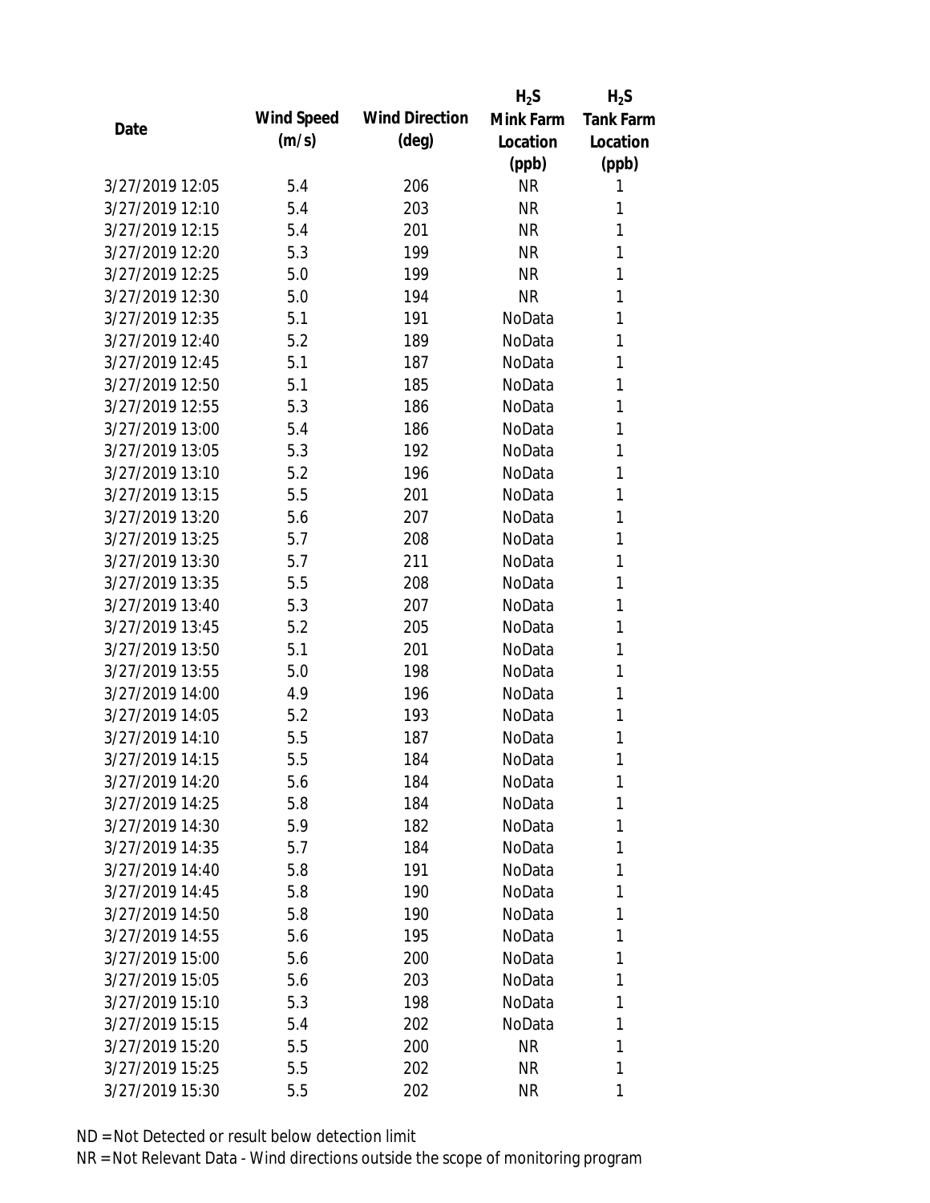| Date | Wind Speed (m/s) | Wind Direction (deg) | $H_2S$ Mink Farm Location (ppb) | $H_2S$ Tank Farm Location (ppb) |
|---|---|---|---|---|
| 3/27/2019 12:05 | 5.4 | 206 | NR | 1 |
| 3/27/2019 12:10 | 5.4 | 203 | NR | 1 |
| 3/27/2019 12:15 | 5.4 | 201 | NR | 1 |
| 3/27/2019 12:20 | 5.3 | 199 | NR | 1 |
| 3/27/2019 12:25 | 5.0 | 199 | NR | 1 |
| 3/27/2019 12:30 | 5.0 | 194 | NR | 1 |
| 3/27/2019 12:35 | 5.1 | 191 | NoData | 1 |
| 3/27/2019 12:40 | 5.2 | 189 | NoData | 1 |
| 3/27/2019 12:45 | 5.1 | 187 | NoData | 1 |
| 3/27/2019 12:50 | 5.1 | 185 | NoData | 1 |
| 3/27/2019 12:55 | 5.3 | 186 | NoData | 1 |
| 3/27/2019 13:00 | 5.4 | 186 | NoData | 1 |
| 3/27/2019 13:05 | 5.3 | 192 | NoData | 1 |
| 3/27/2019 13:10 | 5.2 | 196 | NoData | 1 |
| 3/27/2019 13:15 | 5.5 | 201 | NoData | 1 |
| 3/27/2019 13:20 | 5.6 | 207 | NoData | 1 |
| 3/27/2019 13:25 | 5.7 | 208 | NoData | 1 |
| 3/27/2019 13:30 | 5.7 | 211 | NoData | 1 |
| 3/27/2019 13:35 | 5.5 | 208 | NoData | 1 |
| 3/27/2019 13:40 | 5.3 | 207 | NoData | 1 |
| 3/27/2019 13:45 | 5.2 | 205 | NoData | 1 |
| 3/27/2019 13:50 | 5.1 | 201 | NoData | 1 |
| 3/27/2019 13:55 | 5.0 | 198 | NoData | 1 |
| 3/27/2019 14:00 | 4.9 | 196 | NoData | 1 |
| 3/27/2019 14:05 | 5.2 | 193 | NoData | 1 |
| 3/27/2019 14:10 | 5.5 | 187 | NoData | 1 |
| 3/27/2019 14:15 | 5.5 | 184 | NoData | 1 |
| 3/27/2019 14:20 | 5.6 | 184 | NoData | 1 |
| 3/27/2019 14:25 | 5.8 | 184 | NoData | 1 |
| 3/27/2019 14:30 | 5.9 | 182 | NoData | 1 |
| 3/27/2019 14:35 | 5.7 | 184 | NoData | 1 |
| 3/27/2019 14:40 | 5.8 | 191 | NoData | 1 |
| 3/27/2019 14:45 | 5.8 | 190 | NoData | 1 |
| 3/27/2019 14:50 | 5.8 | 190 | NoData | 1 |
| 3/27/2019 14:55 | 5.6 | 195 | NoData | 1 |
| 3/27/2019 15:00 | 5.6 | 200 | NoData | 1 |
| 3/27/2019 15:05 | 5.6 | 203 | NoData | 1 |
| 3/27/2019 15:10 | 5.3 | 198 | NoData | 1 |
| 3/27/2019 15:15 | 5.4 | 202 | NoData | 1 |
| 3/27/2019 15:20 | 5.5 | 200 | NR | 1 |
| 3/27/2019 15:25 | 5.5 | 202 | NR | 1 |
| 3/27/2019 15:30 | 5.5 | 202 | NR | 1 |

ND = Not Detected or result below detection limit

NR = Not Relevant Data - Wind directions outside the scope of monitoring program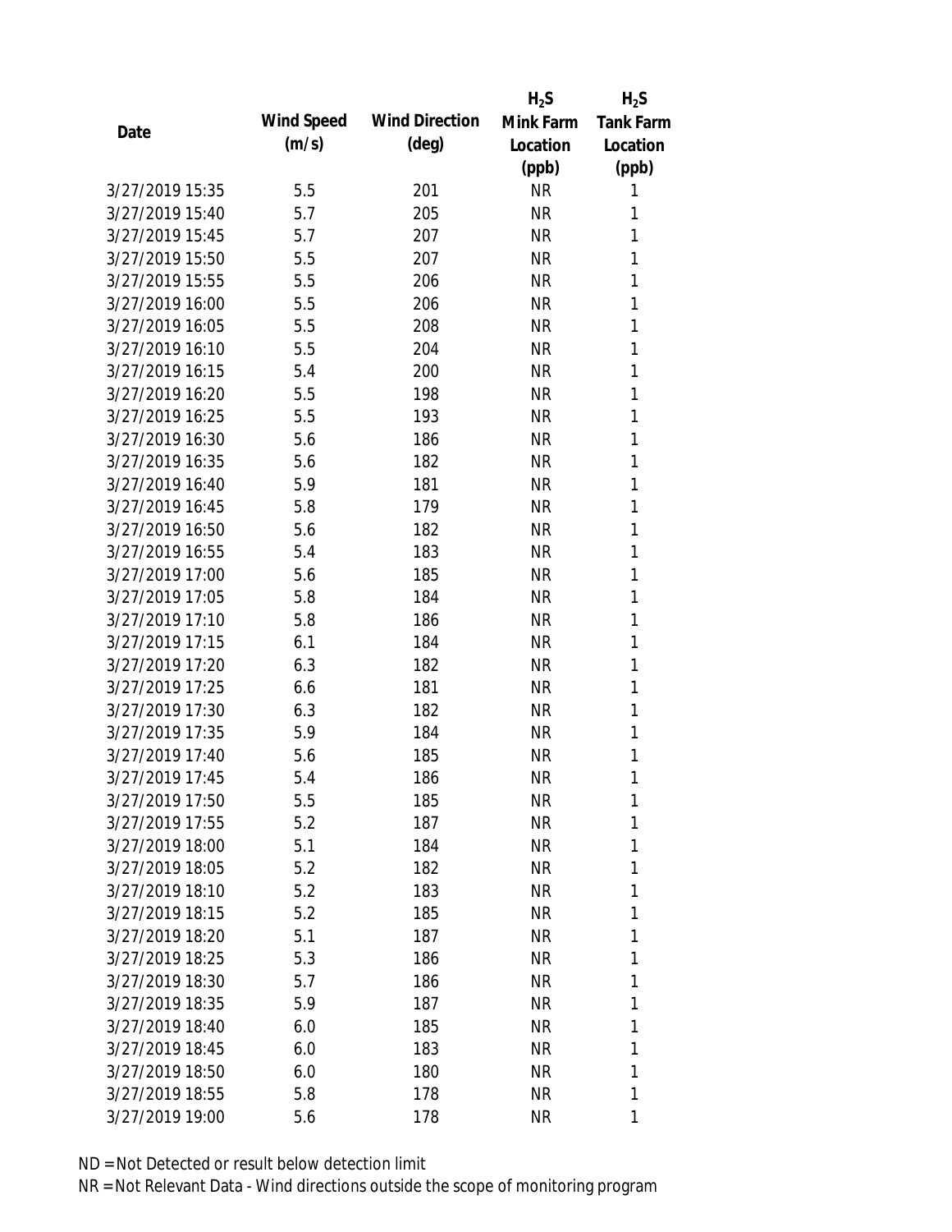| Date | Wind Speed (m/s) | Wind Direction (deg) | $H_2S$ Mink Farm Location (ppb) | $H_2S$ Tank Farm Location (ppb) |
|---|---|---|---|---|
| 3/27/2019 15:35 | 5.5 | 201 | NR | 1 |
| 3/27/2019 15:40 | 5.7 | 205 | NR | 1 |
| 3/27/2019 15:45 | 5.7 | 207 | NR | 1 |
| 3/27/2019 15:50 | 5.5 | 207 | NR | 1 |
| 3/27/2019 15:55 | 5.5 | 206 | NR | 1 |
| 3/27/2019 16:00 | 5.5 | 206 | NR | 1 |
| 3/27/2019 16:05 | 5.5 | 208 | NR | 1 |
| 3/27/2019 16:10 | 5.5 | 204 | NR | 1 |
| 3/27/2019 16:15 | 5.4 | 200 | NR | 1 |
| 3/27/2019 16:20 | 5.5 | 198 | NR | 1 |
| 3/27/2019 16:25 | 5.5 | 193 | NR | 1 |
| 3/27/2019 16:30 | 5.6 | 186 | NR | 1 |
| 3/27/2019 16:35 | 5.6 | 182 | NR | 1 |
| 3/27/2019 16:40 | 5.9 | 181 | NR | 1 |
| 3/27/2019 16:45 | 5.8 | 179 | NR | 1 |
| 3/27/2019 16:50 | 5.6 | 182 | NR | 1 |
| 3/27/2019 16:55 | 5.4 | 183 | NR | 1 |
| 3/27/2019 17:00 | 5.6 | 185 | NR | 1 |
| 3/27/2019 17:05 | 5.8 | 184 | NR | 1 |
| 3/27/2019 17:10 | 5.8 | 186 | NR | 1 |
| 3/27/2019 17:15 | 6.1 | 184 | NR | 1 |
| 3/27/2019 17:20 | 6.3 | 182 | NR | 1 |
| 3/27/2019 17:25 | 6.6 | 181 | NR | 1 |
| 3/27/2019 17:30 | 6.3 | 182 | NR | 1 |
| 3/27/2019 17:35 | 5.9 | 184 | NR | 1 |
| 3/27/2019 17:40 | 5.6 | 185 | NR | 1 |
| 3/27/2019 17:45 | 5.4 | 186 | NR | 1 |
| 3/27/2019 17:50 | 5.5 | 185 | NR | 1 |
| 3/27/2019 17:55 | 5.2 | 187 | NR | 1 |
| 3/27/2019 18:00 | 5.1 | 184 | NR | 1 |
| 3/27/2019 18:05 | 5.2 | 182 | NR | 1 |
| 3/27/2019 18:10 | 5.2 | 183 | NR | 1 |
| 3/27/2019 18:15 | 5.2 | 185 | NR | 1 |
| 3/27/2019 18:20 | 5.1 | 187 | NR | 1 |
| 3/27/2019 18:25 | 5.3 | 186 | NR | 1 |
| 3/27/2019 18:30 | 5.7 | 186 | NR | 1 |
| 3/27/2019 18:35 | 5.9 | 187 | NR | 1 |
| 3/27/2019 18:40 | 6.0 | 185 | NR | 1 |
| 3/27/2019 18:45 | 6.0 | 183 | NR | 1 |
| 3/27/2019 18:50 | 6.0 | 180 | NR | 1 |
| 3/27/2019 18:55 | 5.8 | 178 | NR | 1 |
| 3/27/2019 19:00 | 5.6 | 178 | NR | 1 |

ND = Not Detected or result below detection limit

NR = Not Relevant Data - Wind directions outside the scope of monitoring program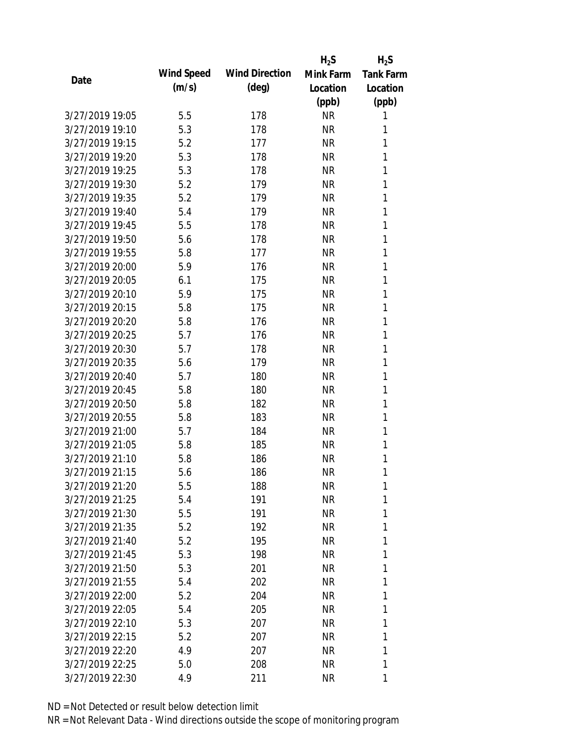| Date | Wind Speed (m/s) | Wind Direction (deg) | $H_2S$ Mink Farm Location (ppb) | $H_2S$ Tank Farm Location (ppb) |
|---|---|---|---|---|
| 3/27/2019 19:05 | 5.5 | 178 | NR | 1 |
| 3/27/2019 19:10 | 5.3 | 178 | NR | 1 |
| 3/27/2019 19:15 | 5.2 | 177 | NR | 1 |
| 3/27/2019 19:20 | 5.3 | 178 | NR | 1 |
| 3/27/2019 19:25 | 5.3 | 178 | NR | 1 |
| 3/27/2019 19:30 | 5.2 | 179 | NR | 1 |
| 3/27/2019 19:35 | 5.2 | 179 | NR | 1 |
| 3/27/2019 19:40 | 5.4 | 179 | NR | 1 |
| 3/27/2019 19:45 | 5.5 | 178 | NR | 1 |
| 3/27/2019 19:50 | 5.6 | 178 | NR | 1 |
| 3/27/2019 19:55 | 5.8 | 177 | NR | 1 |
| 3/27/2019 20:00 | 5.9 | 176 | NR | 1 |
| 3/27/2019 20:05 | 6.1 | 175 | NR | 1 |
| 3/27/2019 20:10 | 5.9 | 175 | NR | 1 |
| 3/27/2019 20:15 | 5.8 | 175 | NR | 1 |
| 3/27/2019 20:20 | 5.8 | 176 | NR | 1 |
| 3/27/2019 20:25 | 5.7 | 176 | NR | 1 |
| 3/27/2019 20:30 | 5.7 | 178 | NR | 1 |
| 3/27/2019 20:35 | 5.6 | 179 | NR | 1 |
| 3/27/2019 20:40 | 5.7 | 180 | NR | 1 |
| 3/27/2019 20:45 | 5.8 | 180 | NR | 1 |
| 3/27/2019 20:50 | 5.8 | 182 | NR | 1 |
| 3/27/2019 20:55 | 5.8 | 183 | NR | 1 |
| 3/27/2019 21:00 | 5.7 | 184 | NR | 1 |
| 3/27/2019 21:05 | 5.8 | 185 | NR | 1 |
| 3/27/2019 21:10 | 5.8 | 186 | NR | 1 |
| 3/27/2019 21:15 | 5.6 | 186 | NR | 1 |
| 3/27/2019 21:20 | 5.5 | 188 | NR | 1 |
| 3/27/2019 21:25 | 5.4 | 191 | NR | 1 |
| 3/27/2019 21:30 | 5.5 | 191 | NR | 1 |
| 3/27/2019 21:35 | 5.2 | 192 | NR | 1 |
| 3/27/2019 21:40 | 5.2 | 195 | NR | 1 |
| 3/27/2019 21:45 | 5.3 | 198 | NR | 1 |
| 3/27/2019 21:50 | 5.3 | 201 | NR | 1 |
| 3/27/2019 21:55 | 5.4 | 202 | NR | 1 |
| 3/27/2019 22:00 | 5.2 | 204 | NR | 1 |
| 3/27/2019 22:05 | 5.4 | 205 | NR | 1 |
| 3/27/2019 22:10 | 5.3 | 207 | NR | 1 |
| 3/27/2019 22:15 | 5.2 | 207 | NR | 1 |
| 3/27/2019 22:20 | 4.9 | 207 | NR | 1 |
| 3/27/2019 22:25 | 5.0 | 208 | NR | 1 |
| 3/27/2019 22:30 | 4.9 | 211 | NR | 1 |

ND = Not Detected or result below detection limit

NR = Not Relevant Data - Wind directions outside the scope of monitoring program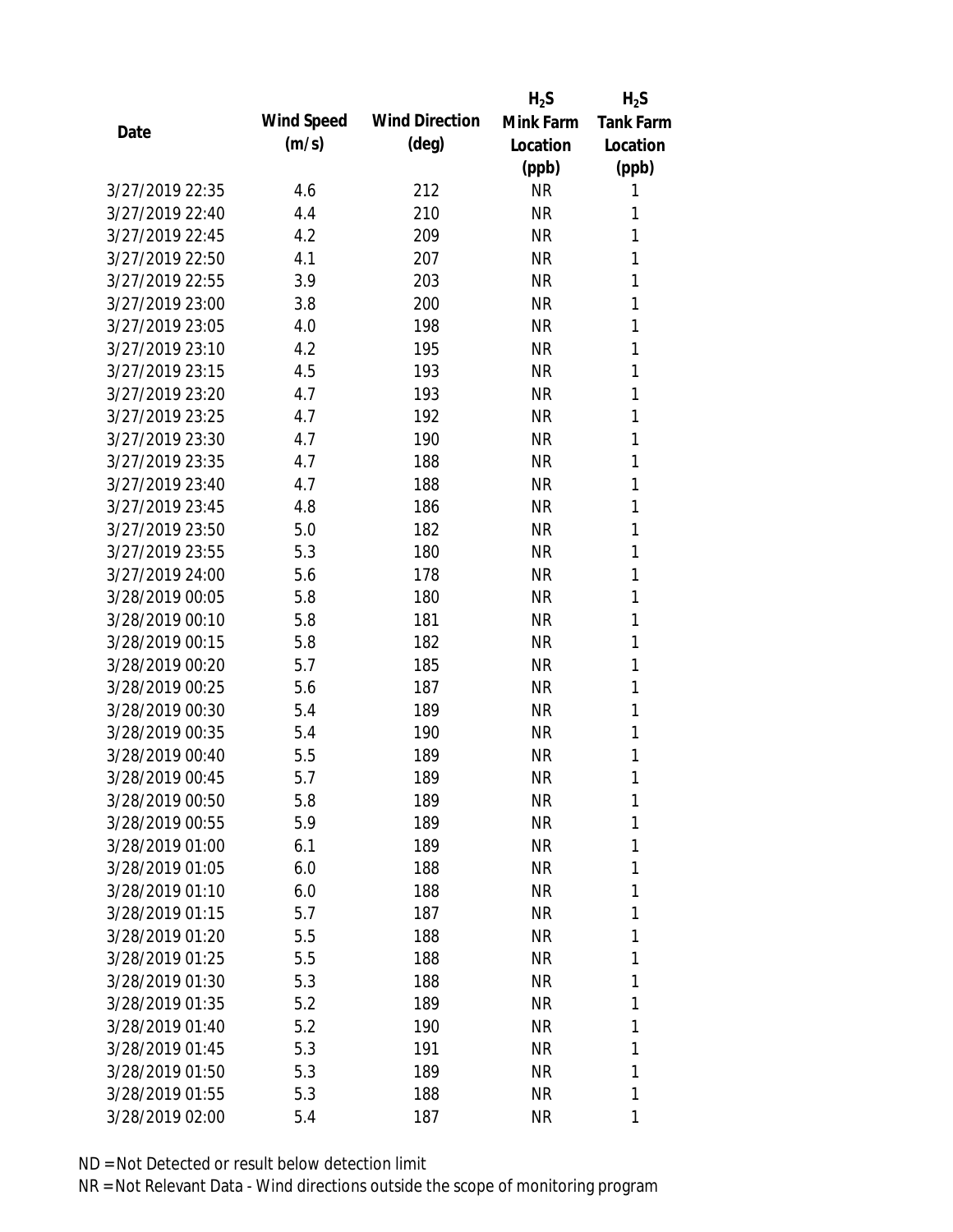| Date | Wind Speed (m/s) | Wind Direction (deg) | $H_2S$ Mink Farm Location (ppb) | $H_2S$ Tank Farm Location (ppb) |
|---|---|---|---|---|
| 3/27/2019 22:35 | 4.6 | 212 | NR | 1 |
| 3/27/2019 22:40 | 4.4 | 210 | NR | 1 |
| 3/27/2019 22:45 | 4.2 | 209 | NR | 1 |
| 3/27/2019 22:50 | 4.1 | 207 | NR | 1 |
| 3/27/2019 22:55 | 3.9 | 203 | NR | 1 |
| 3/27/2019 23:00 | 3.8 | 200 | NR | 1 |
| 3/27/2019 23:05 | 4.0 | 198 | NR | 1 |
| 3/27/2019 23:10 | 4.2 | 195 | NR | 1 |
| 3/27/2019 23:15 | 4.5 | 193 | NR | 1 |
| 3/27/2019 23:20 | 4.7 | 193 | NR | 1 |
| 3/27/2019 23:25 | 4.7 | 192 | NR | 1 |
| 3/27/2019 23:30 | 4.7 | 190 | NR | 1 |
| 3/27/2019 23:35 | 4.7 | 188 | NR | 1 |
| 3/27/2019 23:40 | 4.7 | 188 | NR | 1 |
| 3/27/2019 23:45 | 4.8 | 186 | NR | 1 |
| 3/27/2019 23:50 | 5.0 | 182 | NR | 1 |
| 3/27/2019 23:55 | 5.3 | 180 | NR | 1 |
| 3/27/2019 24:00 | 5.6 | 178 | NR | 1 |
| 3/28/2019 00:05 | 5.8 | 180 | NR | 1 |
| 3/28/2019 00:10 | 5.8 | 181 | NR | 1 |
| 3/28/2019 00:15 | 5.8 | 182 | NR | 1 |
| 3/28/2019 00:20 | 5.7 | 185 | NR | 1 |
| 3/28/2019 00:25 | 5.6 | 187 | NR | 1 |
| 3/28/2019 00:30 | 5.4 | 189 | NR | 1 |
| 3/28/2019 00:35 | 5.4 | 190 | NR | 1 |
| 3/28/2019 00:40 | 5.5 | 189 | NR | 1 |
| 3/28/2019 00:45 | 5.7 | 189 | NR | 1 |
| 3/28/2019 00:50 | 5.8 | 189 | NR | 1 |
| 3/28/2019 00:55 | 5.9 | 189 | NR | 1 |
| 3/28/2019 01:00 | 6.1 | 189 | NR | 1 |
| 3/28/2019 01:05 | 6.0 | 188 | NR | 1 |
| 3/28/2019 01:10 | 6.0 | 188 | NR | 1 |
| 3/28/2019 01:15 | 5.7 | 187 | NR | 1 |
| 3/28/2019 01:20 | 5.5 | 188 | NR | 1 |
| 3/28/2019 01:25 | 5.5 | 188 | NR | 1 |
| 3/28/2019 01:30 | 5.3 | 188 | NR | 1 |
| 3/28/2019 01:35 | 5.2 | 189 | NR | 1 |
| 3/28/2019 01:40 | 5.2 | 190 | NR | 1 |
| 3/28/2019 01:45 | 5.3 | 191 | NR | 1 |
| 3/28/2019 01:50 | 5.3 | 189 | NR | 1 |
| 3/28/2019 01:55 | 5.3 | 188 | NR | 1 |
| 3/28/2019 02:00 | 5.4 | 187 | NR | 1 |

ND = Not Detected or result below detection limit

NR = Not Relevant Data - Wind directions outside the scope of monitoring program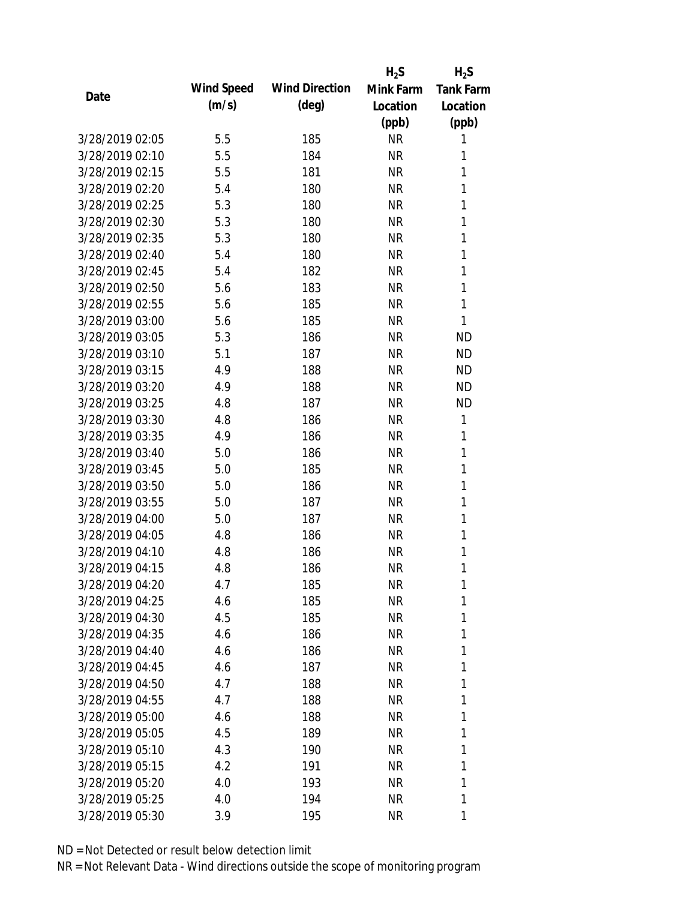| Date | Wind Speed (m/s) | Wind Direction (deg) | $H_2S$ Mink Farm Location (ppb) | $H_2S$ Tank Farm Location (ppb) |
|---|---|---|---|---|
| 3/28/2019 02:05 | 5.5 | 185 | NR | 1 |
| 3/28/2019 02:10 | 5.5 | 184 | NR | 1 |
| 3/28/2019 02:15 | 5.5 | 181 | NR | 1 |
| 3/28/2019 02:20 | 5.4 | 180 | NR | 1 |
| 3/28/2019 02:25 | 5.3 | 180 | NR | 1 |
| 3/28/2019 02:30 | 5.3 | 180 | NR | 1 |
| 3/28/2019 02:35 | 5.3 | 180 | NR | 1 |
| 3/28/2019 02:40 | 5.4 | 180 | NR | 1 |
| 3/28/2019 02:45 | 5.4 | 182 | NR | 1 |
| 3/28/2019 02:50 | 5.6 | 183 | NR | 1 |
| 3/28/2019 02:55 | 5.6 | 185 | NR | 1 |
| 3/28/2019 03:00 | 5.6 | 185 | NR | 1 |
| 3/28/2019 03:05 | 5.3 | 186 | NR | ND |
| 3/28/2019 03:10 | 5.1 | 187 | NR | ND |
| 3/28/2019 03:15 | 4.9 | 188 | NR | ND |
| 3/28/2019 03:20 | 4.9 | 188 | NR | ND |
| 3/28/2019 03:25 | 4.8 | 187 | NR | ND |
| 3/28/2019 03:30 | 4.8 | 186 | NR | 1 |
| 3/28/2019 03:35 | 4.9 | 186 | NR | 1 |
| 3/28/2019 03:40 | 5.0 | 186 | NR | 1 |
| 3/28/2019 03:45 | 5.0 | 185 | NR | 1 |
| 3/28/2019 03:50 | 5.0 | 186 | NR | 1 |
| 3/28/2019 03:55 | 5.0 | 187 | NR | 1 |
| 3/28/2019 04:00 | 5.0 | 187 | NR | 1 |
| 3/28/2019 04:05 | 4.8 | 186 | NR | 1 |
| 3/28/2019 04:10 | 4.8 | 186 | NR | 1 |
| 3/28/2019 04:15 | 4.8 | 186 | NR | 1 |
| 3/28/2019 04:20 | 4.7 | 185 | NR | 1 |
| 3/28/2019 04:25 | 4.6 | 185 | NR | 1 |
| 3/28/2019 04:30 | 4.5 | 185 | NR | 1 |
| 3/28/2019 04:35 | 4.6 | 186 | NR | 1 |
| 3/28/2019 04:40 | 4.6 | 186 | NR | 1 |
| 3/28/2019 04:45 | 4.6 | 187 | NR | 1 |
| 3/28/2019 04:50 | 4.7 | 188 | NR | 1 |
| 3/28/2019 04:55 | 4.7 | 188 | NR | 1 |
| 3/28/2019 05:00 | 4.6 | 188 | NR | 1 |
| 3/28/2019 05:05 | 4.5 | 189 | NR | 1 |
| 3/28/2019 05:10 | 4.3 | 190 | NR | 1 |
| 3/28/2019 05:15 | 4.2 | 191 | NR | 1 |
| 3/28/2019 05:20 | 4.0 | 193 | NR | 1 |
| 3/28/2019 05:25 | 4.0 | 194 | NR | 1 |
| 3/28/2019 05:30 | 3.9 | 195 | NR | 1 |

ND = Not Detected or result below detection limit

NR = Not Relevant Data - Wind directions outside the scope of monitoring program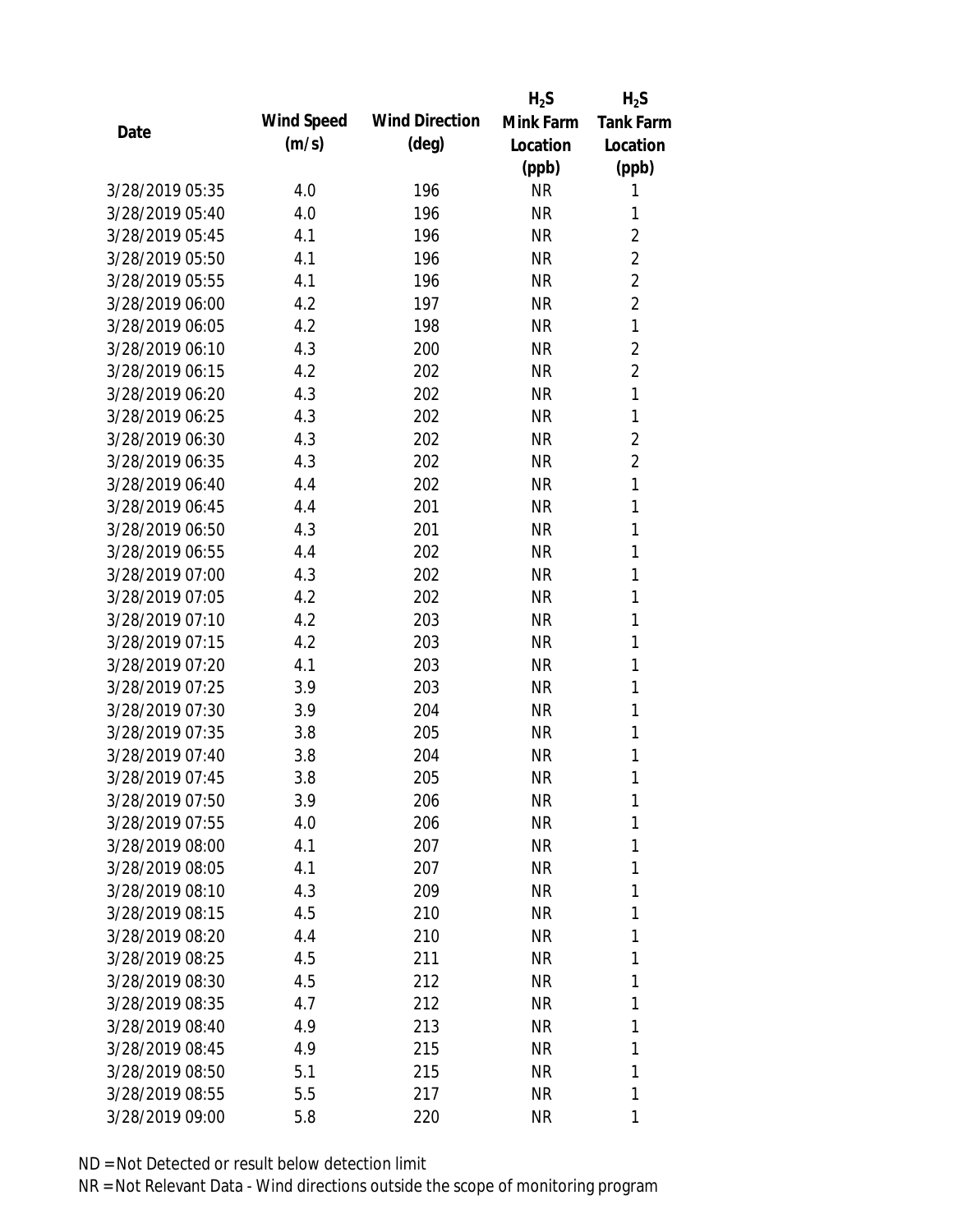| Date | Wind Speed (m/s) | Wind Direction (deg) | $H_2S$ Mink Farm Location (ppb) | $H_2S$ Tank Farm Location (ppb) |
|---|---|---|---|---|
| 3/28/2019 05:35 | 4.0 | 196 | NR | 1 |
| 3/28/2019 05:40 | 4.0 | 196 | NR | 1 |
| 3/28/2019 05:45 | 4.1 | 196 | NR | 2 |
| 3/28/2019 05:50 | 4.1 | 196 | NR | 2 |
| 3/28/2019 05:55 | 4.1 | 196 | NR | 2 |
| 3/28/2019 06:00 | 4.2 | 197 | NR | 2 |
| 3/28/2019 06:05 | 4.2 | 198 | NR | 1 |
| 3/28/2019 06:10 | 4.3 | 200 | NR | 2 |
| 3/28/2019 06:15 | 4.2 | 202 | NR | 2 |
| 3/28/2019 06:20 | 4.3 | 202 | NR | 1 |
| 3/28/2019 06:25 | 4.3 | 202 | NR | 1 |
| 3/28/2019 06:30 | 4.3 | 202 | NR | 2 |
| 3/28/2019 06:35 | 4.3 | 202 | NR | 2 |
| 3/28/2019 06:40 | 4.4 | 202 | NR | 1 |
| 3/28/2019 06:45 | 4.4 | 201 | NR | 1 |
| 3/28/2019 06:50 | 4.3 | 201 | NR | 1 |
| 3/28/2019 06:55 | 4.4 | 202 | NR | 1 |
| 3/28/2019 07:00 | 4.3 | 202 | NR | 1 |
| 3/28/2019 07:05 | 4.2 | 202 | NR | 1 |
| 3/28/2019 07:10 | 4.2 | 203 | NR | 1 |
| 3/28/2019 07:15 | 4.2 | 203 | NR | 1 |
| 3/28/2019 07:20 | 4.1 | 203 | NR | 1 |
| 3/28/2019 07:25 | 3.9 | 203 | NR | 1 |
| 3/28/2019 07:30 | 3.9 | 204 | NR | 1 |
| 3/28/2019 07:35 | 3.8 | 205 | NR | 1 |
| 3/28/2019 07:40 | 3.8 | 204 | NR | 1 |
| 3/28/2019 07:45 | 3.8 | 205 | NR | 1 |
| 3/28/2019 07:50 | 3.9 | 206 | NR | 1 |
| 3/28/2019 07:55 | 4.0 | 206 | NR | 1 |
| 3/28/2019 08:00 | 4.1 | 207 | NR | 1 |
| 3/28/2019 08:05 | 4.1 | 207 | NR | 1 |
| 3/28/2019 08:10 | 4.3 | 209 | NR | 1 |
| 3/28/2019 08:15 | 4.5 | 210 | NR | 1 |
| 3/28/2019 08:20 | 4.4 | 210 | NR | 1 |
| 3/28/2019 08:25 | 4.5 | 211 | NR | 1 |
| 3/28/2019 08:30 | 4.5 | 212 | NR | 1 |
| 3/28/2019 08:35 | 4.7 | 212 | NR | 1 |
| 3/28/2019 08:40 | 4.9 | 213 | NR | 1 |
| 3/28/2019 08:45 | 4.9 | 215 | NR | 1 |
| 3/28/2019 08:50 | 5.1 | 215 | NR | 1 |
| 3/28/2019 08:55 | 5.5 | 217 | NR | 1 |
| 3/28/2019 09:00 | 5.8 | 220 | NR | 1 |

ND = Not Detected or result below detection limit

NR = Not Relevant Data - Wind directions outside the scope of monitoring program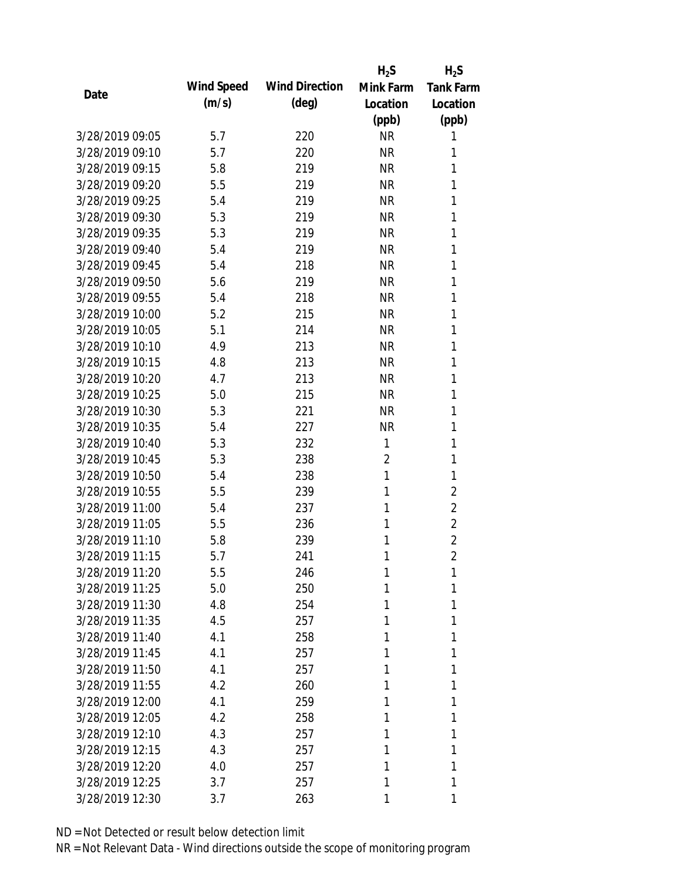| Date | Wind Speed (m/s) | Wind Direction (deg) | $H_2S$ Mink Farm Location (ppb) | $H_2S$ Tank Farm Location (ppb) |
|---|---|---|---|---|
| 3/28/2019 09:05 | 5.7 | 220 | NR | 1 |
| 3/28/2019 09:10 | 5.7 | 220 | NR | 1 |
| 3/28/2019 09:15 | 5.8 | 219 | NR | 1 |
| 3/28/2019 09:20 | 5.5 | 219 | NR | 1 |
| 3/28/2019 09:25 | 5.4 | 219 | NR | 1 |
| 3/28/2019 09:30 | 5.3 | 219 | NR | 1 |
| 3/28/2019 09:35 | 5.3 | 219 | NR | 1 |
| 3/28/2019 09:40 | 5.4 | 219 | NR | 1 |
| 3/28/2019 09:45 | 5.4 | 218 | NR | 1 |
| 3/28/2019 09:50 | 5.6 | 219 | NR | 1 |
| 3/28/2019 09:55 | 5.4 | 218 | NR | 1 |
| 3/28/2019 10:00 | 5.2 | 215 | NR | 1 |
| 3/28/2019 10:05 | 5.1 | 214 | NR | 1 |
| 3/28/2019 10:10 | 4.9 | 213 | NR | 1 |
| 3/28/2019 10:15 | 4.8 | 213 | NR | 1 |
| 3/28/2019 10:20 | 4.7 | 213 | NR | 1 |
| 3/28/2019 10:25 | 5.0 | 215 | NR | 1 |
| 3/28/2019 10:30 | 5.3 | 221 | NR | 1 |
| 3/28/2019 10:35 | 5.4 | 227 | NR | 1 |
| 3/28/2019 10:40 | 5.3 | 232 | 1 | 1 |
| 3/28/2019 10:45 | 5.3 | 238 | 2 | 1 |
| 3/28/2019 10:50 | 5.4 | 238 | 1 | 1 |
| 3/28/2019 10:55 | 5.5 | 239 | 1 | 2 |
| 3/28/2019 11:00 | 5.4 | 237 | 1 | 2 |
| 3/28/2019 11:05 | 5.5 | 236 | 1 | 2 |
| 3/28/2019 11:10 | 5.8 | 239 | 1 | 2 |
| 3/28/2019 11:15 | 5.7 | 241 | 1 | 2 |
| 3/28/2019 11:20 | 5.5 | 246 | 1 | 1 |
| 3/28/2019 11:25 | 5.0 | 250 | 1 | 1 |
| 3/28/2019 11:30 | 4.8 | 254 | 1 | 1 |
| 3/28/2019 11:35 | 4.5 | 257 | 1 | 1 |
| 3/28/2019 11:40 | 4.1 | 258 | 1 | 1 |
| 3/28/2019 11:45 | 4.1 | 257 | 1 | 1 |
| 3/28/2019 11:50 | 4.1 | 257 | 1 | 1 |
| 3/28/2019 11:55 | 4.2 | 260 | 1 | 1 |
| 3/28/2019 12:00 | 4.1 | 259 | 1 | 1 |
| 3/28/2019 12:05 | 4.2 | 258 | 1 | 1 |
| 3/28/2019 12:10 | 4.3 | 257 | 1 | 1 |
| 3/28/2019 12:15 | 4.3 | 257 | 1 | 1 |
| 3/28/2019 12:20 | 4.0 | 257 | 1 | 1 |
| 3/28/2019 12:25 | 3.7 | 257 | 1 | 1 |
| 3/28/2019 12:30 | 3.7 | 263 | 1 | 1 |

ND = Not Detected or result below detection limit

NR = Not Relevant Data - Wind directions outside the scope of monitoring program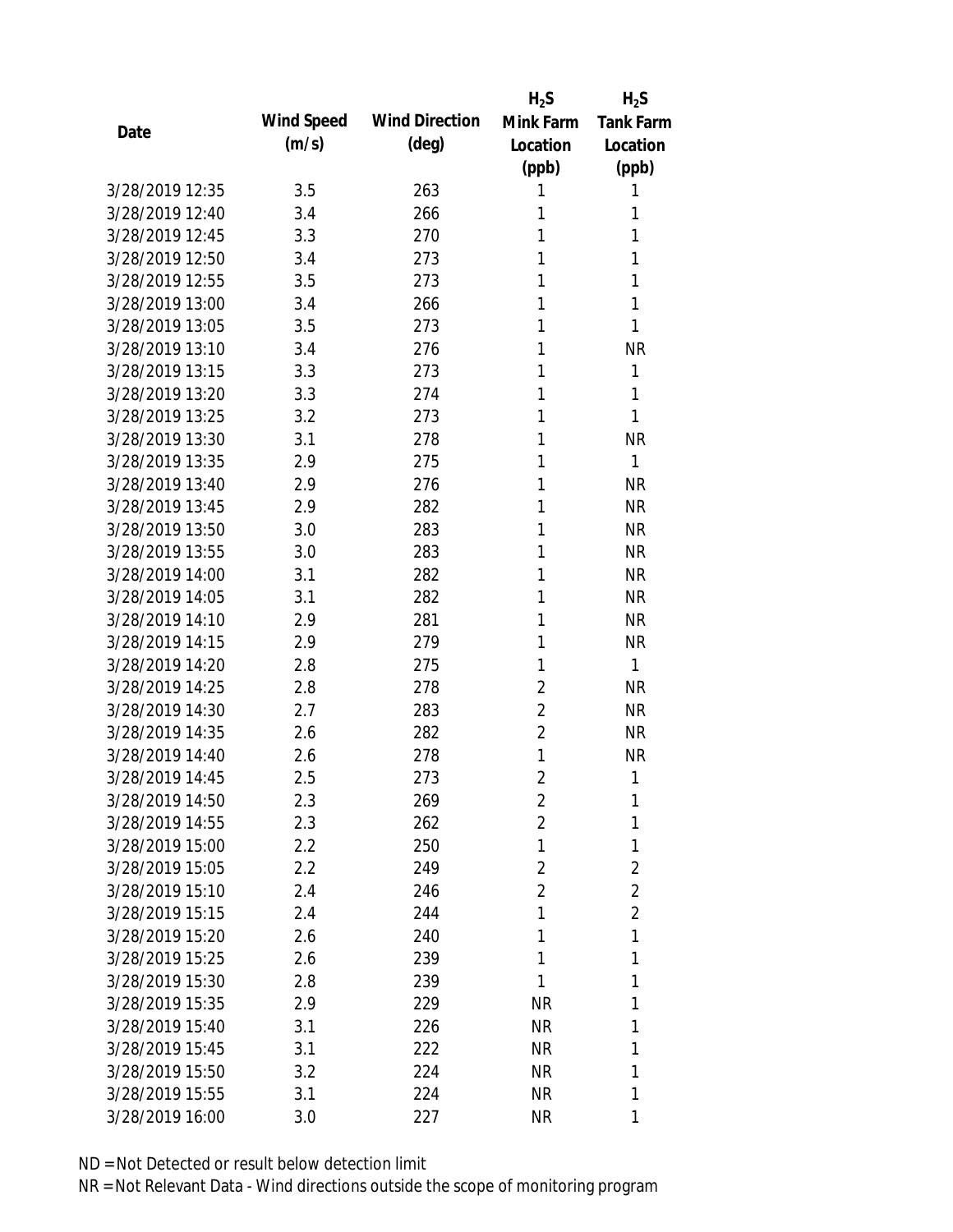| Date | Wind Speed (m/s) | Wind Direction (deg) | $H_2S$ Mink Farm Location (ppb) | $H_2S$ Tank Farm Location (ppb) |
|---|---|---|---|---|
| 3/28/2019 12:35 | 3.5 | 263 | 1 | 1 |
| 3/28/2019 12:40 | 3.4 | 266 | 1 | 1 |
| 3/28/2019 12:45 | 3.3 | 270 | 1 | 1 |
| 3/28/2019 12:50 | 3.4 | 273 | 1 | 1 |
| 3/28/2019 12:55 | 3.5 | 273 | 1 | 1 |
| 3/28/2019 13:00 | 3.4 | 266 | 1 | 1 |
| 3/28/2019 13:05 | 3.5 | 273 | 1 | 1 |
| 3/28/2019 13:10 | 3.4 | 276 | 1 | NR |
| 3/28/2019 13:15 | 3.3 | 273 | 1 | 1 |
| 3/28/2019 13:20 | 3.3 | 274 | 1 | 1 |
| 3/28/2019 13:25 | 3.2 | 273 | 1 | 1 |
| 3/28/2019 13:30 | 3.1 | 278 | 1 | NR |
| 3/28/2019 13:35 | 2.9 | 275 | 1 | 1 |
| 3/28/2019 13:40 | 2.9 | 276 | 1 | NR |
| 3/28/2019 13:45 | 2.9 | 282 | 1 | NR |
| 3/28/2019 13:50 | 3.0 | 283 | 1 | NR |
| 3/28/2019 13:55 | 3.0 | 283 | 1 | NR |
| 3/28/2019 14:00 | 3.1 | 282 | 1 | NR |
| 3/28/2019 14:05 | 3.1 | 282 | 1 | NR |
| 3/28/2019 14:10 | 2.9 | 281 | 1 | NR |
| 3/28/2019 14:15 | 2.9 | 279 | 1 | NR |
| 3/28/2019 14:20 | 2.8 | 275 | 1 | 1 |
| 3/28/2019 14:25 | 2.8 | 278 | 2 | NR |
| 3/28/2019 14:30 | 2.7 | 283 | 2 | NR |
| 3/28/2019 14:35 | 2.6 | 282 | 2 | NR |
| 3/28/2019 14:40 | 2.6 | 278 | 1 | NR |
| 3/28/2019 14:45 | 2.5 | 273 | 2 | 1 |
| 3/28/2019 14:50 | 2.3 | 269 | 2 | 1 |
| 3/28/2019 14:55 | 2.3 | 262 | 2 | 1 |
| 3/28/2019 15:00 | 2.2 | 250 | 1 | 1 |
| 3/28/2019 15:05 | 2.2 | 249 | 2 | 2 |
| 3/28/2019 15:10 | 2.4 | 246 | 2 | 2 |
| 3/28/2019 15:15 | 2.4 | 244 | 1 | 2 |
| 3/28/2019 15:20 | 2.6 | 240 | 1 | 1 |
| 3/28/2019 15:25 | 2.6 | 239 | 1 | 1 |
| 3/28/2019 15:30 | 2.8 | 239 | 1 | 1 |
| 3/28/2019 15:35 | 2.9 | 229 | NR | 1 |
| 3/28/2019 15:40 | 3.1 | 226 | NR | 1 |
| 3/28/2019 15:45 | 3.1 | 222 | NR | 1 |
| 3/28/2019 15:50 | 3.2 | 224 | NR | 1 |
| 3/28/2019 15:55 | 3.1 | 224 | NR | 1 |
| 3/28/2019 16:00 | 3.0 | 227 | NR | 1 |

ND = Not Detected or result below detection limit

NR = Not Relevant Data - Wind directions outside the scope of monitoring program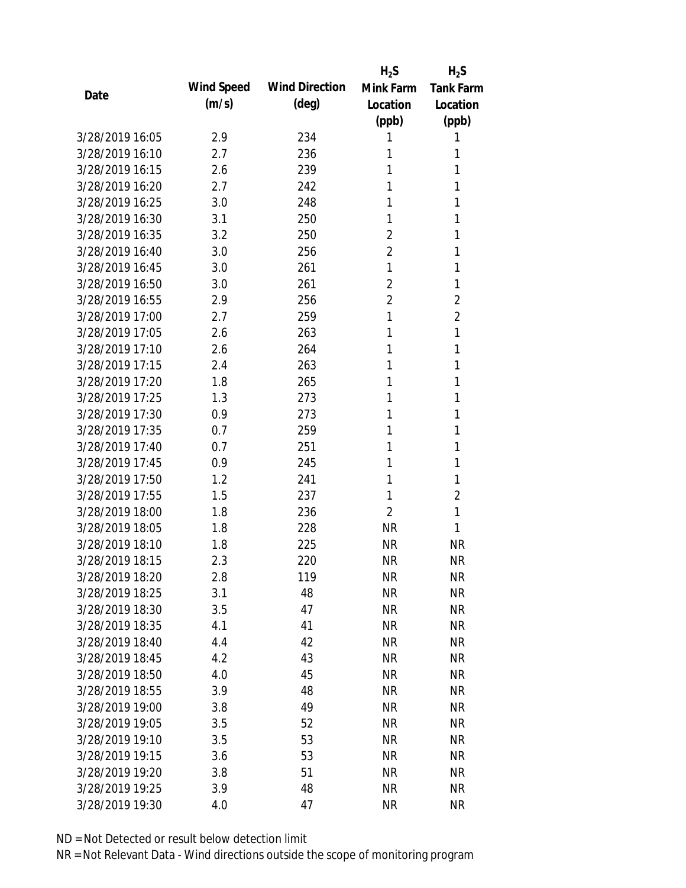| Date | Wind Speed (m/s) | Wind Direction (deg) | $H_2S$ Mink Farm Location (ppb) | $H_2S$ Tank Farm Location (ppb) |
|---|---|---|---|---|
| 3/28/2019 16:05 | 2.9 | 234 | 1 | 1 |
| 3/28/2019 16:10 | 2.7 | 236 | 1 | 1 |
| 3/28/2019 16:15 | 2.6 | 239 | 1 | 1 |
| 3/28/2019 16:20 | 2.7 | 242 | 1 | 1 |
| 3/28/2019 16:25 | 3.0 | 248 | 1 | 1 |
| 3/28/2019 16:30 | 3.1 | 250 | 1 | 1 |
| 3/28/2019 16:35 | 3.2 | 250 | 2 | 1 |
| 3/28/2019 16:40 | 3.0 | 256 | 2 | 1 |
| 3/28/2019 16:45 | 3.0 | 261 | 1 | 1 |
| 3/28/2019 16:50 | 3.0 | 261 | 2 | 1 |
| 3/28/2019 16:55 | 2.9 | 256 | 2 | 2 |
| 3/28/2019 17:00 | 2.7 | 259 | 1 | 2 |
| 3/28/2019 17:05 | 2.6 | 263 | 1 | 1 |
| 3/28/2019 17:10 | 2.6 | 264 | 1 | 1 |
| 3/28/2019 17:15 | 2.4 | 263 | 1 | 1 |
| 3/28/2019 17:20 | 1.8 | 265 | 1 | 1 |
| 3/28/2019 17:25 | 1.3 | 273 | 1 | 1 |
| 3/28/2019 17:30 | 0.9 | 273 | 1 | 1 |
| 3/28/2019 17:35 | 0.7 | 259 | 1 | 1 |
| 3/28/2019 17:40 | 0.7 | 251 | 1 | 1 |
| 3/28/2019 17:45 | 0.9 | 245 | 1 | 1 |
| 3/28/2019 17:50 | 1.2 | 241 | 1 | 1 |
| 3/28/2019 17:55 | 1.5 | 237 | 1 | 2 |
| 3/28/2019 18:00 | 1.8 | 236 | 2 | 1 |
| 3/28/2019 18:05 | 1.8 | 228 | NR | 1 |
| 3/28/2019 18:10 | 1.8 | 225 | NR | NR |
| 3/28/2019 18:15 | 2.3 | 220 | NR | NR |
| 3/28/2019 18:20 | 2.8 | 119 | NR | NR |
| 3/28/2019 18:25 | 3.1 | 48 | NR | NR |
| 3/28/2019 18:30 | 3.5 | 47 | NR | NR |
| 3/28/2019 18:35 | 4.1 | 41 | NR | NR |
| 3/28/2019 18:40 | 4.4 | 42 | NR | NR |
| 3/28/2019 18:45 | 4.2 | 43 | NR | NR |
| 3/28/2019 18:50 | 4.0 | 45 | NR | NR |
| 3/28/2019 18:55 | 3.9 | 48 | NR | NR |
| 3/28/2019 19:00 | 3.8 | 49 | NR | NR |
| 3/28/2019 19:05 | 3.5 | 52 | NR | NR |
| 3/28/2019 19:10 | 3.5 | 53 | NR | NR |
| 3/28/2019 19:15 | 3.6 | 53 | NR | NR |
| 3/28/2019 19:20 | 3.8 | 51 | NR | NR |
| 3/28/2019 19:25 | 3.9 | 48 | NR | NR |
| 3/28/2019 19:30 | 4.0 | 47 | NR | NR |

ND = Not Detected or result below detection limit

NR = Not Relevant Data - Wind directions outside the scope of monitoring program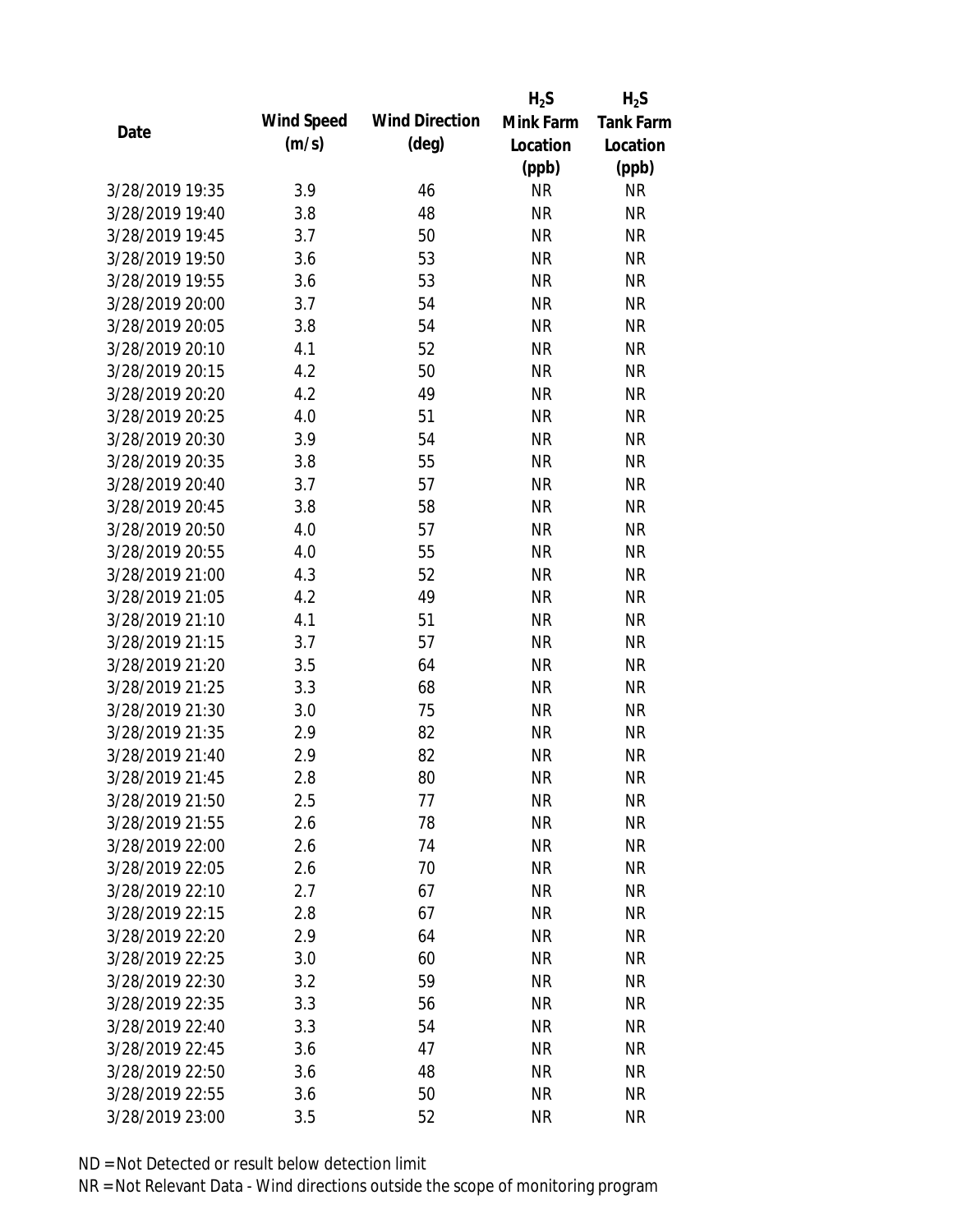| Date | Wind Speed (m/s) | Wind Direction (deg) | $H_2S$ Mink Farm Location (ppb) | $H_2S$ Tank Farm Location (ppb) |
|---|---|---|---|---|
| 3/28/2019 19:35 | 3.9 | 46 | NR | NR |
| 3/28/2019 19:40 | 3.8 | 48 | NR | NR |
| 3/28/2019 19:45 | 3.7 | 50 | NR | NR |
| 3/28/2019 19:50 | 3.6 | 53 | NR | NR |
| 3/28/2019 19:55 | 3.6 | 53 | NR | NR |
| 3/28/2019 20:00 | 3.7 | 54 | NR | NR |
| 3/28/2019 20:05 | 3.8 | 54 | NR | NR |
| 3/28/2019 20:10 | 4.1 | 52 | NR | NR |
| 3/28/2019 20:15 | 4.2 | 50 | NR | NR |
| 3/28/2019 20:20 | 4.2 | 49 | NR | NR |
| 3/28/2019 20:25 | 4.0 | 51 | NR | NR |
| 3/28/2019 20:30 | 3.9 | 54 | NR | NR |
| 3/28/2019 20:35 | 3.8 | 55 | NR | NR |
| 3/28/2019 20:40 | 3.7 | 57 | NR | NR |
| 3/28/2019 20:45 | 3.8 | 58 | NR | NR |
| 3/28/2019 20:50 | 4.0 | 57 | NR | NR |
| 3/28/2019 20:55 | 4.0 | 55 | NR | NR |
| 3/28/2019 21:00 | 4.3 | 52 | NR | NR |
| 3/28/2019 21:05 | 4.2 | 49 | NR | NR |
| 3/28/2019 21:10 | 4.1 | 51 | NR | NR |
| 3/28/2019 21:15 | 3.7 | 57 | NR | NR |
| 3/28/2019 21:20 | 3.5 | 64 | NR | NR |
| 3/28/2019 21:25 | 3.3 | 68 | NR | NR |
| 3/28/2019 21:30 | 3.0 | 75 | NR | NR |
| 3/28/2019 21:35 | 2.9 | 82 | NR | NR |
| 3/28/2019 21:40 | 2.9 | 82 | NR | NR |
| 3/28/2019 21:45 | 2.8 | 80 | NR | NR |
| 3/28/2019 21:50 | 2.5 | 77 | NR | NR |
| 3/28/2019 21:55 | 2.6 | 78 | NR | NR |
| 3/28/2019 22:00 | 2.6 | 74 | NR | NR |
| 3/28/2019 22:05 | 2.6 | 70 | NR | NR |
| 3/28/2019 22:10 | 2.7 | 67 | NR | NR |
| 3/28/2019 22:15 | 2.8 | 67 | NR | NR |
| 3/28/2019 22:20 | 2.9 | 64 | NR | NR |
| 3/28/2019 22:25 | 3.0 | 60 | NR | NR |
| 3/28/2019 22:30 | 3.2 | 59 | NR | NR |
| 3/28/2019 22:35 | 3.3 | 56 | NR | NR |
| 3/28/2019 22:40 | 3.3 | 54 | NR | NR |
| 3/28/2019 22:45 | 3.6 | 47 | NR | NR |
| 3/28/2019 22:50 | 3.6 | 48 | NR | NR |
| 3/28/2019 22:55 | 3.6 | 50 | NR | NR |
| 3/28/2019 23:00 | 3.5 | 52 | NR | NR |

ND = Not Detected or result below detection limit

NR = Not Relevant Data - Wind directions outside the scope of monitoring program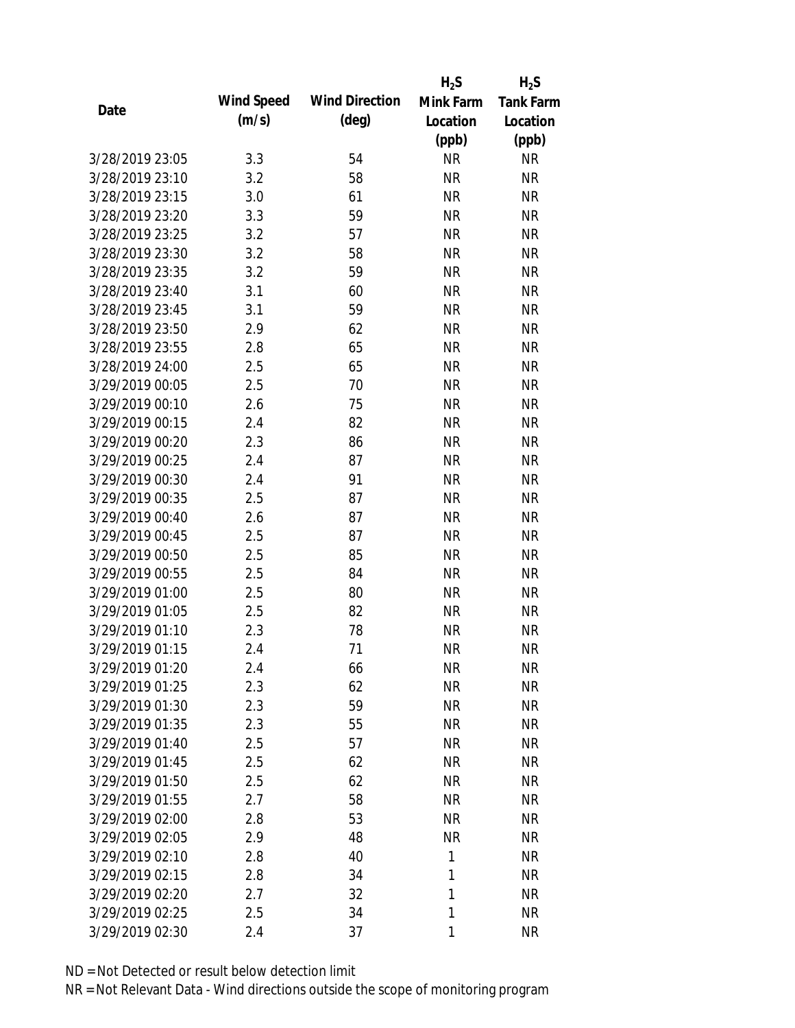| Date | Wind Speed (m/s) | Wind Direction (deg) | $H_2S$ Mink Farm Location (ppb) | $H_2S$ Tank Farm Location (ppb) |
|---|---|---|---|---|
| 3/28/2019 23:05 | 3.3 | 54 | NR | NR |
| 3/28/2019 23:10 | 3.2 | 58 | NR | NR |
| 3/28/2019 23:15 | 3.0 | 61 | NR | NR |
| 3/28/2019 23:20 | 3.3 | 59 | NR | NR |
| 3/28/2019 23:25 | 3.2 | 57 | NR | NR |
| 3/28/2019 23:30 | 3.2 | 58 | NR | NR |
| 3/28/2019 23:35 | 3.2 | 59 | NR | NR |
| 3/28/2019 23:40 | 3.1 | 60 | NR | NR |
| 3/28/2019 23:45 | 3.1 | 59 | NR | NR |
| 3/28/2019 23:50 | 2.9 | 62 | NR | NR |
| 3/28/2019 23:55 | 2.8 | 65 | NR | NR |
| 3/28/2019 24:00 | 2.5 | 65 | NR | NR |
| 3/29/2019 00:05 | 2.5 | 70 | NR | NR |
| 3/29/2019 00:10 | 2.6 | 75 | NR | NR |
| 3/29/2019 00:15 | 2.4 | 82 | NR | NR |
| 3/29/2019 00:20 | 2.3 | 86 | NR | NR |
| 3/29/2019 00:25 | 2.4 | 87 | NR | NR |
| 3/29/2019 00:30 | 2.4 | 91 | NR | NR |
| 3/29/2019 00:35 | 2.5 | 87 | NR | NR |
| 3/29/2019 00:40 | 2.6 | 87 | NR | NR |
| 3/29/2019 00:45 | 2.5 | 87 | NR | NR |
| 3/29/2019 00:50 | 2.5 | 85 | NR | NR |
| 3/29/2019 00:55 | 2.5 | 84 | NR | NR |
| 3/29/2019 01:00 | 2.5 | 80 | NR | NR |
| 3/29/2019 01:05 | 2.5 | 82 | NR | NR |
| 3/29/2019 01:10 | 2.3 | 78 | NR | NR |
| 3/29/2019 01:15 | 2.4 | 71 | NR | NR |
| 3/29/2019 01:20 | 2.4 | 66 | NR | NR |
| 3/29/2019 01:25 | 2.3 | 62 | NR | NR |
| 3/29/2019 01:30 | 2.3 | 59 | NR | NR |
| 3/29/2019 01:35 | 2.3 | 55 | NR | NR |
| 3/29/2019 01:40 | 2.5 | 57 | NR | NR |
| 3/29/2019 01:45 | 2.5 | 62 | NR | NR |
| 3/29/2019 01:50 | 2.5 | 62 | NR | NR |
| 3/29/2019 01:55 | 2.7 | 58 | NR | NR |
| 3/29/2019 02:00 | 2.8 | 53 | NR | NR |
| 3/29/2019 02:05 | 2.9 | 48 | NR | NR |
| 3/29/2019 02:10 | 2.8 | 40 | 1 | NR |
| 3/29/2019 02:15 | 2.8 | 34 | 1 | NR |
| 3/29/2019 02:20 | 2.7 | 32 | 1 | NR |
| 3/29/2019 02:25 | 2.5 | 34 | 1 | NR |
| 3/29/2019 02:30 | 2.4 | 37 | 1 | NR |

ND = Not Detected or result below detection limit

NR = Not Relevant Data - Wind directions outside the scope of monitoring program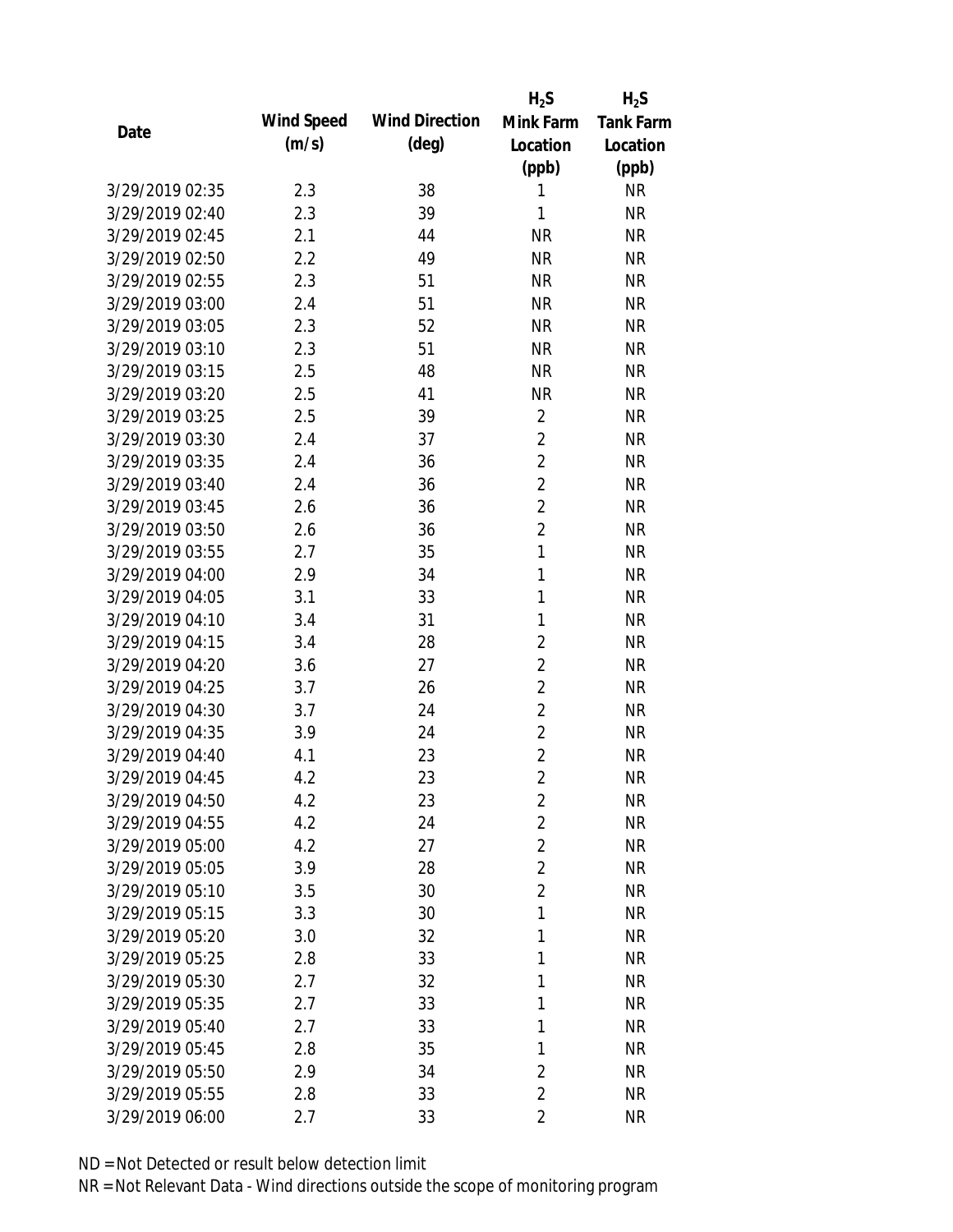| Date | Wind Speed (m/s) | Wind Direction (deg) | $H_2S$ Mink Farm Location (ppb) | $H_2S$ Tank Farm Location (ppb) |
| --- | --- | --- | --- | --- |
| 3/29/2019 02:35 | 2.3 | 38 | 1 | NR |
| 3/29/2019 02:40 | 2.3 | 39 | 1 | NR |
| 3/29/2019 02:45 | 2.1 | 44 | NR | NR |
| 3/29/2019 02:50 | 2.2 | 49 | NR | NR |
| 3/29/2019 02:55 | 2.3 | 51 | NR | NR |
| 3/29/2019 03:00 | 2.4 | 51 | NR | NR |
| 3/29/2019 03:05 | 2.3 | 52 | NR | NR |
| 3/29/2019 03:10 | 2.3 | 51 | NR | NR |
| 3/29/2019 03:15 | 2.5 | 48 | NR | NR |
| 3/29/2019 03:20 | 2.5 | 41 | NR | NR |
| 3/29/2019 03:25 | 2.5 | 39 | 2 | NR |
| 3/29/2019 03:30 | 2.4 | 37 | 2 | NR |
| 3/29/2019 03:35 | 2.4 | 36 | 2 | NR |
| 3/29/2019 03:40 | 2.4 | 36 | 2 | NR |
| 3/29/2019 03:45 | 2.6 | 36 | 2 | NR |
| 3/29/2019 03:50 | 2.6 | 36 | 2 | NR |
| 3/29/2019 03:55 | 2.7 | 35 | 1 | NR |
| 3/29/2019 04:00 | 2.9 | 34 | 1 | NR |
| 3/29/2019 04:05 | 3.1 | 33 | 1 | NR |
| 3/29/2019 04:10 | 3.4 | 31 | 1 | NR |
| 3/29/2019 04:15 | 3.4 | 28 | 2 | NR |
| 3/29/2019 04:20 | 3.6 | 27 | 2 | NR |
| 3/29/2019 04:25 | 3.7 | 26 | 2 | NR |
| 3/29/2019 04:30 | 3.7 | 24 | 2 | NR |
| 3/29/2019 04:35 | 3.9 | 24 | 2 | NR |
| 3/29/2019 04:40 | 4.1 | 23 | 2 | NR |
| 3/29/2019 04:45 | 4.2 | 23 | 2 | NR |
| 3/29/2019 04:50 | 4.2 | 23 | 2 | NR |
| 3/29/2019 04:55 | 4.2 | 24 | 2 | NR |
| 3/29/2019 05:00 | 4.2 | 27 | 2 | NR |
| 3/29/2019 05:05 | 3.9 | 28 | 2 | NR |
| 3/29/2019 05:10 | 3.5 | 30 | 2 | NR |
| 3/29/2019 05:15 | 3.3 | 30 | 1 | NR |
| 3/29/2019 05:20 | 3.0 | 32 | 1 | NR |
| 3/29/2019 05:25 | 2.8 | 33 | 1 | NR |
| 3/29/2019 05:30 | 2.7 | 32 | 1 | NR |
| 3/29/2019 05:35 | 2.7 | 33 | 1 | NR |
| 3/29/2019 05:40 | 2.7 | 33 | 1 | NR |
| 3/29/2019 05:45 | 2.8 | 35 | 1 | NR |
| 3/29/2019 05:50 | 2.9 | 34 | 2 | NR |
| 3/29/2019 05:55 | 2.8 | 33 | 2 | NR |
| 3/29/2019 06:00 | 2.7 | 33 | 2 | NR |

ND = Not Detected or result below detection limit

NR = Not Relevant Data - Wind directions outside the scope of monitoring program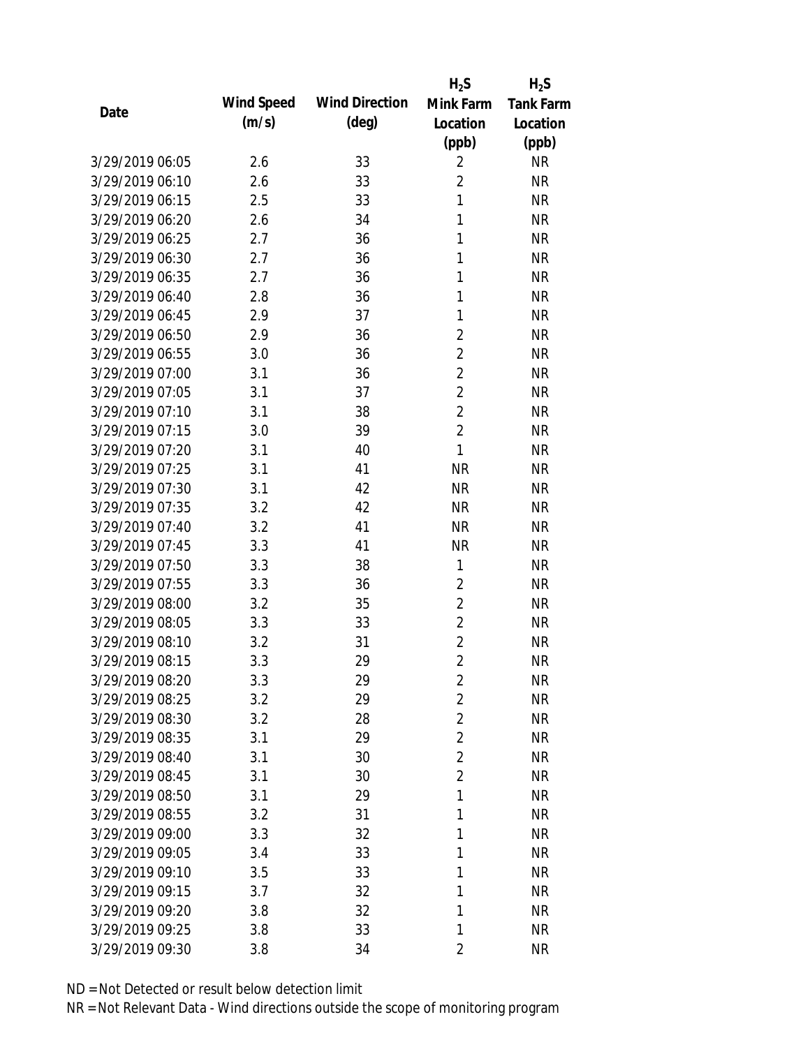| Date | Wind Speed (m/s) | Wind Direction (deg) | $H_2S$ Mink Farm Location (ppb) | $H_2S$ Tank Farm Location (ppb) |
|---|---|---|---|---|
| 3/29/2019 06:05 | 2.6 | 33 | 2 | NR |
| 3/29/2019 06:10 | 2.6 | 33 | 2 | NR |
| 3/29/2019 06:15 | 2.5 | 33 | 1 | NR |
| 3/29/2019 06:20 | 2.6 | 34 | 1 | NR |
| 3/29/2019 06:25 | 2.7 | 36 | 1 | NR |
| 3/29/2019 06:30 | 2.7 | 36 | 1 | NR |
| 3/29/2019 06:35 | 2.7 | 36 | 1 | NR |
| 3/29/2019 06:40 | 2.8 | 36 | 1 | NR |
| 3/29/2019 06:45 | 2.9 | 37 | 1 | NR |
| 3/29/2019 06:50 | 2.9 | 36 | 2 | NR |
| 3/29/2019 06:55 | 3.0 | 36 | 2 | NR |
| 3/29/2019 07:00 | 3.1 | 36 | 2 | NR |
| 3/29/2019 07:05 | 3.1 | 37 | 2 | NR |
| 3/29/2019 07:10 | 3.1 | 38 | 2 | NR |
| 3/29/2019 07:15 | 3.0 | 39 | 2 | NR |
| 3/29/2019 07:20 | 3.1 | 40 | 1 | NR |
| 3/29/2019 07:25 | 3.1 | 41 | NR | NR |
| 3/29/2019 07:30 | 3.1 | 42 | NR | NR |
| 3/29/2019 07:35 | 3.2 | 42 | NR | NR |
| 3/29/2019 07:40 | 3.2 | 41 | NR | NR |
| 3/29/2019 07:45 | 3.3 | 41 | NR | NR |
| 3/29/2019 07:50 | 3.3 | 38 | 1 | NR |
| 3/29/2019 07:55 | 3.3 | 36 | 2 | NR |
| 3/29/2019 08:00 | 3.2 | 35 | 2 | NR |
| 3/29/2019 08:05 | 3.3 | 33 | 2 | NR |
| 3/29/2019 08:10 | 3.2 | 31 | 2 | NR |
| 3/29/2019 08:15 | 3.3 | 29 | 2 | NR |
| 3/29/2019 08:20 | 3.3 | 29 | 2 | NR |
| 3/29/2019 08:25 | 3.2 | 29 | 2 | NR |
| 3/29/2019 08:30 | 3.2 | 28 | 2 | NR |
| 3/29/2019 08:35 | 3.1 | 29 | 2 | NR |
| 3/29/2019 08:40 | 3.1 | 30 | 2 | NR |
| 3/29/2019 08:45 | 3.1 | 30 | 2 | NR |
| 3/29/2019 08:50 | 3.1 | 29 | 1 | NR |
| 3/29/2019 08:55 | 3.2 | 31 | 1 | NR |
| 3/29/2019 09:00 | 3.3 | 32 | 1 | NR |
| 3/29/2019 09:05 | 3.4 | 33 | 1 | NR |
| 3/29/2019 09:10 | 3.5 | 33 | 1 | NR |
| 3/29/2019 09:15 | 3.7 | 32 | 1 | NR |
| 3/29/2019 09:20 | 3.8 | 32 | 1 | NR |
| 3/29/2019 09:25 | 3.8 | 33 | 1 | NR |
| 3/29/2019 09:30 | 3.8 | 34 | 2 | NR |

ND = Not Detected or result below detection limit

NR = Not Relevant Data - Wind directions outside the scope of monitoring program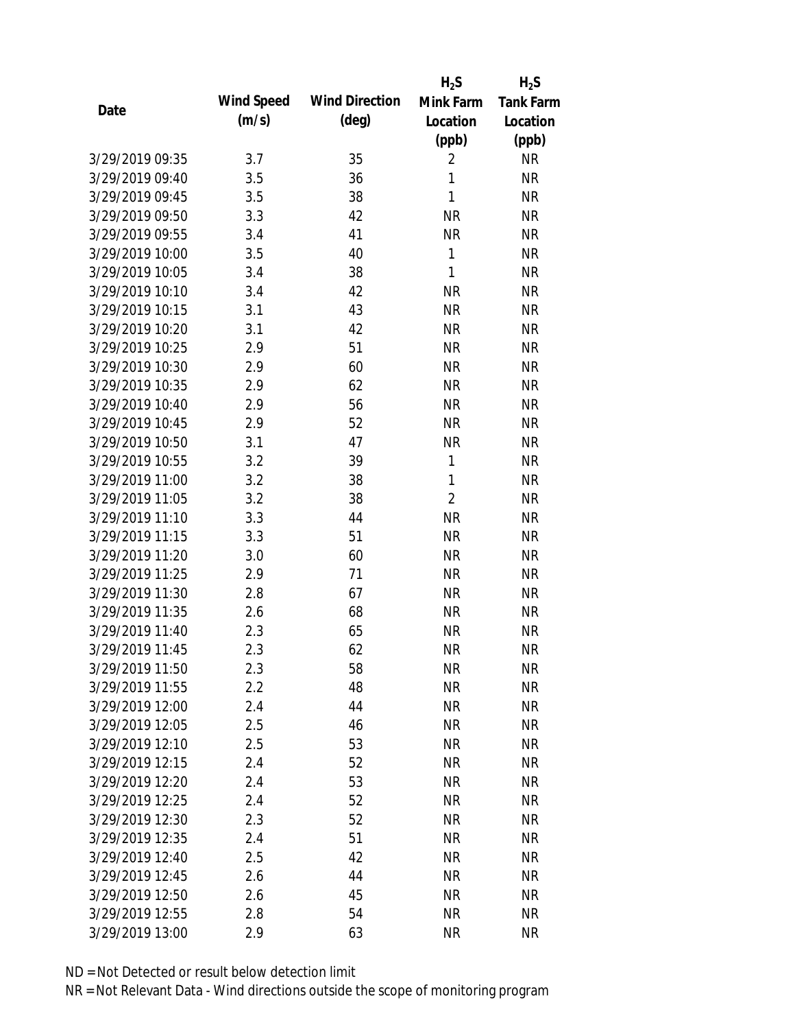| Date | Wind Speed (m/s) | Wind Direction (deg) | $H_2S$ Mink Farm Location (ppb) | $H_2S$ Tank Farm Location (ppb) |
|---|---|---|---|---|
| 3/29/2019 09:35 | 3.7 | 35 | 2 | NR |
| 3/29/2019 09:40 | 3.5 | 36 | 1 | NR |
| 3/29/2019 09:45 | 3.5 | 38 | 1 | NR |
| 3/29/2019 09:50 | 3.3 | 42 | NR | NR |
| 3/29/2019 09:55 | 3.4 | 41 | NR | NR |
| 3/29/2019 10:00 | 3.5 | 40 | 1 | NR |
| 3/29/2019 10:05 | 3.4 | 38 | 1 | NR |
| 3/29/2019 10:10 | 3.4 | 42 | NR | NR |
| 3/29/2019 10:15 | 3.1 | 43 | NR | NR |
| 3/29/2019 10:20 | 3.1 | 42 | NR | NR |
| 3/29/2019 10:25 | 2.9 | 51 | NR | NR |
| 3/29/2019 10:30 | 2.9 | 60 | NR | NR |
| 3/29/2019 10:35 | 2.9 | 62 | NR | NR |
| 3/29/2019 10:40 | 2.9 | 56 | NR | NR |
| 3/29/2019 10:45 | 2.9 | 52 | NR | NR |
| 3/29/2019 10:50 | 3.1 | 47 | NR | NR |
| 3/29/2019 10:55 | 3.2 | 39 | 1 | NR |
| 3/29/2019 11:00 | 3.2 | 38 | 1 | NR |
| 3/29/2019 11:05 | 3.2 | 38 | 2 | NR |
| 3/29/2019 11:10 | 3.3 | 44 | NR | NR |
| 3/29/2019 11:15 | 3.3 | 51 | NR | NR |
| 3/29/2019 11:20 | 3.0 | 60 | NR | NR |
| 3/29/2019 11:25 | 2.9 | 71 | NR | NR |
| 3/29/2019 11:30 | 2.8 | 67 | NR | NR |
| 3/29/2019 11:35 | 2.6 | 68 | NR | NR |
| 3/29/2019 11:40 | 2.3 | 65 | NR | NR |
| 3/29/2019 11:45 | 2.3 | 62 | NR | NR |
| 3/29/2019 11:50 | 2.3 | 58 | NR | NR |
| 3/29/2019 11:55 | 2.2 | 48 | NR | NR |
| 3/29/2019 12:00 | 2.4 | 44 | NR | NR |
| 3/29/2019 12:05 | 2.5 | 46 | NR | NR |
| 3/29/2019 12:10 | 2.5 | 53 | NR | NR |
| 3/29/2019 12:15 | 2.4 | 52 | NR | NR |
| 3/29/2019 12:20 | 2.4 | 53 | NR | NR |
| 3/29/2019 12:25 | 2.4 | 52 | NR | NR |
| 3/29/2019 12:30 | 2.3 | 52 | NR | NR |
| 3/29/2019 12:35 | 2.4 | 51 | NR | NR |
| 3/29/2019 12:40 | 2.5 | 42 | NR | NR |
| 3/29/2019 12:45 | 2.6 | 44 | NR | NR |
| 3/29/2019 12:50 | 2.6 | 45 | NR | NR |
| 3/29/2019 12:55 | 2.8 | 54 | NR | NR |
| 3/29/2019 13:00 | 2.9 | 63 | NR | NR |

ND = Not Detected or result below detection limit

NR = Not Relevant Data - Wind directions outside the scope of monitoring program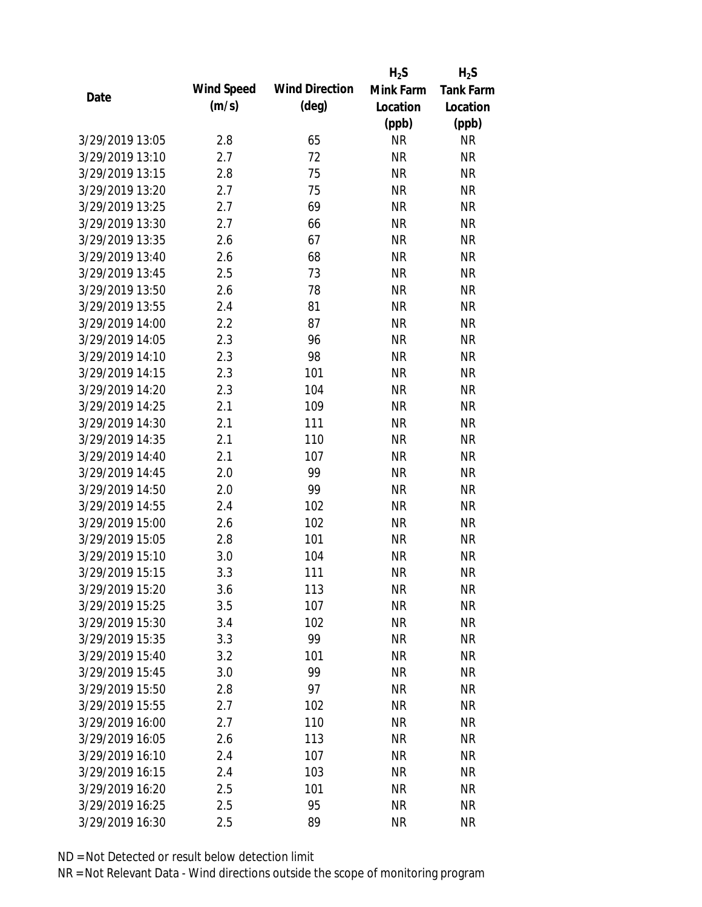| Date | Wind Speed (m/s) | Wind Direction (deg) | $H_2S$ Mink Farm Location (ppb) | $H_2S$ Tank Farm Location (ppb) |
|---|---|---|---|---|
| 3/29/2019 13:05 | 2.8 | 65 | NR | NR |
| 3/29/2019 13:10 | 2.7 | 72 | NR | NR |
| 3/29/2019 13:15 | 2.8 | 75 | NR | NR |
| 3/29/2019 13:20 | 2.7 | 75 | NR | NR |
| 3/29/2019 13:25 | 2.7 | 69 | NR | NR |
| 3/29/2019 13:30 | 2.7 | 66 | NR | NR |
| 3/29/2019 13:35 | 2.6 | 67 | NR | NR |
| 3/29/2019 13:40 | 2.6 | 68 | NR | NR |
| 3/29/2019 13:45 | 2.5 | 73 | NR | NR |
| 3/29/2019 13:50 | 2.6 | 78 | NR | NR |
| 3/29/2019 13:55 | 2.4 | 81 | NR | NR |
| 3/29/2019 14:00 | 2.2 | 87 | NR | NR |
| 3/29/2019 14:05 | 2.3 | 96 | NR | NR |
| 3/29/2019 14:10 | 2.3 | 98 | NR | NR |
| 3/29/2019 14:15 | 2.3 | 101 | NR | NR |
| 3/29/2019 14:20 | 2.3 | 104 | NR | NR |
| 3/29/2019 14:25 | 2.1 | 109 | NR | NR |
| 3/29/2019 14:30 | 2.1 | 111 | NR | NR |
| 3/29/2019 14:35 | 2.1 | 110 | NR | NR |
| 3/29/2019 14:40 | 2.1 | 107 | NR | NR |
| 3/29/2019 14:45 | 2.0 | 99 | NR | NR |
| 3/29/2019 14:50 | 2.0 | 99 | NR | NR |
| 3/29/2019 14:55 | 2.4 | 102 | NR | NR |
| 3/29/2019 15:00 | 2.6 | 102 | NR | NR |
| 3/29/2019 15:05 | 2.8 | 101 | NR | NR |
| 3/29/2019 15:10 | 3.0 | 104 | NR | NR |
| 3/29/2019 15:15 | 3.3 | 111 | NR | NR |
| 3/29/2019 15:20 | 3.6 | 113 | NR | NR |
| 3/29/2019 15:25 | 3.5 | 107 | NR | NR |
| 3/29/2019 15:30 | 3.4 | 102 | NR | NR |
| 3/29/2019 15:35 | 3.3 | 99 | NR | NR |
| 3/29/2019 15:40 | 3.2 | 101 | NR | NR |
| 3/29/2019 15:45 | 3.0 | 99 | NR | NR |
| 3/29/2019 15:50 | 2.8 | 97 | NR | NR |
| 3/29/2019 15:55 | 2.7 | 102 | NR | NR |
| 3/29/2019 16:00 | 2.7 | 110 | NR | NR |
| 3/29/2019 16:05 | 2.6 | 113 | NR | NR |
| 3/29/2019 16:10 | 2.4 | 107 | NR | NR |
| 3/29/2019 16:15 | 2.4 | 103 | NR | NR |
| 3/29/2019 16:20 | 2.5 | 101 | NR | NR |
| 3/29/2019 16:25 | 2.5 | 95 | NR | NR |
| 3/29/2019 16:30 | 2.5 | 89 | NR | NR |

ND = Not Detected or result below detection limit

NR = Not Relevant Data - Wind directions outside the scope of monitoring program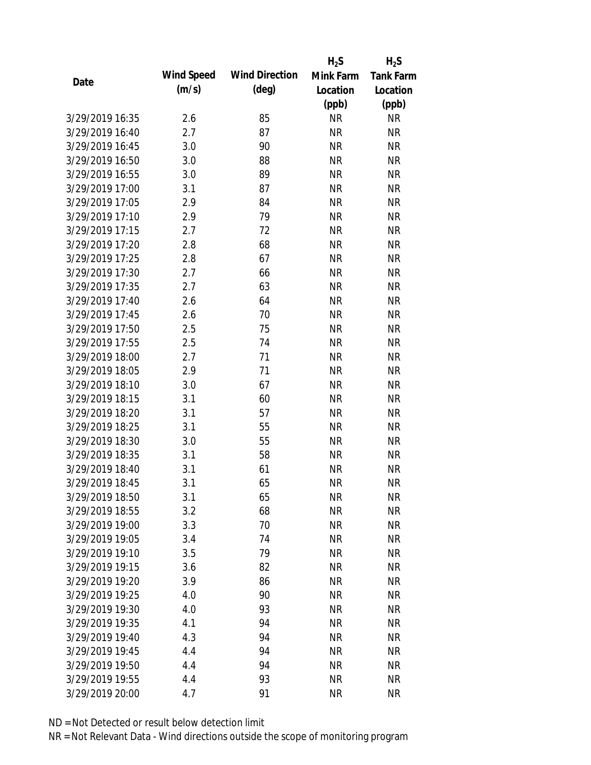| Date | Wind Speed (m/s) | Wind Direction (deg) | $H_2S$ Mink Farm Location (ppb) | $H_2S$ Tank Farm Location (ppb) |
|---|---|---|---|---|
| 3/29/2019 16:35 | 2.6 | 85 | NR | NR |
| 3/29/2019 16:40 | 2.7 | 87 | NR | NR |
| 3/29/2019 16:45 | 3.0 | 90 | NR | NR |
| 3/29/2019 16:50 | 3.0 | 88 | NR | NR |
| 3/29/2019 16:55 | 3.0 | 89 | NR | NR |
| 3/29/2019 17:00 | 3.1 | 87 | NR | NR |
| 3/29/2019 17:05 | 2.9 | 84 | NR | NR |
| 3/29/2019 17:10 | 2.9 | 79 | NR | NR |
| 3/29/2019 17:15 | 2.7 | 72 | NR | NR |
| 3/29/2019 17:20 | 2.8 | 68 | NR | NR |
| 3/29/2019 17:25 | 2.8 | 67 | NR | NR |
| 3/29/2019 17:30 | 2.7 | 66 | NR | NR |
| 3/29/2019 17:35 | 2.7 | 63 | NR | NR |
| 3/29/2019 17:40 | 2.6 | 64 | NR | NR |
| 3/29/2019 17:45 | 2.6 | 70 | NR | NR |
| 3/29/2019 17:50 | 2.5 | 75 | NR | NR |
| 3/29/2019 17:55 | 2.5 | 74 | NR | NR |
| 3/29/2019 18:00 | 2.7 | 71 | NR | NR |
| 3/29/2019 18:05 | 2.9 | 71 | NR | NR |
| 3/29/2019 18:10 | 3.0 | 67 | NR | NR |
| 3/29/2019 18:15 | 3.1 | 60 | NR | NR |
| 3/29/2019 18:20 | 3.1 | 57 | NR | NR |
| 3/29/2019 18:25 | 3.1 | 55 | NR | NR |
| 3/29/2019 18:30 | 3.0 | 55 | NR | NR |
| 3/29/2019 18:35 | 3.1 | 58 | NR | NR |
| 3/29/2019 18:40 | 3.1 | 61 | NR | NR |
| 3/29/2019 18:45 | 3.1 | 65 | NR | NR |
| 3/29/2019 18:50 | 3.1 | 65 | NR | NR |
| 3/29/2019 18:55 | 3.2 | 68 | NR | NR |
| 3/29/2019 19:00 | 3.3 | 70 | NR | NR |
| 3/29/2019 19:05 | 3.4 | 74 | NR | NR |
| 3/29/2019 19:10 | 3.5 | 79 | NR | NR |
| 3/29/2019 19:15 | 3.6 | 82 | NR | NR |
| 3/29/2019 19:20 | 3.9 | 86 | NR | NR |
| 3/29/2019 19:25 | 4.0 | 90 | NR | NR |
| 3/29/2019 19:30 | 4.0 | 93 | NR | NR |
| 3/29/2019 19:35 | 4.1 | 94 | NR | NR |
| 3/29/2019 19:40 | 4.3 | 94 | NR | NR |
| 3/29/2019 19:45 | 4.4 | 94 | NR | NR |
| 3/29/2019 19:50 | 4.4 | 94 | NR | NR |
| 3/29/2019 19:55 | 4.4 | 93 | NR | NR |
| 3/29/2019 20:00 | 4.7 | 91 | NR | NR |

ND = Not Detected or result below detection limit

NR = Not Relevant Data - Wind directions outside the scope of monitoring program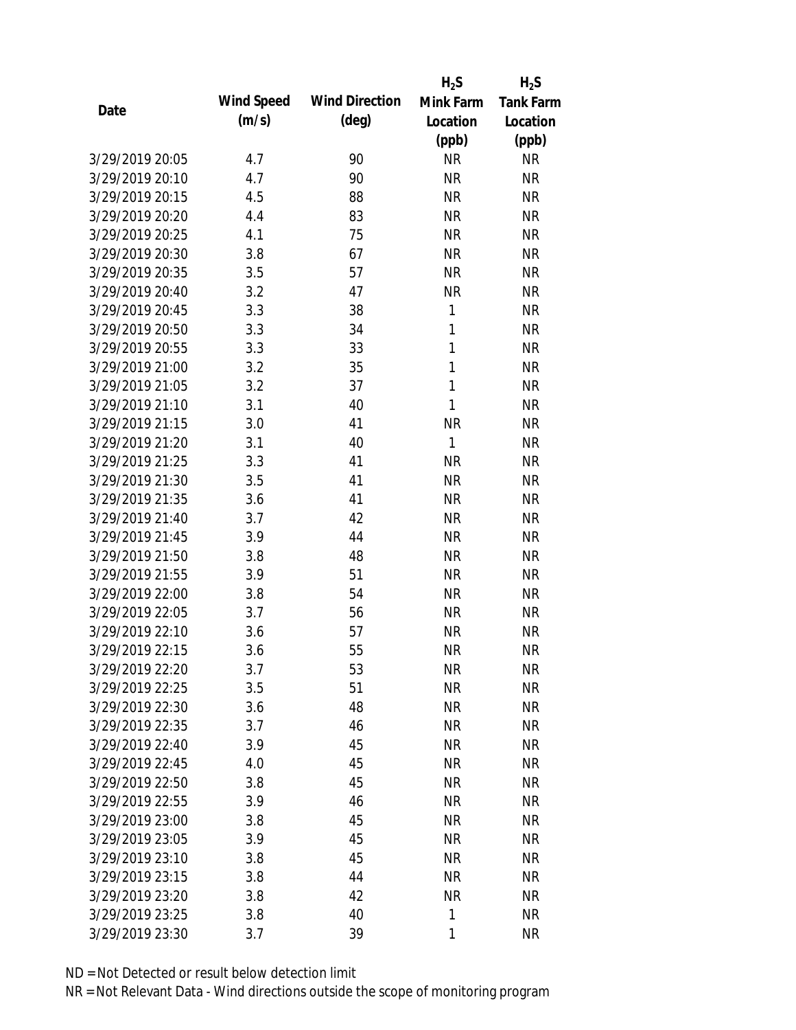| Date | Wind Speed (m/s) | Wind Direction (deg) | $H_2S$ Mink Farm Location (ppb) | $H_2S$ Tank Farm Location (ppb) |
|---|---|---|---|---|
| 3/29/2019 20:05 | 4.7 | 90 | NR | NR |
| 3/29/2019 20:10 | 4.7 | 90 | NR | NR |
| 3/29/2019 20:15 | 4.5 | 88 | NR | NR |
| 3/29/2019 20:20 | 4.4 | 83 | NR | NR |
| 3/29/2019 20:25 | 4.1 | 75 | NR | NR |
| 3/29/2019 20:30 | 3.8 | 67 | NR | NR |
| 3/29/2019 20:35 | 3.5 | 57 | NR | NR |
| 3/29/2019 20:40 | 3.2 | 47 | NR | NR |
| 3/29/2019 20:45 | 3.3 | 38 | 1 | NR |
| 3/29/2019 20:50 | 3.3 | 34 | 1 | NR |
| 3/29/2019 20:55 | 3.3 | 33 | 1 | NR |
| 3/29/2019 21:00 | 3.2 | 35 | 1 | NR |
| 3/29/2019 21:05 | 3.2 | 37 | 1 | NR |
| 3/29/2019 21:10 | 3.1 | 40 | 1 | NR |
| 3/29/2019 21:15 | 3.0 | 41 | NR | NR |
| 3/29/2019 21:20 | 3.1 | 40 | 1 | NR |
| 3/29/2019 21:25 | 3.3 | 41 | NR | NR |
| 3/29/2019 21:30 | 3.5 | 41 | NR | NR |
| 3/29/2019 21:35 | 3.6 | 41 | NR | NR |
| 3/29/2019 21:40 | 3.7 | 42 | NR | NR |
| 3/29/2019 21:45 | 3.9 | 44 | NR | NR |
| 3/29/2019 21:50 | 3.8 | 48 | NR | NR |
| 3/29/2019 21:55 | 3.9 | 51 | NR | NR |
| 3/29/2019 22:00 | 3.8 | 54 | NR | NR |
| 3/29/2019 22:05 | 3.7 | 56 | NR | NR |
| 3/29/2019 22:10 | 3.6 | 57 | NR | NR |
| 3/29/2019 22:15 | 3.6 | 55 | NR | NR |
| 3/29/2019 22:20 | 3.7 | 53 | NR | NR |
| 3/29/2019 22:25 | 3.5 | 51 | NR | NR |
| 3/29/2019 22:30 | 3.6 | 48 | NR | NR |
| 3/29/2019 22:35 | 3.7 | 46 | NR | NR |
| 3/29/2019 22:40 | 3.9 | 45 | NR | NR |
| 3/29/2019 22:45 | 4.0 | 45 | NR | NR |
| 3/29/2019 22:50 | 3.8 | 45 | NR | NR |
| 3/29/2019 22:55 | 3.9 | 46 | NR | NR |
| 3/29/2019 23:00 | 3.8 | 45 | NR | NR |
| 3/29/2019 23:05 | 3.9 | 45 | NR | NR |
| 3/29/2019 23:10 | 3.8 | 45 | NR | NR |
| 3/29/2019 23:15 | 3.8 | 44 | NR | NR |
| 3/29/2019 23:20 | 3.8 | 42 | NR | NR |
| 3/29/2019 23:25 | 3.8 | 40 | 1 | NR |
| 3/29/2019 23:30 | 3.7 | 39 | 1 | NR |

ND = Not Detected or result below detection limit

NR = Not Relevant Data - Wind directions outside the scope of monitoring program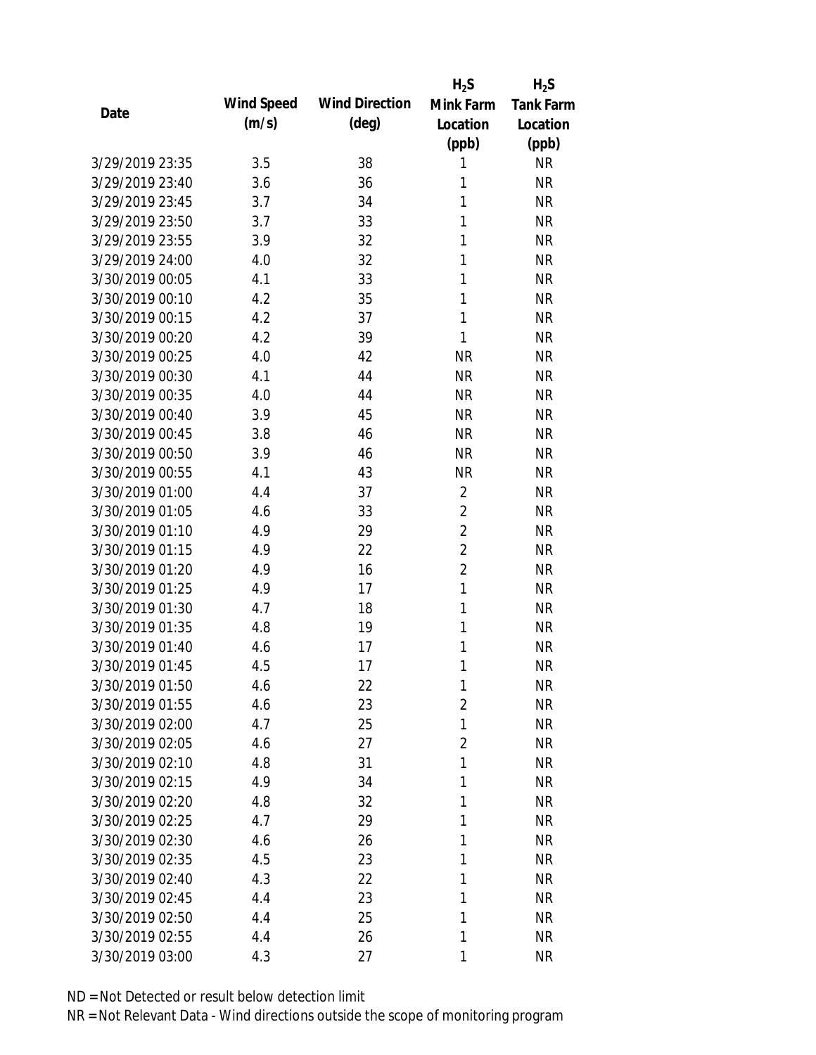| Date | Wind Speed (m/s) | Wind Direction (deg) | $H_2S$ Mink Farm Location (ppb) | $H_2S$ Tank Farm Location (ppb) |
|---|---|---|---|---|
| 3/29/2019 23:35 | 3.5 | 38 | 1 | NR |
| 3/29/2019 23:40 | 3.6 | 36 | 1 | NR |
| 3/29/2019 23:45 | 3.7 | 34 | 1 | NR |
| 3/29/2019 23:50 | 3.7 | 33 | 1 | NR |
| 3/29/2019 23:55 | 3.9 | 32 | 1 | NR |
| 3/29/2019 24:00 | 4.0 | 32 | 1 | NR |
| 3/30/2019 00:05 | 4.1 | 33 | 1 | NR |
| 3/30/2019 00:10 | 4.2 | 35 | 1 | NR |
| 3/30/2019 00:15 | 4.2 | 37 | 1 | NR |
| 3/30/2019 00:20 | 4.2 | 39 | 1 | NR |
| 3/30/2019 00:25 | 4.0 | 42 | NR | NR |
| 3/30/2019 00:30 | 4.1 | 44 | NR | NR |
| 3/30/2019 00:35 | 4.0 | 44 | NR | NR |
| 3/30/2019 00:40 | 3.9 | 45 | NR | NR |
| 3/30/2019 00:45 | 3.8 | 46 | NR | NR |
| 3/30/2019 00:50 | 3.9 | 46 | NR | NR |
| 3/30/2019 00:55 | 4.1 | 43 | NR | NR |
| 3/30/2019 01:00 | 4.4 | 37 | 2 | NR |
| 3/30/2019 01:05 | 4.6 | 33 | 2 | NR |
| 3/30/2019 01:10 | 4.9 | 29 | 2 | NR |
| 3/30/2019 01:15 | 4.9 | 22 | 2 | NR |
| 3/30/2019 01:20 | 4.9 | 16 | 2 | NR |
| 3/30/2019 01:25 | 4.9 | 17 | 1 | NR |
| 3/30/2019 01:30 | 4.7 | 18 | 1 | NR |
| 3/30/2019 01:35 | 4.8 | 19 | 1 | NR |
| 3/30/2019 01:40 | 4.6 | 17 | 1 | NR |
| 3/30/2019 01:45 | 4.5 | 17 | 1 | NR |
| 3/30/2019 01:50 | 4.6 | 22 | 1 | NR |
| 3/30/2019 01:55 | 4.6 | 23 | 2 | NR |
| 3/30/2019 02:00 | 4.7 | 25 | 1 | NR |
| 3/30/2019 02:05 | 4.6 | 27 | 2 | NR |
| 3/30/2019 02:10 | 4.8 | 31 | 1 | NR |
| 3/30/2019 02:15 | 4.9 | 34 | 1 | NR |
| 3/30/2019 02:20 | 4.8 | 32 | 1 | NR |
| 3/30/2019 02:25 | 4.7 | 29 | 1 | NR |
| 3/30/2019 02:30 | 4.6 | 26 | 1 | NR |
| 3/30/2019 02:35 | 4.5 | 23 | 1 | NR |
| 3/30/2019 02:40 | 4.3 | 22 | 1 | NR |
| 3/30/2019 02:45 | 4.4 | 23 | 1 | NR |
| 3/30/2019 02:50 | 4.4 | 25 | 1 | NR |
| 3/30/2019 02:55 | 4.4 | 26 | 1 | NR |
| 3/30/2019 03:00 | 4.3 | 27 | 1 | NR |

ND = Not Detected or result below detection limit

NR = Not Relevant Data - Wind directions outside the scope of monitoring program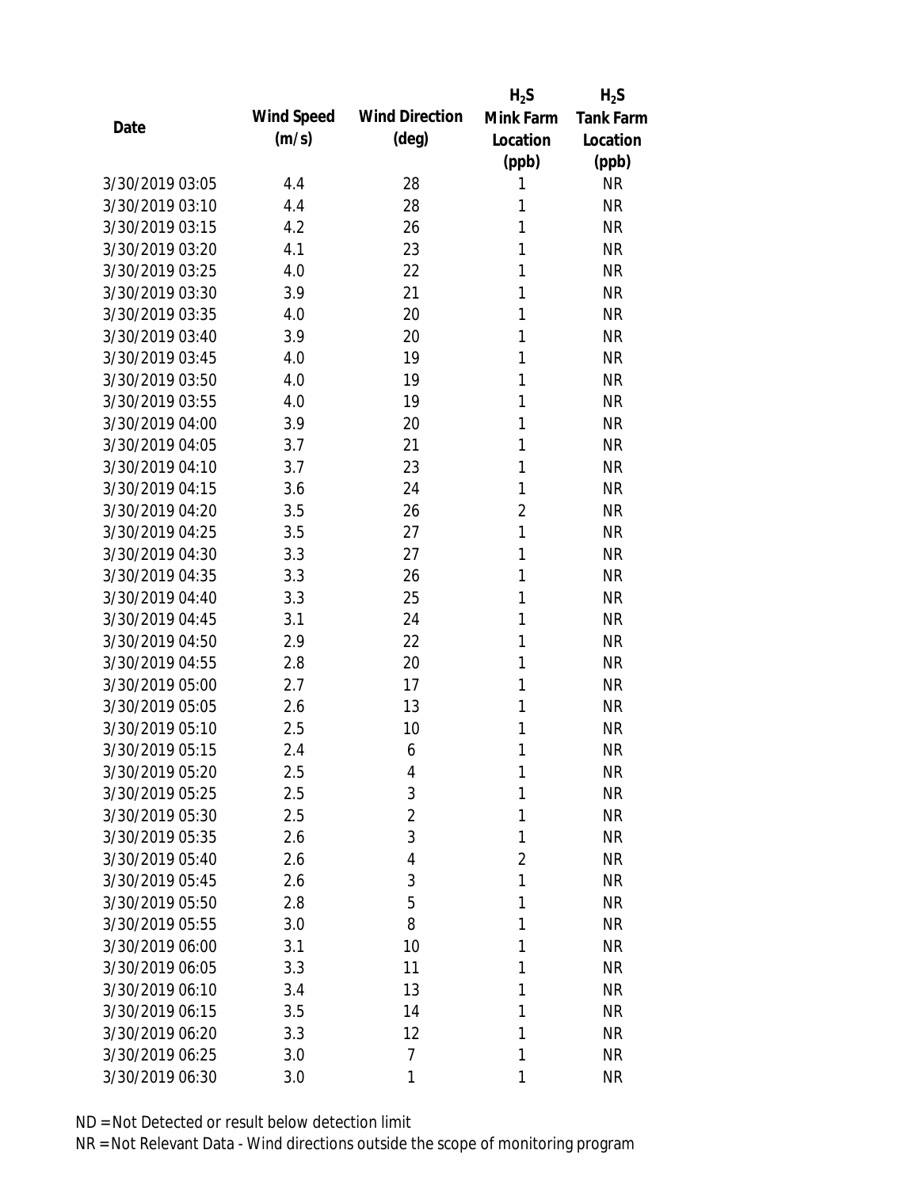| Date | Wind Speed (m/s) | Wind Direction (deg) | $H_2S$ Mink Farm Location (ppb) | $H_2S$ Tank Farm Location (ppb) |
|---|---|---|---|---|
| 3/30/2019 03:05 | 4.4 | 28 | 1 | NR |
| 3/30/2019 03:10 | 4.4 | 28 | 1 | NR |
| 3/30/2019 03:15 | 4.2 | 26 | 1 | NR |
| 3/30/2019 03:20 | 4.1 | 23 | 1 | NR |
| 3/30/2019 03:25 | 4.0 | 22 | 1 | NR |
| 3/30/2019 03:30 | 3.9 | 21 | 1 | NR |
| 3/30/2019 03:35 | 4.0 | 20 | 1 | NR |
| 3/30/2019 03:40 | 3.9 | 20 | 1 | NR |
| 3/30/2019 03:45 | 4.0 | 19 | 1 | NR |
| 3/30/2019 03:50 | 4.0 | 19 | 1 | NR |
| 3/30/2019 03:55 | 4.0 | 19 | 1 | NR |
| 3/30/2019 04:00 | 3.9 | 20 | 1 | NR |
| 3/30/2019 04:05 | 3.7 | 21 | 1 | NR |
| 3/30/2019 04:10 | 3.7 | 23 | 1 | NR |
| 3/30/2019 04:15 | 3.6 | 24 | 1 | NR |
| 3/30/2019 04:20 | 3.5 | 26 | 2 | NR |
| 3/30/2019 04:25 | 3.5 | 27 | 1 | NR |
| 3/30/2019 04:30 | 3.3 | 27 | 1 | NR |
| 3/30/2019 04:35 | 3.3 | 26 | 1 | NR |
| 3/30/2019 04:40 | 3.3 | 25 | 1 | NR |
| 3/30/2019 04:45 | 3.1 | 24 | 1 | NR |
| 3/30/2019 04:50 | 2.9 | 22 | 1 | NR |
| 3/30/2019 04:55 | 2.8 | 20 | 1 | NR |
| 3/30/2019 05:00 | 2.7 | 17 | 1 | NR |
| 3/30/2019 05:05 | 2.6 | 13 | 1 | NR |
| 3/30/2019 05:10 | 2.5 | 10 | 1 | NR |
| 3/30/2019 05:15 | 2.4 | 6 | 1 | NR |
| 3/30/2019 05:20 | 2.5 | 4 | 1 | NR |
| 3/30/2019 05:25 | 2.5 | 3 | 1 | NR |
| 3/30/2019 05:30 | 2.5 | 2 | 1 | NR |
| 3/30/2019 05:35 | 2.6 | 3 | 1 | NR |
| 3/30/2019 05:40 | 2.6 | 4 | 2 | NR |
| 3/30/2019 05:45 | 2.6 | 3 | 1 | NR |
| 3/30/2019 05:50 | 2.8 | 5 | 1 | NR |
| 3/30/2019 05:55 | 3.0 | 8 | 1 | NR |
| 3/30/2019 06:00 | 3.1 | 10 | 1 | NR |
| 3/30/2019 06:05 | 3.3 | 11 | 1 | NR |
| 3/30/2019 06:10 | 3.4 | 13 | 1 | NR |
| 3/30/2019 06:15 | 3.5 | 14 | 1 | NR |
| 3/30/2019 06:20 | 3.3 | 12 | 1 | NR |
| 3/30/2019 06:25 | 3.0 | 7 | 1 | NR |
| 3/30/2019 06:30 | 3.0 | 1 | 1 | NR |

ND = Not Detected or result below detection limit

NR = Not Relevant Data - Wind directions outside the scope of monitoring program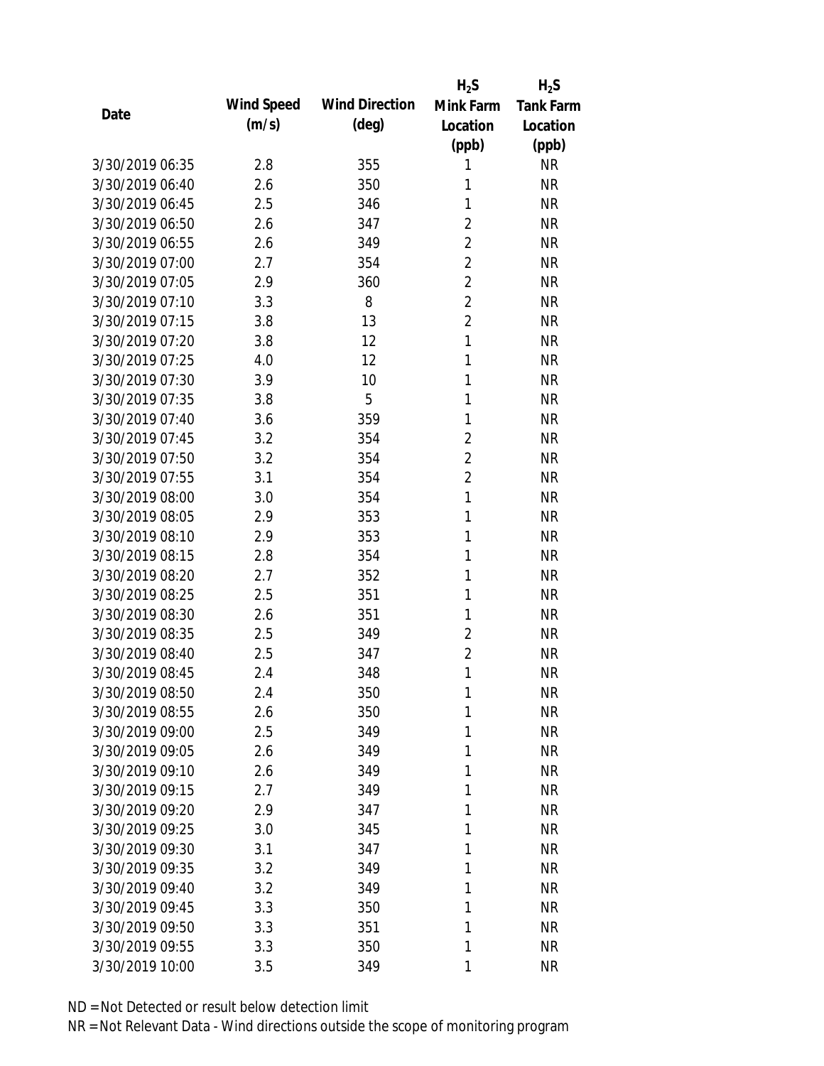| Date | Wind Speed (m/s) | Wind Direction (deg) | $H_2S$ Mink Farm Location (ppb) | $H_2S$ Tank Farm Location (ppb) |
|---|---|---|---|---|
| 3/30/2019 06:35 | 2.8 | 355 | 1 | NR |
| 3/30/2019 06:40 | 2.6 | 350 | 1 | NR |
| 3/30/2019 06:45 | 2.5 | 346 | 1 | NR |
| 3/30/2019 06:50 | 2.6 | 347 | 2 | NR |
| 3/30/2019 06:55 | 2.6 | 349 | 2 | NR |
| 3/30/2019 07:00 | 2.7 | 354 | 2 | NR |
| 3/30/2019 07:05 | 2.9 | 360 | 2 | NR |
| 3/30/2019 07:10 | 3.3 | 8 | 2 | NR |
| 3/30/2019 07:15 | 3.8 | 13 | 2 | NR |
| 3/30/2019 07:20 | 3.8 | 12 | 1 | NR |
| 3/30/2019 07:25 | 4.0 | 12 | 1 | NR |
| 3/30/2019 07:30 | 3.9 | 10 | 1 | NR |
| 3/30/2019 07:35 | 3.8 | 5 | 1 | NR |
| 3/30/2019 07:40 | 3.6 | 359 | 1 | NR |
| 3/30/2019 07:45 | 3.2 | 354 | 2 | NR |
| 3/30/2019 07:50 | 3.2 | 354 | 2 | NR |
| 3/30/2019 07:55 | 3.1 | 354 | 2 | NR |
| 3/30/2019 08:00 | 3.0 | 354 | 1 | NR |
| 3/30/2019 08:05 | 2.9 | 353 | 1 | NR |
| 3/30/2019 08:10 | 2.9 | 353 | 1 | NR |
| 3/30/2019 08:15 | 2.8 | 354 | 1 | NR |
| 3/30/2019 08:20 | 2.7 | 352 | 1 | NR |
| 3/30/2019 08:25 | 2.5 | 351 | 1 | NR |
| 3/30/2019 08:30 | 2.6 | 351 | 1 | NR |
| 3/30/2019 08:35 | 2.5 | 349 | 2 | NR |
| 3/30/2019 08:40 | 2.5 | 347 | 2 | NR |
| 3/30/2019 08:45 | 2.4 | 348 | 1 | NR |
| 3/30/2019 08:50 | 2.4 | 350 | 1 | NR |
| 3/30/2019 08:55 | 2.6 | 350 | 1 | NR |
| 3/30/2019 09:00 | 2.5 | 349 | 1 | NR |
| 3/30/2019 09:05 | 2.6 | 349 | 1 | NR |
| 3/30/2019 09:10 | 2.6 | 349 | 1 | NR |
| 3/30/2019 09:15 | 2.7 | 349 | 1 | NR |
| 3/30/2019 09:20 | 2.9 | 347 | 1 | NR |
| 3/30/2019 09:25 | 3.0 | 345 | 1 | NR |
| 3/30/2019 09:30 | 3.1 | 347 | 1 | NR |
| 3/30/2019 09:35 | 3.2 | 349 | 1 | NR |
| 3/30/2019 09:40 | 3.2 | 349 | 1 | NR |
| 3/30/2019 09:45 | 3.3 | 350 | 1 | NR |
| 3/30/2019 09:50 | 3.3 | 351 | 1 | NR |
| 3/30/2019 09:55 | 3.3 | 350 | 1 | NR |
| 3/30/2019 10:00 | 3.5 | 349 | 1 | NR |

ND = Not Detected or result below detection limit

NR = Not Relevant Data - Wind directions outside the scope of monitoring program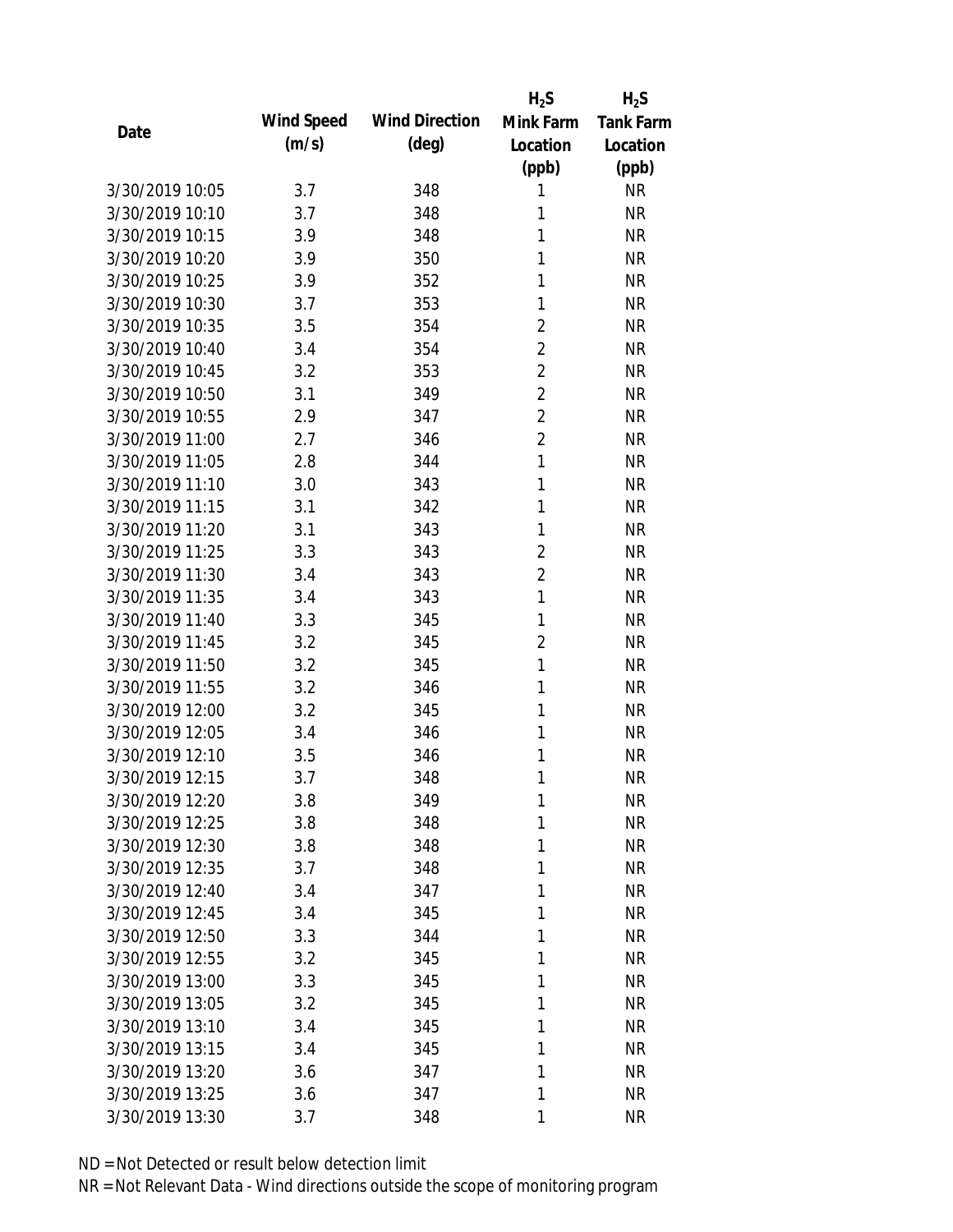| Date | Wind Speed (m/s) | Wind Direction (deg) | $H_2S$ Mink Farm Location (ppb) | $H_2S$ Tank Farm Location (ppb) |
|---|---|---|---|---|
| 3/30/2019 10:05 | 3.7 | 348 | 1 | NR |
| 3/30/2019 10:10 | 3.7 | 348 | 1 | NR |
| 3/30/2019 10:15 | 3.9 | 348 | 1 | NR |
| 3/30/2019 10:20 | 3.9 | 350 | 1 | NR |
| 3/30/2019 10:25 | 3.9 | 352 | 1 | NR |
| 3/30/2019 10:30 | 3.7 | 353 | 1 | NR |
| 3/30/2019 10:35 | 3.5 | 354 | 2 | NR |
| 3/30/2019 10:40 | 3.4 | 354 | 2 | NR |
| 3/30/2019 10:45 | 3.2 | 353 | 2 | NR |
| 3/30/2019 10:50 | 3.1 | 349 | 2 | NR |
| 3/30/2019 10:55 | 2.9 | 347 | 2 | NR |
| 3/30/2019 11:00 | 2.7 | 346 | 2 | NR |
| 3/30/2019 11:05 | 2.8 | 344 | 1 | NR |
| 3/30/2019 11:10 | 3.0 | 343 | 1 | NR |
| 3/30/2019 11:15 | 3.1 | 342 | 1 | NR |
| 3/30/2019 11:20 | 3.1 | 343 | 1 | NR |
| 3/30/2019 11:25 | 3.3 | 343 | 2 | NR |
| 3/30/2019 11:30 | 3.4 | 343 | 2 | NR |
| 3/30/2019 11:35 | 3.4 | 343 | 1 | NR |
| 3/30/2019 11:40 | 3.3 | 345 | 1 | NR |
| 3/30/2019 11:45 | 3.2 | 345 | 2 | NR |
| 3/30/2019 11:50 | 3.2 | 345 | 1 | NR |
| 3/30/2019 11:55 | 3.2 | 346 | 1 | NR |
| 3/30/2019 12:00 | 3.2 | 345 | 1 | NR |
| 3/30/2019 12:05 | 3.4 | 346 | 1 | NR |
| 3/30/2019 12:10 | 3.5 | 346 | 1 | NR |
| 3/30/2019 12:15 | 3.7 | 348 | 1 | NR |
| 3/30/2019 12:20 | 3.8 | 349 | 1 | NR |
| 3/30/2019 12:25 | 3.8 | 348 | 1 | NR |
| 3/30/2019 12:30 | 3.8 | 348 | 1 | NR |
| 3/30/2019 12:35 | 3.7 | 348 | 1 | NR |
| 3/30/2019 12:40 | 3.4 | 347 | 1 | NR |
| 3/30/2019 12:45 | 3.4 | 345 | 1 | NR |
| 3/30/2019 12:50 | 3.3 | 344 | 1 | NR |
| 3/30/2019 12:55 | 3.2 | 345 | 1 | NR |
| 3/30/2019 13:00 | 3.3 | 345 | 1 | NR |
| 3/30/2019 13:05 | 3.2 | 345 | 1 | NR |
| 3/30/2019 13:10 | 3.4 | 345 | 1 | NR |
| 3/30/2019 13:15 | 3.4 | 345 | 1 | NR |
| 3/30/2019 13:20 | 3.6 | 347 | 1 | NR |
| 3/30/2019 13:25 | 3.6 | 347 | 1 | NR |
| 3/30/2019 13:30 | 3.7 | 348 | 1 | NR |

ND = Not Detected or result below detection limit

NR = Not Relevant Data - Wind directions outside the scope of monitoring program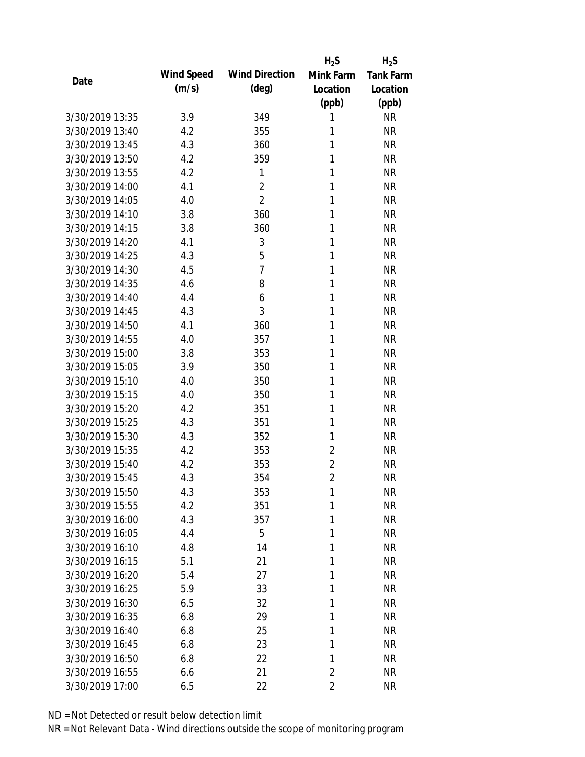| Date | Wind Speed (m/s) | Wind Direction (deg) | $H_2S$ Mink Farm Location (ppb) | $H_2S$ Tank Farm Location (ppb) |
|---|---|---|---|---|
| 3/30/2019 13:35 | 3.9 | 349 | 1 | NR |
| 3/30/2019 13:40 | 4.2 | 355 | 1 | NR |
| 3/30/2019 13:45 | 4.3 | 360 | 1 | NR |
| 3/30/2019 13:50 | 4.2 | 359 | 1 | NR |
| 3/30/2019 13:55 | 4.2 | 1 | 1 | NR |
| 3/30/2019 14:00 | 4.1 | 2 | 1 | NR |
| 3/30/2019 14:05 | 4.0 | 2 | 1 | NR |
| 3/30/2019 14:10 | 3.8 | 360 | 1 | NR |
| 3/30/2019 14:15 | 3.8 | 360 | 1 | NR |
| 3/30/2019 14:20 | 4.1 | 3 | 1 | NR |
| 3/30/2019 14:25 | 4.3 | 5 | 1 | NR |
| 3/30/2019 14:30 | 4.5 | 7 | 1 | NR |
| 3/30/2019 14:35 | 4.6 | 8 | 1 | NR |
| 3/30/2019 14:40 | 4.4 | 6 | 1 | NR |
| 3/30/2019 14:45 | 4.3 | 3 | 1 | NR |
| 3/30/2019 14:50 | 4.1 | 360 | 1 | NR |
| 3/30/2019 14:55 | 4.0 | 357 | 1 | NR |
| 3/30/2019 15:00 | 3.8 | 353 | 1 | NR |
| 3/30/2019 15:05 | 3.9 | 350 | 1 | NR |
| 3/30/2019 15:10 | 4.0 | 350 | 1 | NR |
| 3/30/2019 15:15 | 4.0 | 350 | 1 | NR |
| 3/30/2019 15:20 | 4.2 | 351 | 1 | NR |
| 3/30/2019 15:25 | 4.3 | 351 | 1 | NR |
| 3/30/2019 15:30 | 4.3 | 352 | 1 | NR |
| 3/30/2019 15:35 | 4.2 | 353 | 2 | NR |
| 3/30/2019 15:40 | 4.2 | 353 | 2 | NR |
| 3/30/2019 15:45 | 4.3 | 354 | 2 | NR |
| 3/30/2019 15:50 | 4.3 | 353 | 1 | NR |
| 3/30/2019 15:55 | 4.2 | 351 | 1 | NR |
| 3/30/2019 16:00 | 4.3 | 357 | 1 | NR |
| 3/30/2019 16:05 | 4.4 | 5 | 1 | NR |
| 3/30/2019 16:10 | 4.8 | 14 | 1 | NR |
| 3/30/2019 16:15 | 5.1 | 21 | 1 | NR |
| 3/30/2019 16:20 | 5.4 | 27 | 1 | NR |
| 3/30/2019 16:25 | 5.9 | 33 | 1 | NR |
| 3/30/2019 16:30 | 6.5 | 32 | 1 | NR |
| 3/30/2019 16:35 | 6.8 | 29 | 1 | NR |
| 3/30/2019 16:40 | 6.8 | 25 | 1 | NR |
| 3/30/2019 16:45 | 6.8 | 23 | 1 | NR |
| 3/30/2019 16:50 | 6.8 | 22 | 1 | NR |
| 3/30/2019 16:55 | 6.6 | 21 | 2 | NR |
| 3/30/2019 17:00 | 6.5 | 22 | 2 | NR |

ND = Not Detected or result below detection limit
NR = Not Relevant Data - Wind directions outside the scope of monitoring program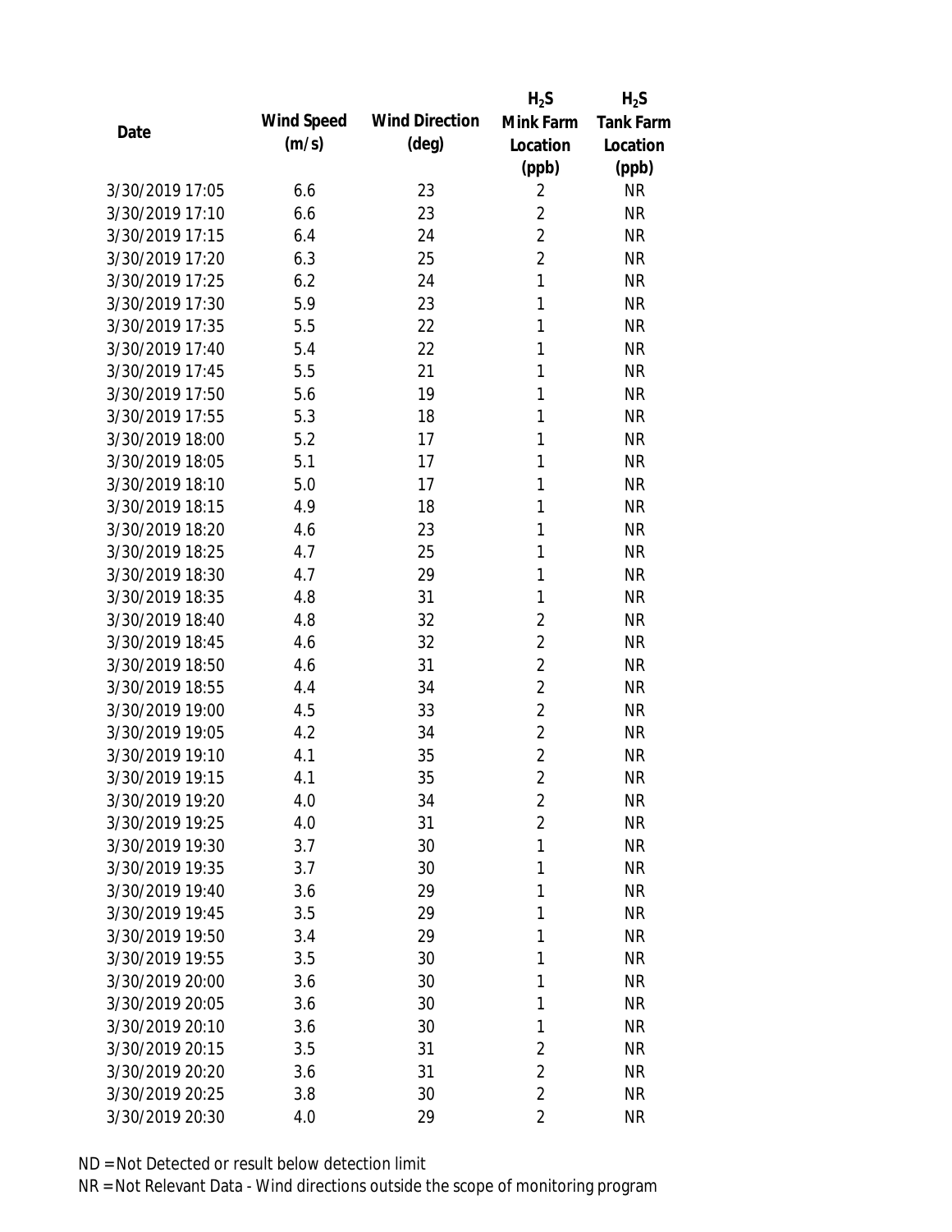| Date | Wind Speed (m/s) | Wind Direction (deg) | $H_2S$ Mink Farm Location (ppb) | $H_2S$ Tank Farm Location (ppb) |
|---|---|---|---|---|
| 3/30/2019 17:05 | 6.6 | 23 | 2 | NR |
| 3/30/2019 17:10 | 6.6 | 23 | 2 | NR |
| 3/30/2019 17:15 | 6.4 | 24 | 2 | NR |
| 3/30/2019 17:20 | 6.3 | 25 | 2 | NR |
| 3/30/2019 17:25 | 6.2 | 24 | 1 | NR |
| 3/30/2019 17:30 | 5.9 | 23 | 1 | NR |
| 3/30/2019 17:35 | 5.5 | 22 | 1 | NR |
| 3/30/2019 17:40 | 5.4 | 22 | 1 | NR |
| 3/30/2019 17:45 | 5.5 | 21 | 1 | NR |
| 3/30/2019 17:50 | 5.6 | 19 | 1 | NR |
| 3/30/2019 17:55 | 5.3 | 18 | 1 | NR |
| 3/30/2019 18:00 | 5.2 | 17 | 1 | NR |
| 3/30/2019 18:05 | 5.1 | 17 | 1 | NR |
| 3/30/2019 18:10 | 5.0 | 17 | 1 | NR |
| 3/30/2019 18:15 | 4.9 | 18 | 1 | NR |
| 3/30/2019 18:20 | 4.6 | 23 | 1 | NR |
| 3/30/2019 18:25 | 4.7 | 25 | 1 | NR |
| 3/30/2019 18:30 | 4.7 | 29 | 1 | NR |
| 3/30/2019 18:35 | 4.8 | 31 | 1 | NR |
| 3/30/2019 18:40 | 4.8 | 32 | 2 | NR |
| 3/30/2019 18:45 | 4.6 | 32 | 2 | NR |
| 3/30/2019 18:50 | 4.6 | 31 | 2 | NR |
| 3/30/2019 18:55 | 4.4 | 34 | 2 | NR |
| 3/30/2019 19:00 | 4.5 | 33 | 2 | NR |
| 3/30/2019 19:05 | 4.2 | 34 | 2 | NR |
| 3/30/2019 19:10 | 4.1 | 35 | 2 | NR |
| 3/30/2019 19:15 | 4.1 | 35 | 2 | NR |
| 3/30/2019 19:20 | 4.0 | 34 | 2 | NR |
| 3/30/2019 19:25 | 4.0 | 31 | 2 | NR |
| 3/30/2019 19:30 | 3.7 | 30 | 1 | NR |
| 3/30/2019 19:35 | 3.7 | 30 | 1 | NR |
| 3/30/2019 19:40 | 3.6 | 29 | 1 | NR |
| 3/30/2019 19:45 | 3.5 | 29 | 1 | NR |
| 3/30/2019 19:50 | 3.4 | 29 | 1 | NR |
| 3/30/2019 19:55 | 3.5 | 30 | 1 | NR |
| 3/30/2019 20:00 | 3.6 | 30 | 1 | NR |
| 3/30/2019 20:05 | 3.6 | 30 | 1 | NR |
| 3/30/2019 20:10 | 3.6 | 30 | 1 | NR |
| 3/30/2019 20:15 | 3.5 | 31 | 2 | NR |
| 3/30/2019 20:20 | 3.6 | 31 | 2 | NR |
| 3/30/2019 20:25 | 3.8 | 30 | 2 | NR |
| 3/30/2019 20:30 | 4.0 | 29 | 2 | NR |

ND = Not Detected or result below detection limit

NR = Not Relevant Data - Wind directions outside the scope of monitoring program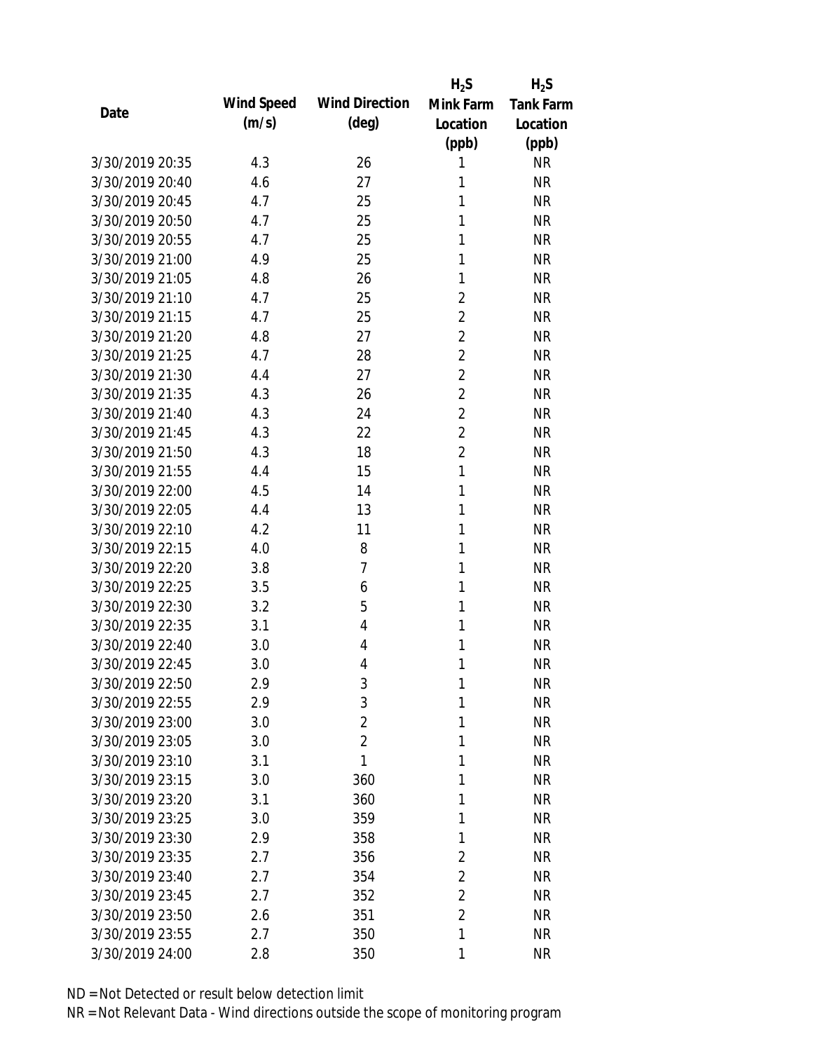| Date | Wind Speed (m/s) | Wind Direction (deg) | $H_2S$ Mink Farm Location (ppb) | $H_2S$ Tank Farm Location (ppb) |
|---|---|---|---|---|
| 3/30/2019 20:35 | 4.3 | 26 | 1 | NR |
| 3/30/2019 20:40 | 4.6 | 27 | 1 | NR |
| 3/30/2019 20:45 | 4.7 | 25 | 1 | NR |
| 3/30/2019 20:50 | 4.7 | 25 | 1 | NR |
| 3/30/2019 20:55 | 4.7 | 25 | 1 | NR |
| 3/30/2019 21:00 | 4.9 | 25 | 1 | NR |
| 3/30/2019 21:05 | 4.8 | 26 | 1 | NR |
| 3/30/2019 21:10 | 4.7 | 25 | 2 | NR |
| 3/30/2019 21:15 | 4.7 | 25 | 2 | NR |
| 3/30/2019 21:20 | 4.8 | 27 | 2 | NR |
| 3/30/2019 21:25 | 4.7 | 28 | 2 | NR |
| 3/30/2019 21:30 | 4.4 | 27 | 2 | NR |
| 3/30/2019 21:35 | 4.3 | 26 | 2 | NR |
| 3/30/2019 21:40 | 4.3 | 24 | 2 | NR |
| 3/30/2019 21:45 | 4.3 | 22 | 2 | NR |
| 3/30/2019 21:50 | 4.3 | 18 | 2 | NR |
| 3/30/2019 21:55 | 4.4 | 15 | 1 | NR |
| 3/30/2019 22:00 | 4.5 | 14 | 1 | NR |
| 3/30/2019 22:05 | 4.4 | 13 | 1 | NR |
| 3/30/2019 22:10 | 4.2 | 11 | 1 | NR |
| 3/30/2019 22:15 | 4.0 | 8 | 1 | NR |
| 3/30/2019 22:20 | 3.8 | 7 | 1 | NR |
| 3/30/2019 22:25 | 3.5 | 6 | 1 | NR |
| 3/30/2019 22:30 | 3.2 | 5 | 1 | NR |
| 3/30/2019 22:35 | 3.1 | 4 | 1 | NR |
| 3/30/2019 22:40 | 3.0 | 4 | 1 | NR |
| 3/30/2019 22:45 | 3.0 | 4 | 1 | NR |
| 3/30/2019 22:50 | 2.9 | 3 | 1 | NR |
| 3/30/2019 22:55 | 2.9 | 3 | 1 | NR |
| 3/30/2019 23:00 | 3.0 | 2 | 1 | NR |
| 3/30/2019 23:05 | 3.0 | 2 | 1 | NR |
| 3/30/2019 23:10 | 3.1 | 1 | 1 | NR |
| 3/30/2019 23:15 | 3.0 | 360 | 1 | NR |
| 3/30/2019 23:20 | 3.1 | 360 | 1 | NR |
| 3/30/2019 23:25 | 3.0 | 359 | 1 | NR |
| 3/30/2019 23:30 | 2.9 | 358 | 1 | NR |
| 3/30/2019 23:35 | 2.7 | 356 | 2 | NR |
| 3/30/2019 23:40 | 2.7 | 354 | 2 | NR |
| 3/30/2019 23:45 | 2.7 | 352 | 2 | NR |
| 3/30/2019 23:50 | 2.6 | 351 | 2 | NR |
| 3/30/2019 23:55 | 2.7 | 350 | 1 | NR |
| 3/30/2019 24:00 | 2.8 | 350 | 1 | NR |

ND = Not Detected or result below detection limit

NR = Not Relevant Data - Wind directions outside the scope of monitoring program